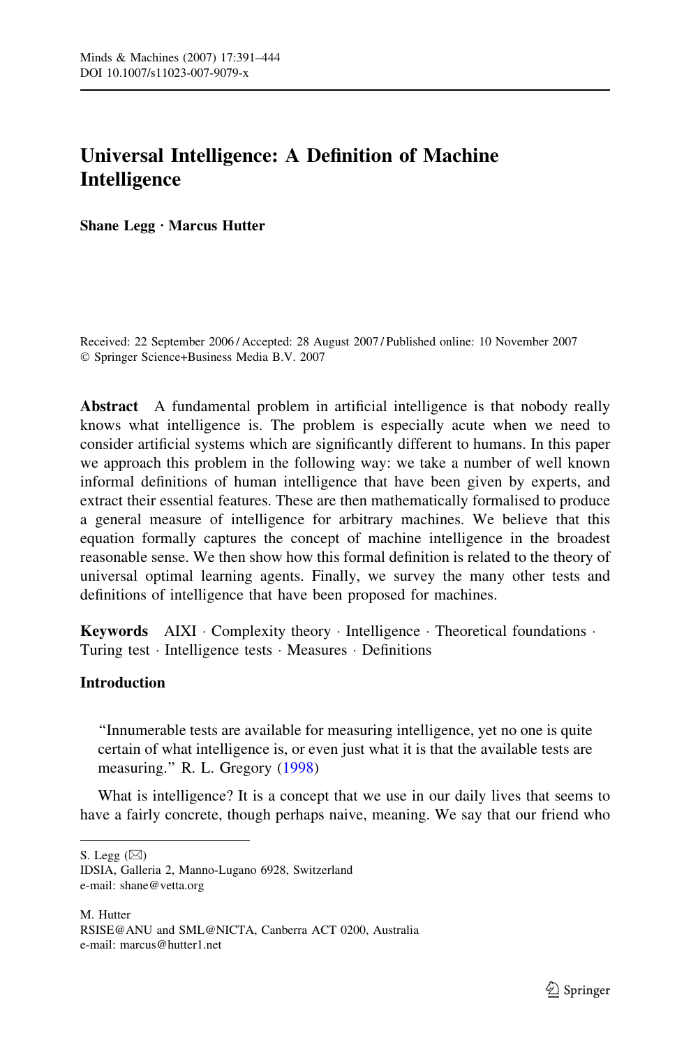# Universal Intelligence: A Definition of Machine Intelligence

**Shane Legg · Marcus Hutter**

Received: 22 September 2006 / Accepted: 28 August 2007 / Published online: 10 November 2007
© Springer Science+Business Media B.V. 2007

**Abstract** A fundamental problem in artificial intelligence is that nobody really knows what intelligence is. The problem is especially acute when we need to consider artificial systems which are significantly different to humans. In this paper we approach this problem in the following way: we take a number of well known informal definitions of human intelligence that have been given by experts, and extract their essential features. These are then mathematically formalised to produce a general measure of intelligence for arbitrary machines. We believe that this equation formally captures the concept of machine intelligence in the broadest reasonable sense. We then show how this formal definition is related to the theory of universal optimal learning agents. Finally, we survey the many other tests and definitions of intelligence that have been proposed for machines.

**Keywords** AIXI · Complexity theory · Intelligence · Theoretical foundations · Turing test · Intelligence tests · Measures · Definitions

## Introduction

> "Innumerable tests are available for measuring intelligence, yet no one is quite certain of what intelligence is, or even just what it is that the available tests are measuring." R. L. Gregory (1998)

What is intelligence? It is a concept that we use in our daily lives that seems to have a fairly concrete, though perhaps naive, meaning. We say that our friend who

S. Legg (✉)
IDSIA, Galleria 2, Manno-Lugano 6928, Switzerland
e-mail: shane@vetta.org

M. Hutter
RSISE@ANU and SML@NICTA, Canberra ACT 0200, Australia
e-mail: marcus@hutter1.net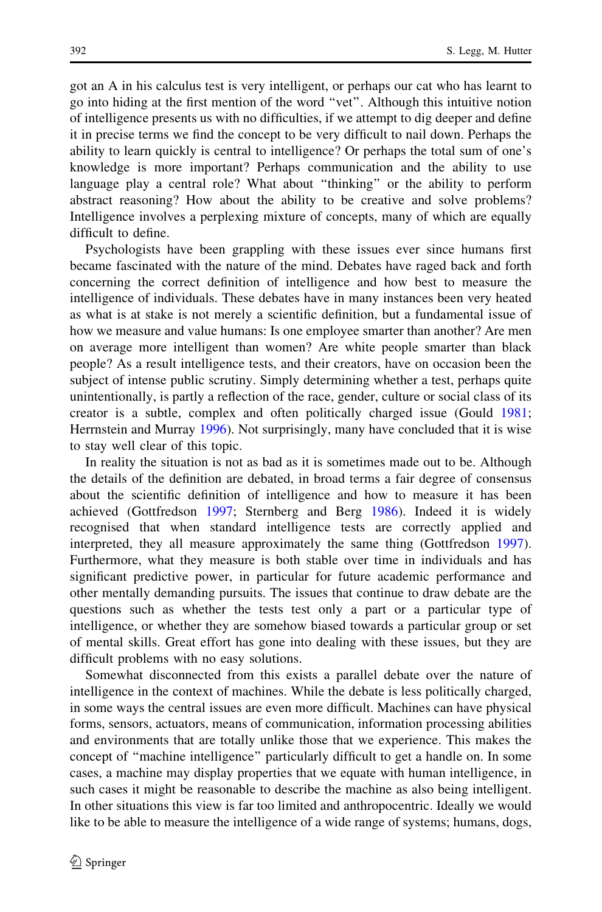got an A in his calculus test is very intelligent, or perhaps our cat who has learnt to go into hiding at the first mention of the word "vet". Although this intuitive notion of intelligence presents us with no difficulties, if we attempt to dig deeper and define it in precise terms we find the concept to be very difficult to nail down. Perhaps the ability to learn quickly is central to intelligence? Or perhaps the total sum of one's knowledge is more important? Perhaps communication and the ability to use language play a central role? What about "thinking" or the ability to perform abstract reasoning? How about the ability to be creative and solve problems? Intelligence involves a perplexing mixture of concepts, many of which are equally difficult to define.

Psychologists have been grappling with these issues ever since humans first became fascinated with the nature of the mind. Debates have raged back and forth concerning the correct definition of intelligence and how best to measure the intelligence of individuals. These debates have in many instances been very heated as what is at stake is not merely a scientific definition, but a fundamental issue of how we measure and value humans: Is one employee smarter than another? Are men on average more intelligent than women? Are white people smarter than black people? As a result intelligence tests, and their creators, have on occasion been the subject of intense public scrutiny. Simply determining whether a test, perhaps quite unintentionally, is partly a reflection of the race, gender, culture or social class of its creator is a subtle, complex and often politically charged issue (Gould 1981; Herrnstein and Murray 1996). Not surprisingly, many have concluded that it is wise to stay well clear of this topic.

In reality the situation is not as bad as it is sometimes made out to be. Although the details of the definition are debated, in broad terms a fair degree of consensus about the scientific definition of intelligence and how to measure it has been achieved (Gottfredson 1997; Sternberg and Berg 1986). Indeed it is widely recognised that when standard intelligence tests are correctly applied and interpreted, they all measure approximately the same thing (Gottfredson 1997). Furthermore, what they measure is both stable over time in individuals and has significant predictive power, in particular for future academic performance and other mentally demanding pursuits. The issues that continue to draw debate are the questions such as whether the tests test only a part or a particular type of intelligence, or whether they are somehow biased towards a particular group or set of mental skills. Great effort has gone into dealing with these issues, but they are difficult problems with no easy solutions.

Somewhat disconnected from this exists a parallel debate over the nature of intelligence in the context of machines. While the debate is less politically charged, in some ways the central issues are even more difficult. Machines can have physical forms, sensors, actuators, means of communication, information processing abilities and environments that are totally unlike those that we experience. This makes the concept of "machine intelligence" particularly difficult to get a handle on. In some cases, a machine may display properties that we equate with human intelligence, in such cases it might be reasonable to describe the machine as also being intelligent. In other situations this view is far too limited and anthropocentric. Ideally we would like to be able to measure the intelligence of a wide range of systems; humans, dogs,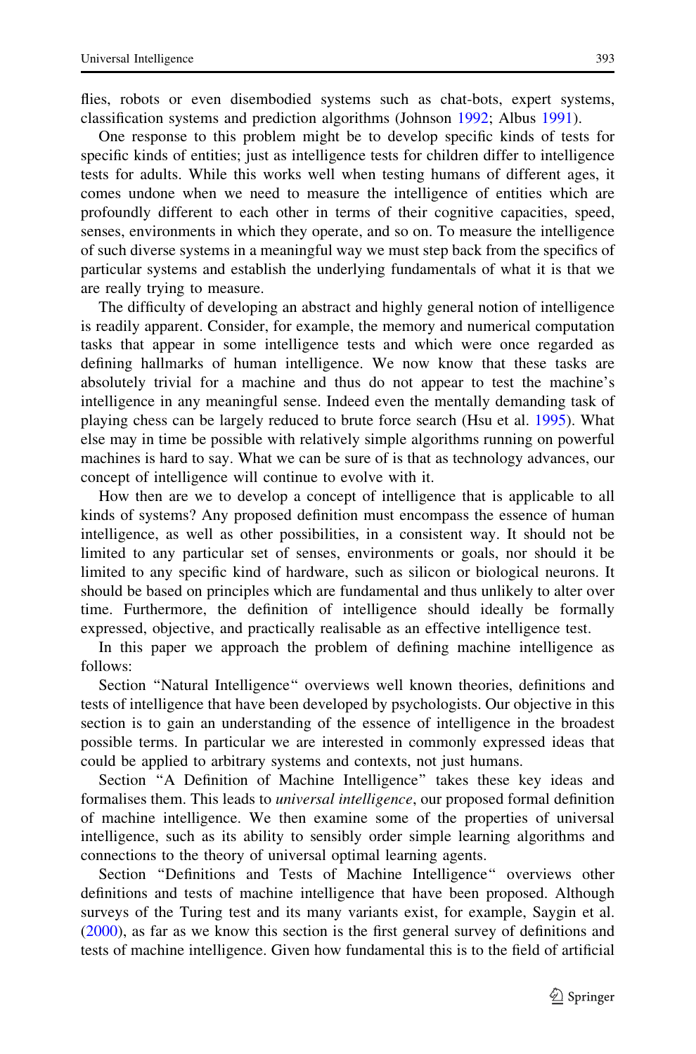flies, robots or even disembodied systems such as chat-bots, expert systems, classification systems and prediction algorithms (Johnson 1992; Albus 1991).

One response to this problem might be to develop specific kinds of tests for specific kinds of entities; just as intelligence tests for children differ to intelligence tests for adults. While this works well when testing humans of different ages, it comes undone when we need to measure the intelligence of entities which are profoundly different to each other in terms of their cognitive capacities, speed, senses, environments in which they operate, and so on. To measure the intelligence of such diverse systems in a meaningful way we must step back from the specifics of particular systems and establish the underlying fundamentals of what it is that we are really trying to measure.

The difficulty of developing an abstract and highly general notion of intelligence is readily apparent. Consider, for example, the memory and numerical computation tasks that appear in some intelligence tests and which were once regarded as defining hallmarks of human intelligence. We now know that these tasks are absolutely trivial for a machine and thus do not appear to test the machine's intelligence in any meaningful sense. Indeed even the mentally demanding task of playing chess can be largely reduced to brute force search (Hsu et al. 1995). What else may in time be possible with relatively simple algorithms running on powerful machines is hard to say. What we can be sure of is that as technology advances, our concept of intelligence will continue to evolve with it.

How then are we to develop a concept of intelligence that is applicable to all kinds of systems? Any proposed definition must encompass the essence of human intelligence, as well as other possibilities, in a consistent way. It should not be limited to any particular set of senses, environments or goals, nor should it be limited to any specific kind of hardware, such as silicon or biological neurons. It should be based on principles which are fundamental and thus unlikely to alter over time. Furthermore, the definition of intelligence should ideally be formally expressed, objective, and practically realisable as an effective intelligence test.

In this paper we approach the problem of defining machine intelligence as follows:

Section "Natural Intelligence" overviews well known theories, definitions and tests of intelligence that have been developed by psychologists. Our objective in this section is to gain an understanding of the essence of intelligence in the broadest possible terms. In particular we are interested in commonly expressed ideas that could be applied to arbitrary systems and contexts, not just humans.

Section "A Definition of Machine Intelligence" takes these key ideas and formalises them. This leads to *universal intelligence*, our proposed formal definition of machine intelligence. We then examine some of the properties of universal intelligence, such as its ability to sensibly order simple learning algorithms and connections to the theory of universal optimal learning agents.

Section "Definitions and Tests of Machine Intelligence" overviews other definitions and tests of machine intelligence that have been proposed. Although surveys of the Turing test and its many variants exist, for example, Saygin et al. (2000), as far as we know this section is the first general survey of definitions and tests of machine intelligence. Given how fundamental this is to the field of artificial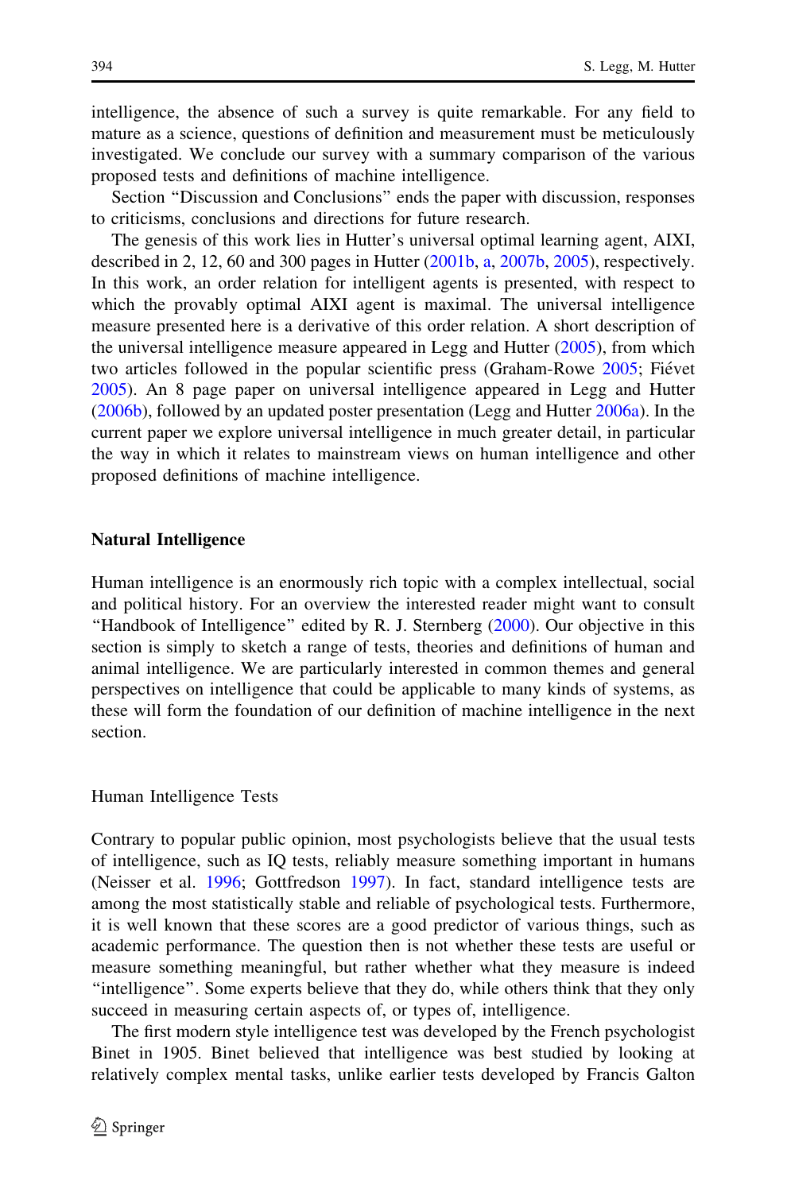intelligence, the absence of such a survey is quite remarkable. For any field to mature as a science, questions of definition and measurement must be meticulously investigated. We conclude our survey with a summary comparison of the various proposed tests and definitions of machine intelligence.

Section "Discussion and Conclusions" ends the paper with discussion, responses to criticisms, conclusions and directions for future research.

The genesis of this work lies in Hutter's universal optimal learning agent, AIXI, described in 2, 12, 60 and 300 pages in Hutter (2001b, a, 2007b, 2005), respectively. In this work, an order relation for intelligent agents is presented, with respect to which the provably optimal AIXI agent is maximal. The universal intelligence measure presented here is a derivative of this order relation. A short description of the universal intelligence measure appeared in Legg and Hutter (2005), from which two articles followed in the popular scientific press (Graham-Rowe 2005; Fiévet 2005). An 8 page paper on universal intelligence appeared in Legg and Hutter (2006b), followed by an updated poster presentation (Legg and Hutter 2006a). In the current paper we explore universal intelligence in much greater detail, in particular the way in which it relates to mainstream views on human intelligence and other proposed definitions of machine intelligence.

## Natural Intelligence

Human intelligence is an enormously rich topic with a complex intellectual, social and political history. For an overview the interested reader might want to consult "Handbook of Intelligence" edited by R. J. Sternberg (2000). Our objective in this section is simply to sketch a range of tests, theories and definitions of human and animal intelligence. We are particularly interested in common themes and general perspectives on intelligence that could be applicable to many kinds of systems, as these will form the foundation of our definition of machine intelligence in the next section.

### Human Intelligence Tests

Contrary to popular public opinion, most psychologists believe that the usual tests of intelligence, such as IQ tests, reliably measure something important in humans (Neisser et al. 1996; Gottfredson 1997). In fact, standard intelligence tests are among the most statistically stable and reliable of psychological tests. Furthermore, it is well known that these scores are a good predictor of various things, such as academic performance. The question then is not whether these tests are useful or measure something meaningful, but rather whether what they measure is indeed "intelligence". Some experts believe that they do, while others think that they only succeed in measuring certain aspects of, or types of, intelligence.

The first modern style intelligence test was developed by the French psychologist Binet in 1905. Binet believed that intelligence was best studied by looking at relatively complex mental tasks, unlike earlier tests developed by Francis Galton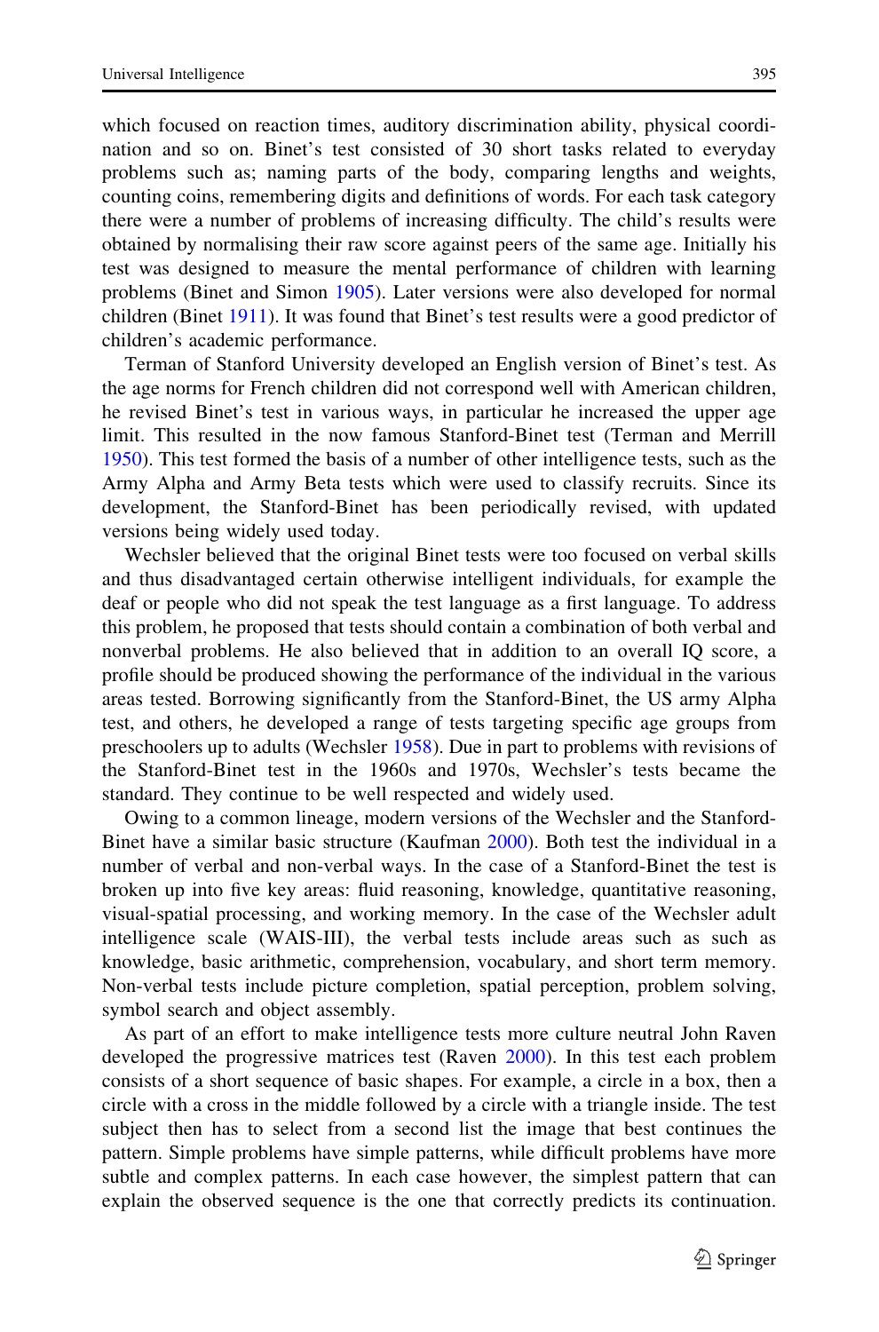which focused on reaction times, auditory discrimination ability, physical coordination and so on. Binet's test consisted of 30 short tasks related to everyday problems such as; naming parts of the body, comparing lengths and weights, counting coins, remembering digits and definitions of words. For each task category there were a number of problems of increasing difficulty. The child's results were obtained by normalising their raw score against peers of the same age. Initially his test was designed to measure the mental performance of children with learning problems (Binet and Simon 1905). Later versions were also developed for normal children (Binet 1911). It was found that Binet's test results were a good predictor of children's academic performance.

Terman of Stanford University developed an English version of Binet's test. As the age norms for French children did not correspond well with American children, he revised Binet's test in various ways, in particular he increased the upper age limit. This resulted in the now famous Stanford-Binet test (Terman and Merrill 1950). This test formed the basis of a number of other intelligence tests, such as the Army Alpha and Army Beta tests which were used to classify recruits. Since its development, the Stanford-Binet has been periodically revised, with updated versions being widely used today.

Wechsler believed that the original Binet tests were too focused on verbal skills and thus disadvantaged certain otherwise intelligent individuals, for example the deaf or people who did not speak the test language as a first language. To address this problem, he proposed that tests should contain a combination of both verbal and nonverbal problems. He also believed that in addition to an overall IQ score, a profile should be produced showing the performance of the individual in the various areas tested. Borrowing significantly from the Stanford-Binet, the US army Alpha test, and others, he developed a range of tests targeting specific age groups from preschoolers up to adults (Wechsler 1958). Due in part to problems with revisions of the Stanford-Binet test in the 1960s and 1970s, Wechsler's tests became the standard. They continue to be well respected and widely used.

Owing to a common lineage, modern versions of the Wechsler and the Stanford-Binet have a similar basic structure (Kaufman 2000). Both test the individual in a number of verbal and non-verbal ways. In the case of a Stanford-Binet the test is broken up into five key areas: fluid reasoning, knowledge, quantitative reasoning, visual-spatial processing, and working memory. In the case of the Wechsler adult intelligence scale (WAIS-III), the verbal tests include areas such as such as knowledge, basic arithmetic, comprehension, vocabulary, and short term memory. Non-verbal tests include picture completion, spatial perception, problem solving, symbol search and object assembly.

As part of an effort to make intelligence tests more culture neutral John Raven developed the progressive matrices test (Raven 2000). In this test each problem consists of a short sequence of basic shapes. For example, a circle in a box, then a circle with a cross in the middle followed by a circle with a triangle inside. The test subject then has to select from a second list the image that best continues the pattern. Simple problems have simple patterns, while difficult problems have more subtle and complex patterns. In each case however, the simplest pattern that can explain the observed sequence is the one that correctly predicts its continuation.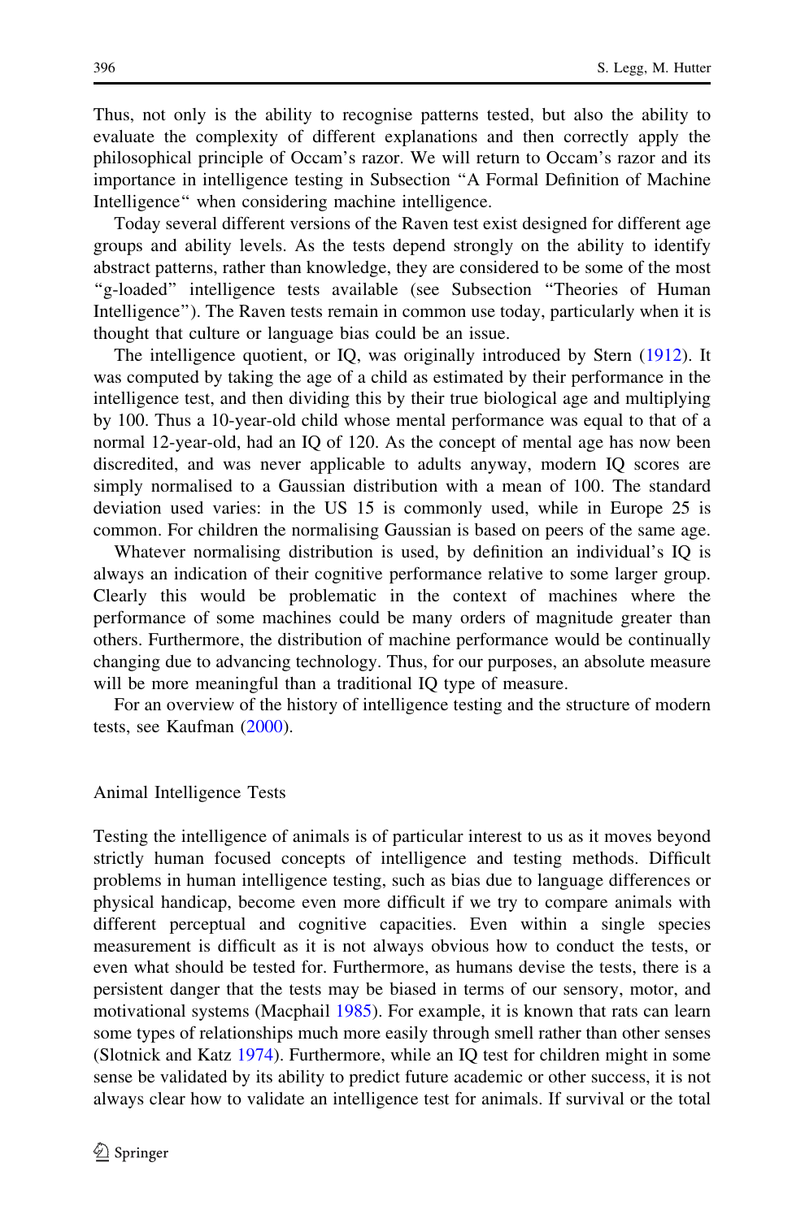Thus, not only is the ability to recognise patterns tested, but also the ability to evaluate the complexity of different explanations and then correctly apply the philosophical principle of Occam's razor. We will return to Occam's razor and its importance in intelligence testing in Subsection "A Formal Definition of Machine Intelligence" when considering machine intelligence.

Today several different versions of the Raven test exist designed for different age groups and ability levels. As the tests depend strongly on the ability to identify abstract patterns, rather than knowledge, they are considered to be some of the most "g-loaded" intelligence tests available (see Subsection "Theories of Human Intelligence"). The Raven tests remain in common use today, particularly when it is thought that culture or language bias could be an issue.

The intelligence quotient, or IQ, was originally introduced by Stern (1912). It was computed by taking the age of a child as estimated by their performance in the intelligence test, and then dividing this by their true biological age and multiplying by 100. Thus a 10-year-old child whose mental performance was equal to that of a normal 12-year-old, had an IQ of 120. As the concept of mental age has now been discredited, and was never applicable to adults anyway, modern IQ scores are simply normalised to a Gaussian distribution with a mean of 100. The standard deviation used varies: in the US 15 is commonly used, while in Europe 25 is common. For children the normalising Gaussian is based on peers of the same age.

Whatever normalising distribution is used, by definition an individual's IQ is always an indication of their cognitive performance relative to some larger group. Clearly this would be problematic in the context of machines where the performance of some machines could be many orders of magnitude greater than others. Furthermore, the distribution of machine performance would be continually changing due to advancing technology. Thus, for our purposes, an absolute measure will be more meaningful than a traditional IQ type of measure.

For an overview of the history of intelligence testing and the structure of modern tests, see Kaufman (2000).

## Animal Intelligence Tests

Testing the intelligence of animals is of particular interest to us as it moves beyond strictly human focused concepts of intelligence and testing methods. Difficult problems in human intelligence testing, such as bias due to language differences or physical handicap, become even more difficult if we try to compare animals with different perceptual and cognitive capacities. Even within a single species measurement is difficult as it is not always obvious how to conduct the tests, or even what should be tested for. Furthermore, as humans devise the tests, there is a persistent danger that the tests may be biased in terms of our sensory, motor, and motivational systems (Macphail 1985). For example, it is known that rats can learn some types of relationships much more easily through smell rather than other senses (Slotnick and Katz 1974). Furthermore, while an IQ test for children might in some sense be validated by its ability to predict future academic or other success, it is not always clear how to validate an intelligence test for animals. If survival or the total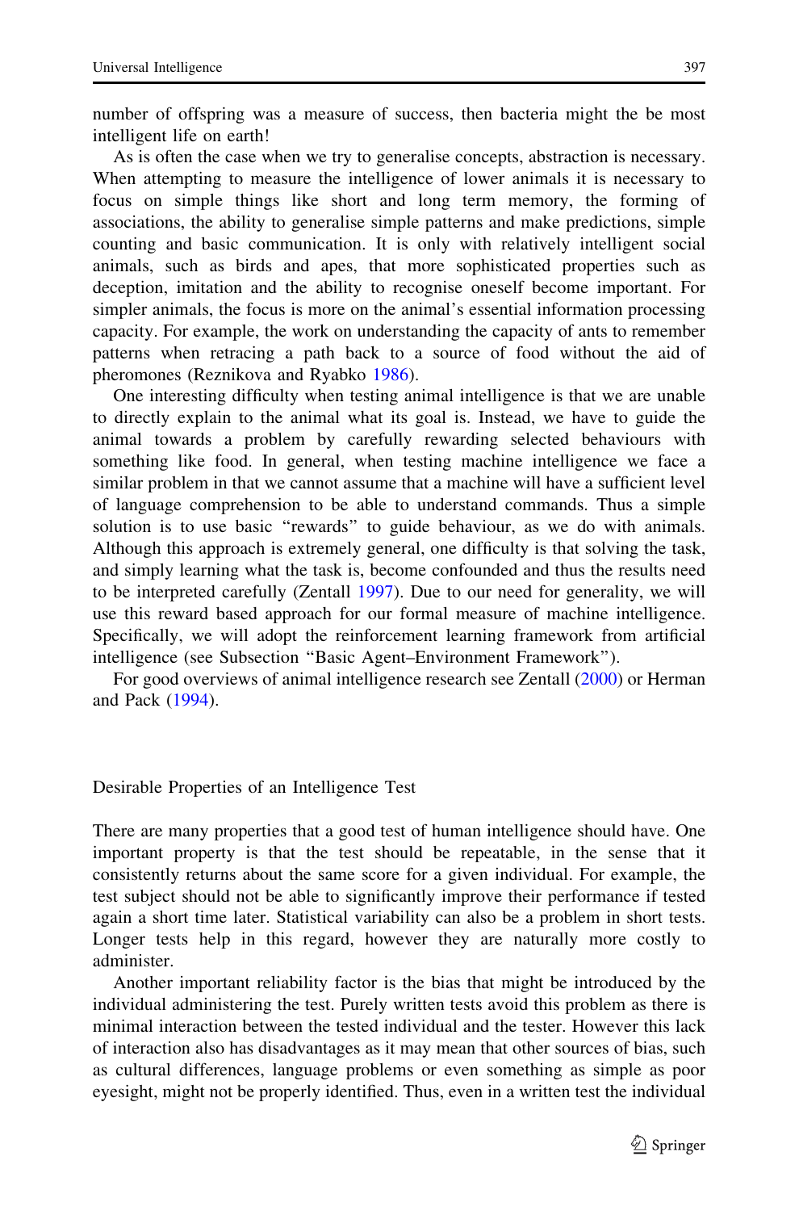number of offspring was a measure of success, then bacteria might the be most intelligent life on earth!

As is often the case when we try to generalise concepts, abstraction is necessary. When attempting to measure the intelligence of lower animals it is necessary to focus on simple things like short and long term memory, the forming of associations, the ability to generalise simple patterns and make predictions, simple counting and basic communication. It is only with relatively intelligent social animals, such as birds and apes, that more sophisticated properties such as deception, imitation and the ability to recognise oneself become important. For simpler animals, the focus is more on the animal's essential information processing capacity. For example, the work on understanding the capacity of ants to remember patterns when retracing a path back to a source of food without the aid of pheromones (Reznikova and Ryabko 1986).

One interesting difficulty when testing animal intelligence is that we are unable to directly explain to the animal what its goal is. Instead, we have to guide the animal towards a problem by carefully rewarding selected behaviours with something like food. In general, when testing machine intelligence we face a similar problem in that we cannot assume that a machine will have a sufficient level of language comprehension to be able to understand commands. Thus a simple solution is to use basic "rewards" to guide behaviour, as we do with animals. Although this approach is extremely general, one difficulty is that solving the task, and simply learning what the task is, become confounded and thus the results need to be interpreted carefully (Zentall 1997). Due to our need for generality, we will use this reward based approach for our formal measure of machine intelligence. Specifically, we will adopt the reinforcement learning framework from artificial intelligence (see Subsection "Basic Agent–Environment Framework").

For good overviews of animal intelligence research see Zentall (2000) or Herman and Pack (1994).

## Desirable Properties of an Intelligence Test

There are many properties that a good test of human intelligence should have. One important property is that the test should be repeatable, in the sense that it consistently returns about the same score for a given individual. For example, the test subject should not be able to significantly improve their performance if tested again a short time later. Statistical variability can also be a problem in short tests. Longer tests help in this regard, however they are naturally more costly to administer.

Another important reliability factor is the bias that might be introduced by the individual administering the test. Purely written tests avoid this problem as there is minimal interaction between the tested individual and the tester. However this lack of interaction also has disadvantages as it may mean that other sources of bias, such as cultural differences, language problems or even something as simple as poor eyesight, might not be properly identified. Thus, even in a written test the individual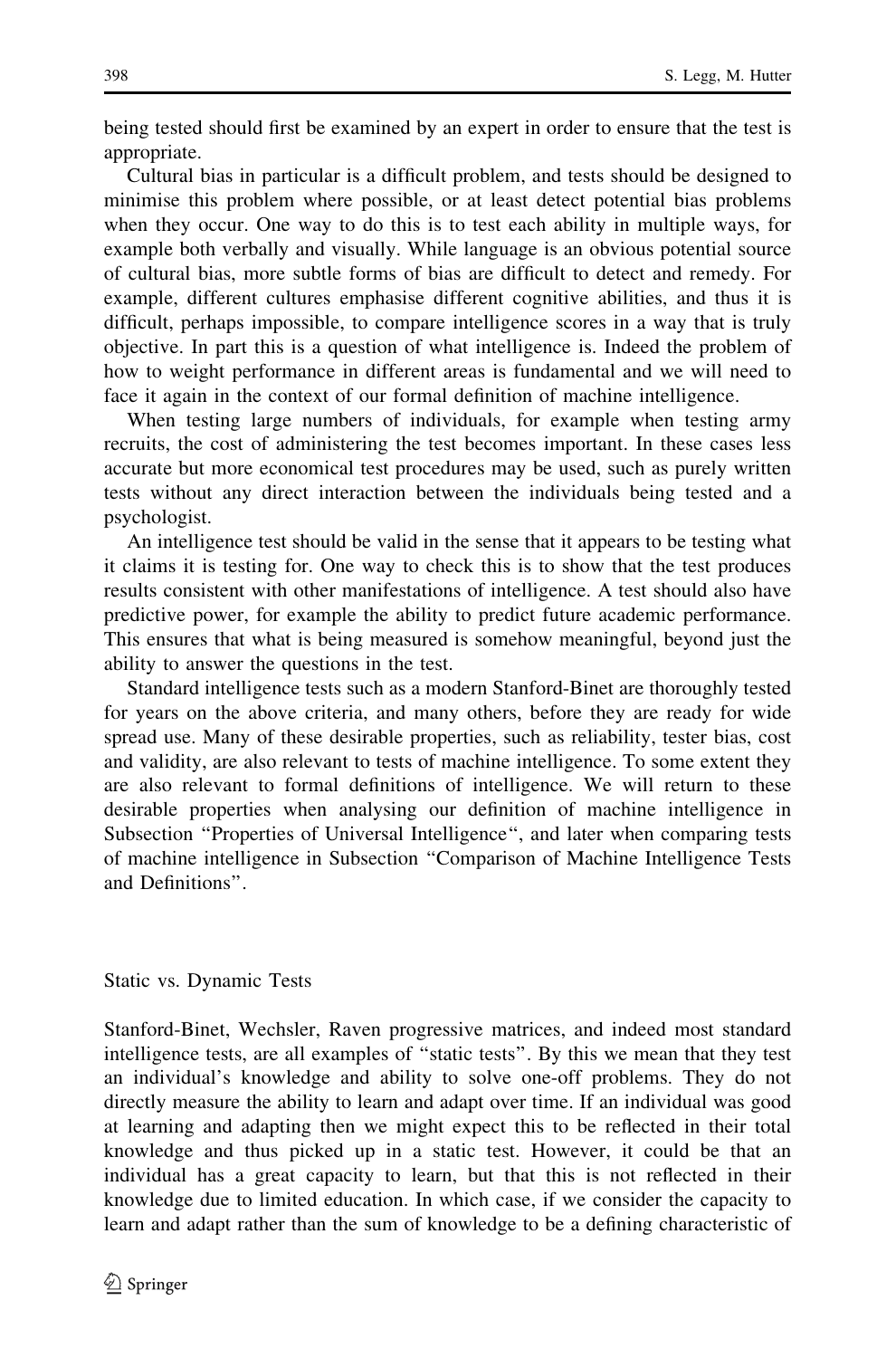being tested should first be examined by an expert in order to ensure that the test is appropriate.

Cultural bias in particular is a difficult problem, and tests should be designed to minimise this problem where possible, or at least detect potential bias problems when they occur. One way to do this is to test each ability in multiple ways, for example both verbally and visually. While language is an obvious potential source of cultural bias, more subtle forms of bias are difficult to detect and remedy. For example, different cultures emphasise different cognitive abilities, and thus it is difficult, perhaps impossible, to compare intelligence scores in a way that is truly objective. In part this is a question of what intelligence is. Indeed the problem of how to weight performance in different areas is fundamental and we will need to face it again in the context of our formal definition of machine intelligence.

When testing large numbers of individuals, for example when testing army recruits, the cost of administering the test becomes important. In these cases less accurate but more economical test procedures may be used, such as purely written tests without any direct interaction between the individuals being tested and a psychologist.

An intelligence test should be valid in the sense that it appears to be testing what it claims it is testing for. One way to check this is to show that the test produces results consistent with other manifestations of intelligence. A test should also have predictive power, for example the ability to predict future academic performance. This ensures that what is being measured is somehow meaningful, beyond just the ability to answer the questions in the test.

Standard intelligence tests such as a modern Stanford-Binet are thoroughly tested for years on the above criteria, and many others, before they are ready for wide spread use. Many of these desirable properties, such as reliability, tester bias, cost and validity, are also relevant to tests of machine intelligence. To some extent they are also relevant to formal definitions of intelligence. We will return to these desirable properties when analysing our definition of machine intelligence in Subsection "Properties of Universal Intelligence", and later when comparing tests of machine intelligence in Subsection "Comparison of Machine Intelligence Tests and Definitions".

## Static vs. Dynamic Tests

Stanford-Binet, Wechsler, Raven progressive matrices, and indeed most standard intelligence tests, are all examples of "static tests". By this we mean that they test an individual's knowledge and ability to solve one-off problems. They do not directly measure the ability to learn and adapt over time. If an individual was good at learning and adapting then we might expect this to be reflected in their total knowledge and thus picked up in a static test. However, it could be that an individual has a great capacity to learn, but that this is not reflected in their knowledge due to limited education. In which case, if we consider the capacity to learn and adapt rather than the sum of knowledge to be a defining characteristic of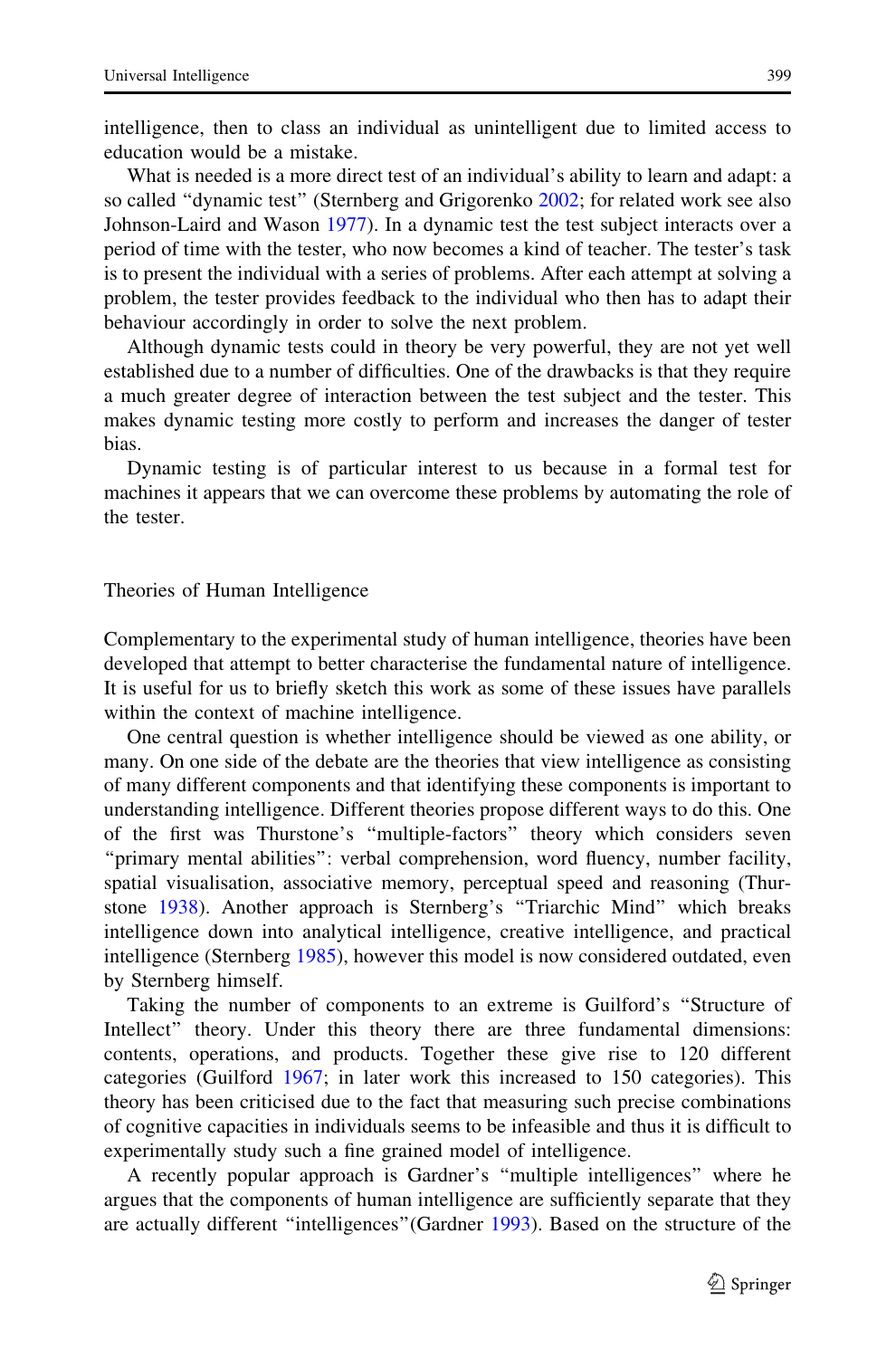intelligence, then to class an individual as unintelligent due to limited access to education would be a mistake.

What is needed is a more direct test of an individual's ability to learn and adapt: a so called "dynamic test" (Sternberg and Grigorenko 2002; for related work see also Johnson-Laird and Wason 1977). In a dynamic test the test subject interacts over a period of time with the tester, who now becomes a kind of teacher. The tester's task is to present the individual with a series of problems. After each attempt at solving a problem, the tester provides feedback to the individual who then has to adapt their behaviour accordingly in order to solve the next problem.

Although dynamic tests could in theory be very powerful, they are not yet well established due to a number of difficulties. One of the drawbacks is that they require a much greater degree of interaction between the test subject and the tester. This makes dynamic testing more costly to perform and increases the danger of tester bias.

Dynamic testing is of particular interest to us because in a formal test for machines it appears that we can overcome these problems by automating the role of the tester.

## Theories of Human Intelligence

Complementary to the experimental study of human intelligence, theories have been developed that attempt to better characterise the fundamental nature of intelligence. It is useful for us to briefly sketch this work as some of these issues have parallels within the context of machine intelligence.

One central question is whether intelligence should be viewed as one ability, or many. On one side of the debate are the theories that view intelligence as consisting of many different components and that identifying these components is important to understanding intelligence. Different theories propose different ways to do this. One of the first was Thurstone's "multiple-factors" theory which considers seven "primary mental abilities": verbal comprehension, word fluency, number facility, spatial visualisation, associative memory, perceptual speed and reasoning (Thurstone 1938). Another approach is Sternberg's "Triarchic Mind" which breaks intelligence down into analytical intelligence, creative intelligence, and practical intelligence (Sternberg 1985), however this model is now considered outdated, even by Sternberg himself.

Taking the number of components to an extreme is Guilford's "Structure of Intellect" theory. Under this theory there are three fundamental dimensions: contents, operations, and products. Together these give rise to 120 different categories (Guilford 1967; in later work this increased to 150 categories). This theory has been criticised due to the fact that measuring such precise combinations of cognitive capacities in individuals seems to be infeasible and thus it is difficult to experimentally study such a fine grained model of intelligence.

A recently popular approach is Gardner's "multiple intelligences" where he argues that the components of human intelligence are sufficiently separate that they are actually different "intelligences"(Gardner 1993). Based on the structure of the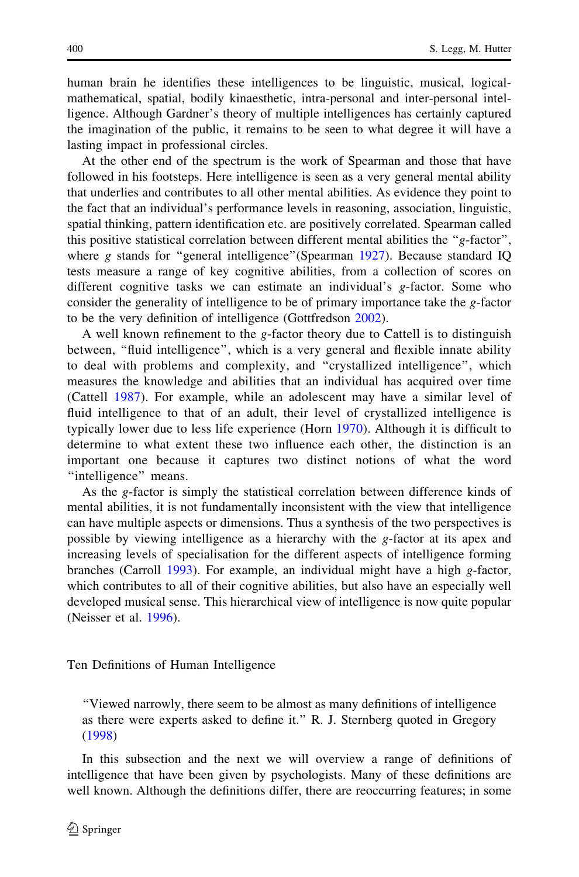human brain he identifies these intelligences to be linguistic, musical, logical-mathematical, spatial, bodily kinaesthetic, intra-personal and inter-personal intelligence. Although Gardner's theory of multiple intelligences has certainly captured the imagination of the public, it remains to be seen to what degree it will have a lasting impact in professional circles.

At the other end of the spectrum is the work of Spearman and those that have followed in his footsteps. Here intelligence is seen as a very general mental ability that underlies and contributes to all other mental abilities. As evidence they point to the fact that an individual's performance levels in reasoning, association, linguistic, spatial thinking, pattern identification etc. are positively correlated. Spearman called this positive statistical correlation between different mental abilities the "*g*-factor", where *g* stands for "general intelligence"(Spearman 1927). Because standard IQ tests measure a range of key cognitive abilities, from a collection of scores on different cognitive tasks we can estimate an individual's *g*-factor. Some who consider the generality of intelligence to be of primary importance take the *g*-factor to be the very definition of intelligence (Gottfredson 2002).

A well known refinement to the *g*-factor theory due to Cattell is to distinguish between, "fluid intelligence", which is a very general and flexible innate ability to deal with problems and complexity, and "crystallized intelligence", which measures the knowledge and abilities that an individual has acquired over time (Cattell 1987). For example, while an adolescent may have a similar level of fluid intelligence to that of an adult, their level of crystallized intelligence is typically lower due to less life experience (Horn 1970). Although it is difficult to determine to what extent these two influence each other, the distinction is an important one because it captures two distinct notions of what the word "intelligence" means.

As the *g*-factor is simply the statistical correlation between difference kinds of mental abilities, it is not fundamentally inconsistent with the view that intelligence can have multiple aspects or dimensions. Thus a synthesis of the two perspectives is possible by viewing intelligence as a hierarchy with the *g*-factor at its apex and increasing levels of specialisation for the different aspects of intelligence forming branches (Carroll 1993). For example, an individual might have a high *g*-factor, which contributes to all of their cognitive abilities, but also have an especially well developed musical sense. This hierarchical view of intelligence is now quite popular (Neisser et al. 1996).

### Ten Definitions of Human Intelligence

> "Viewed narrowly, there seem to be almost as many definitions of intelligence as there were experts asked to define it." R. J. Sternberg quoted in Gregory (1998)

In this subsection and the next we will overview a range of definitions of intelligence that have been given by psychologists. Many of these definitions are well known. Although the definitions differ, there are reoccurring features; in some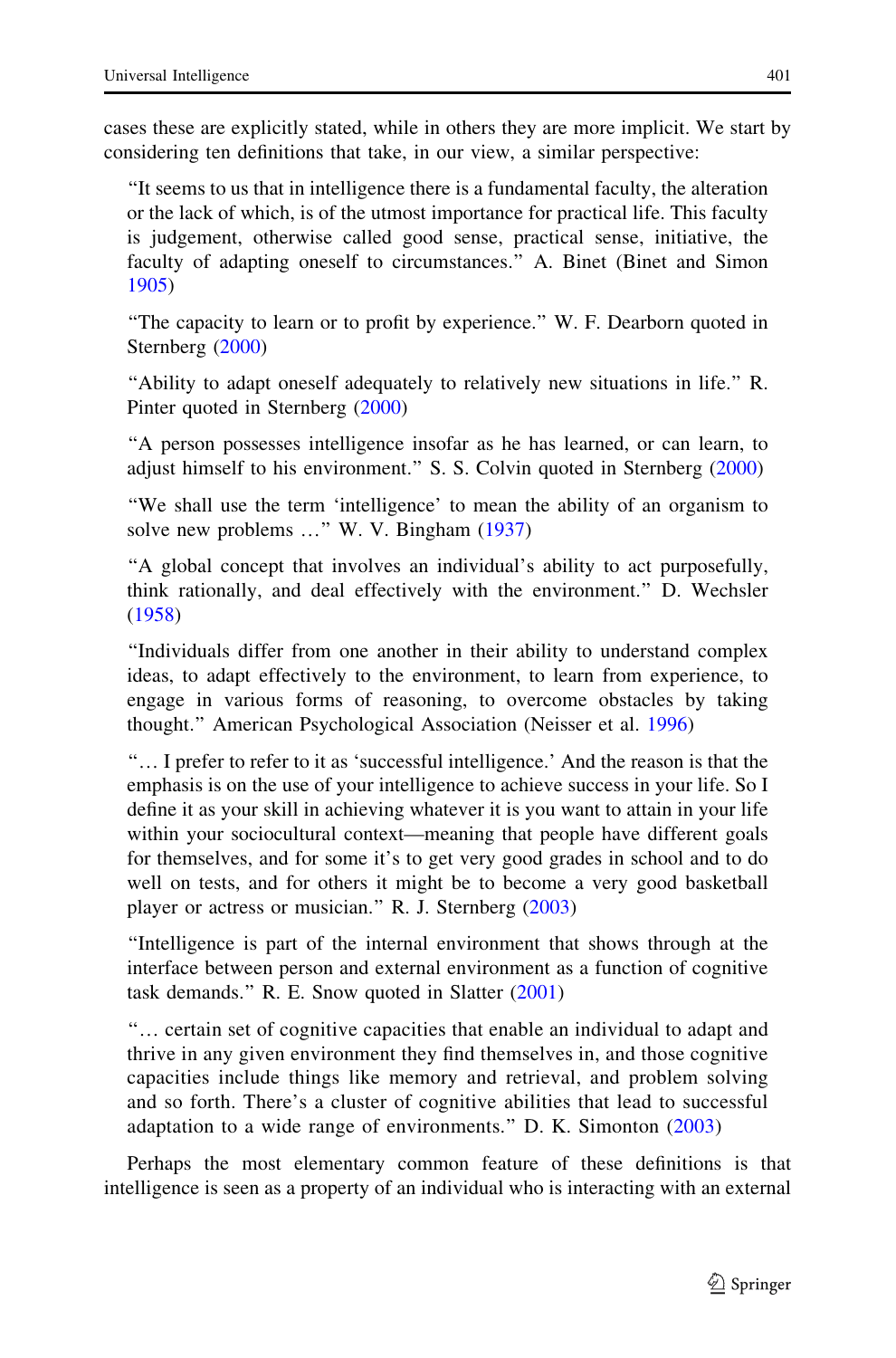cases these are explicitly stated, while in others they are more implicit. We start by considering ten definitions that take, in our view, a similar perspective:

> "It seems to us that in intelligence there is a fundamental faculty, the alteration or the lack of which, is of the utmost importance for practical life. This faculty is judgement, otherwise called good sense, practical sense, initiative, the faculty of adapting oneself to circumstances." A. Binet (Binet and Simon 1905)

> "The capacity to learn or to profit by experience." W. F. Dearborn quoted in Sternberg (2000)

> "Ability to adapt oneself adequately to relatively new situations in life." R. Pinter quoted in Sternberg (2000)

> "A person possesses intelligence insofar as he has learned, or can learn, to adjust himself to his environment." S. S. Colvin quoted in Sternberg (2000)

> "We shall use the term 'intelligence' to mean the ability of an organism to solve new problems …" W. V. Bingham (1937)

> "A global concept that involves an individual's ability to act purposefully, think rationally, and deal effectively with the environment." D. Wechsler (1958)

> "Individuals differ from one another in their ability to understand complex ideas, to adapt effectively to the environment, to learn from experience, to engage in various forms of reasoning, to overcome obstacles by taking thought." American Psychological Association (Neisser et al. 1996)

> "… I prefer to refer to it as 'successful intelligence.' And the reason is that the emphasis is on the use of your intelligence to achieve success in your life. So I define it as your skill in achieving whatever it is you want to attain in your life within your sociocultural context—meaning that people have different goals for themselves, and for some it's to get very good grades in school and to do well on tests, and for others it might be to become a very good basketball player or actress or musician." R. J. Sternberg (2003)

> "Intelligence is part of the internal environment that shows through at the interface between person and external environment as a function of cognitive task demands." R. E. Snow quoted in Slatter (2001)

> "… certain set of cognitive capacities that enable an individual to adapt and thrive in any given environment they find themselves in, and those cognitive capacities include things like memory and retrieval, and problem solving and so forth. There's a cluster of cognitive abilities that lead to successful adaptation to a wide range of environments." D. K. Simonton (2003)

Perhaps the most elementary common feature of these definitions is that intelligence is seen as a property of an individual who is interacting with an external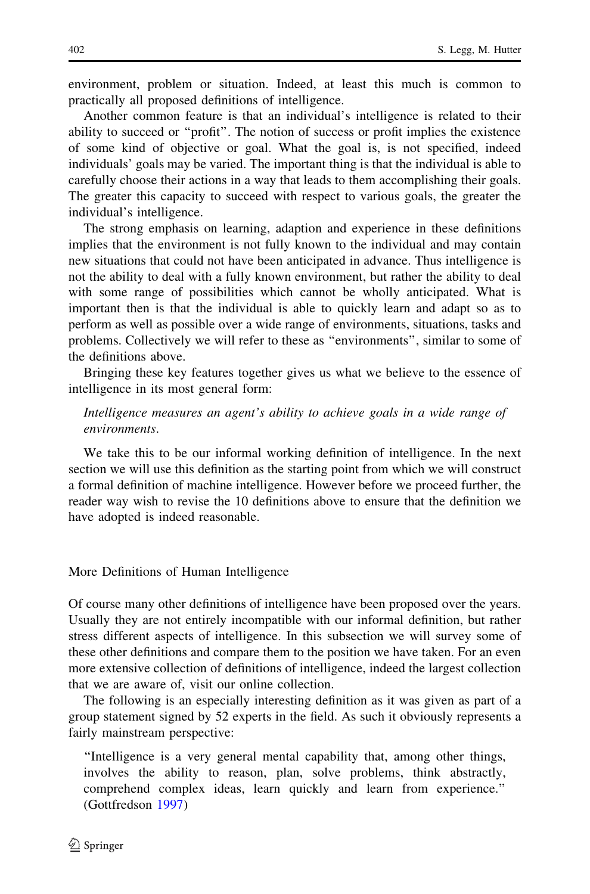environment, problem or situation. Indeed, at least this much is common to practically all proposed definitions of intelligence.

Another common feature is that an individual's intelligence is related to their ability to succeed or "profit". The notion of success or profit implies the existence of some kind of objective or goal. What the goal is, is not specified, indeed individuals' goals may be varied. The important thing is that the individual is able to carefully choose their actions in a way that leads to them accomplishing their goals. The greater this capacity to succeed with respect to various goals, the greater the individual's intelligence.

The strong emphasis on learning, adaption and experience in these definitions implies that the environment is not fully known to the individual and may contain new situations that could not have been anticipated in advance. Thus intelligence is not the ability to deal with a fully known environment, but rather the ability to deal with some range of possibilities which cannot be wholly anticipated. What is important then is that the individual is able to quickly learn and adapt so as to perform as well as possible over a wide range of environments, situations, tasks and problems. Collectively we will refer to these as "environments", similar to some of the definitions above.

Bringing these key features together gives us what we believe to the essence of intelligence in its most general form:

> *Intelligence measures an agent's ability to achieve goals in a wide range of environments.*

We take this to be our informal working definition of intelligence. In the next section we will use this definition as the starting point from which we will construct a formal definition of machine intelligence. However before we proceed further, the reader way wish to revise the 10 definitions above to ensure that the definition we have adopted is indeed reasonable.

## More Definitions of Human Intelligence

Of course many other definitions of intelligence have been proposed over the years. Usually they are not entirely incompatible with our informal definition, but rather stress different aspects of intelligence. In this subsection we will survey some of these other definitions and compare them to the position we have taken. For an even more extensive collection of definitions of intelligence, indeed the largest collection that we are aware of, visit our online collection.

The following is an especially interesting definition as it was given as part of a group statement signed by 52 experts in the field. As such it obviously represents a fairly mainstream perspective:

> "Intelligence is a very general mental capability that, among other things, involves the ability to reason, plan, solve problems, think abstractly, comprehend complex ideas, learn quickly and learn from experience." (Gottfredson 1997)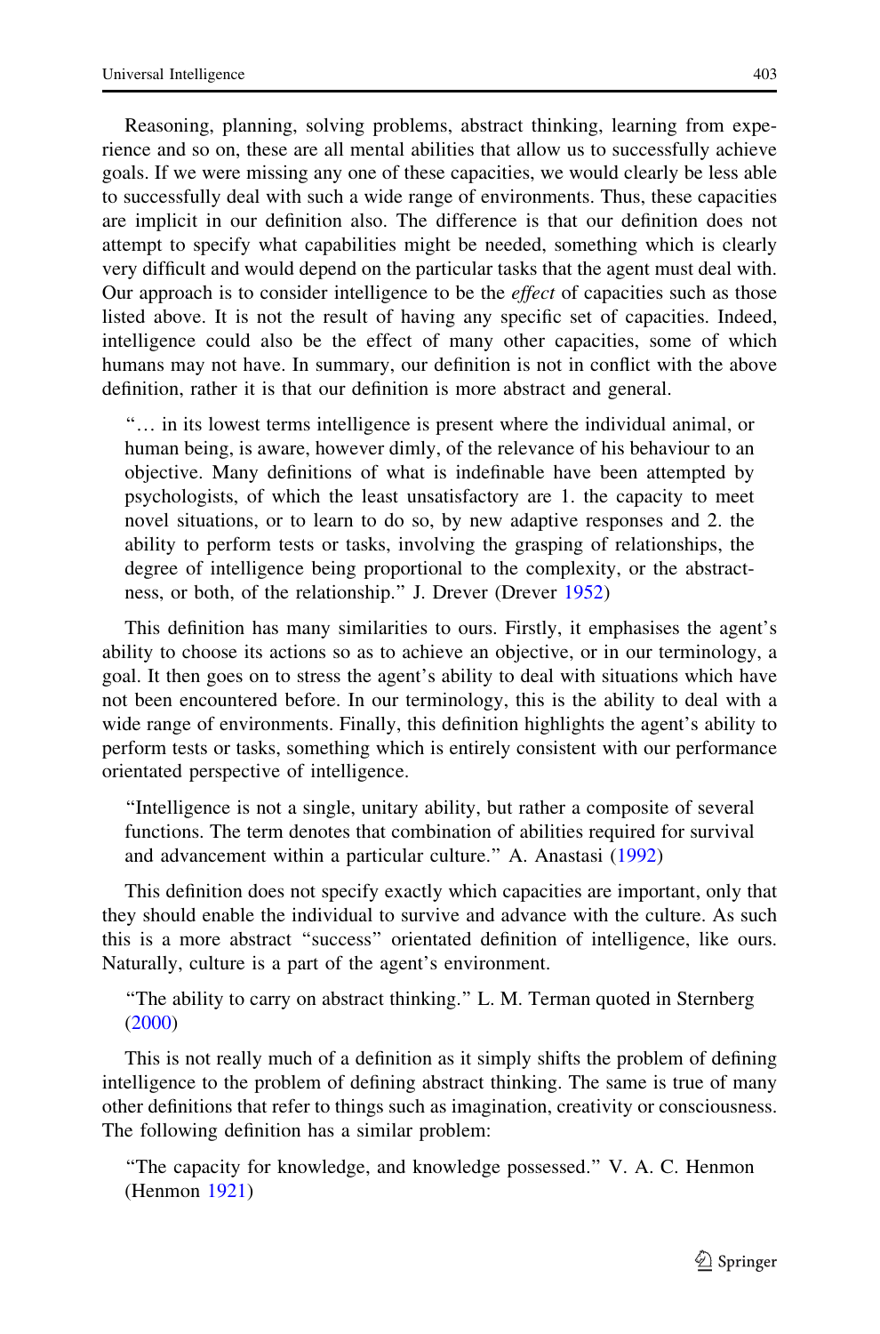Reasoning, planning, solving problems, abstract thinking, learning from experience and so on, these are all mental abilities that allow us to successfully achieve goals. If we were missing any one of these capacities, we would clearly be less able to successfully deal with such a wide range of environments. Thus, these capacities are implicit in our definition also. The difference is that our definition does not attempt to specify what capabilities might be needed, something which is clearly very difficult and would depend on the particular tasks that the agent must deal with. Our approach is to consider intelligence to be the *effect* of capacities such as those listed above. It is not the result of having any specific set of capacities. Indeed, intelligence could also be the effect of many other capacities, some of which humans may not have. In summary, our definition is not in conflict with the above definition, rather it is that our definition is more abstract and general.

> "… in its lowest terms intelligence is present where the individual animal, or human being, is aware, however dimly, of the relevance of his behaviour to an objective. Many definitions of what is indefinable have been attempted by psychologists, of which the least unsatisfactory are 1. the capacity to meet novel situations, or to learn to do so, by new adaptive responses and 2. the ability to perform tests or tasks, involving the grasping of relationships, the degree of intelligence being proportional to the complexity, or the abstractness, or both, of the relationship." J. Drever (Drever 1952)

This definition has many similarities to ours. Firstly, it emphasises the agent's ability to choose its actions so as to achieve an objective, or in our terminology, a goal. It then goes on to stress the agent's ability to deal with situations which have not been encountered before. In our terminology, this is the ability to deal with a wide range of environments. Finally, this definition highlights the agent's ability to perform tests or tasks, something which is entirely consistent with our performance orientated perspective of intelligence.

> "Intelligence is not a single, unitary ability, but rather a composite of several functions. The term denotes that combination of abilities required for survival and advancement within a particular culture." A. Anastasi (1992)

This definition does not specify exactly which capacities are important, only that they should enable the individual to survive and advance with the culture. As such this is a more abstract "success" orientated definition of intelligence, like ours. Naturally, culture is a part of the agent's environment.

> "The ability to carry on abstract thinking." L. M. Terman quoted in Sternberg (2000)

This is not really much of a definition as it simply shifts the problem of defining intelligence to the problem of defining abstract thinking. The same is true of many other definitions that refer to things such as imagination, creativity or consciousness. The following definition has a similar problem:

> "The capacity for knowledge, and knowledge possessed." V. A. C. Henmon (Henmon 1921)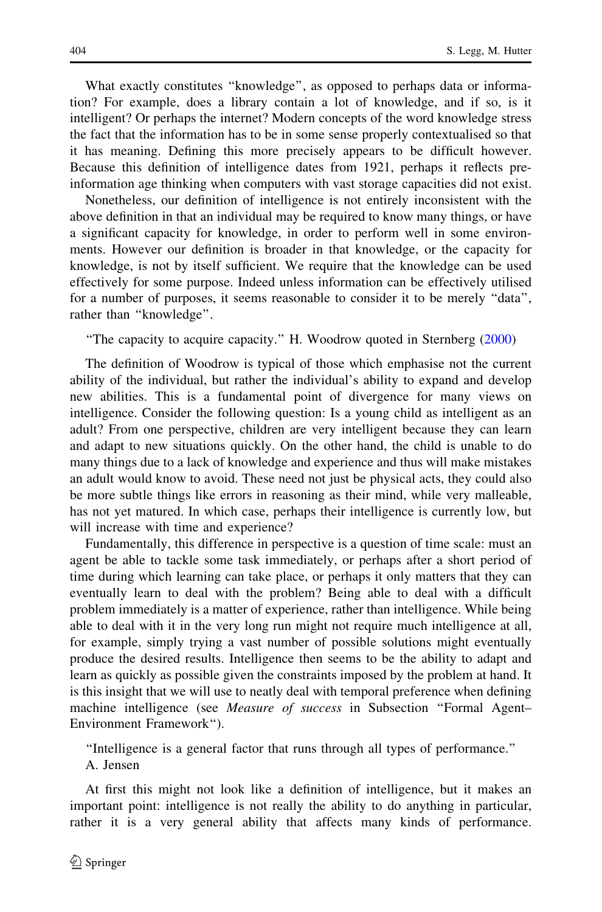What exactly constitutes "knowledge", as opposed to perhaps data or information? For example, does a library contain a lot of knowledge, and if so, is it intelligent? Or perhaps the internet? Modern concepts of the word knowledge stress the fact that the information has to be in some sense properly contextualised so that it has meaning. Defining this more precisely appears to be difficult however. Because this definition of intelligence dates from 1921, perhaps it reflects pre-information age thinking when computers with vast storage capacities did not exist.

Nonetheless, our definition of intelligence is not entirely inconsistent with the above definition in that an individual may be required to know many things, or have a significant capacity for knowledge, in order to perform well in some environments. However our definition is broader in that knowledge, or the capacity for knowledge, is not by itself sufficient. We require that the knowledge can be used effectively for some purpose. Indeed unless information can be effectively utilised for a number of purposes, it seems reasonable to consider it to be merely "data", rather than "knowledge".

> "The capacity to acquire capacity." H. Woodrow quoted in Sternberg (2000)

The definition of Woodrow is typical of those which emphasise not the current ability of the individual, but rather the individual's ability to expand and develop new abilities. This is a fundamental point of divergence for many views on intelligence. Consider the following question: Is a young child as intelligent as an adult? From one perspective, children are very intelligent because they can learn and adapt to new situations quickly. On the other hand, the child is unable to do many things due to a lack of knowledge and experience and thus will make mistakes an adult would know to avoid. These need not just be physical acts, they could also be more subtle things like errors in reasoning as their mind, while very malleable, has not yet matured. In which case, perhaps their intelligence is currently low, but will increase with time and experience?

Fundamentally, this difference in perspective is a question of time scale: must an agent be able to tackle some task immediately, or perhaps after a short period of time during which learning can take place, or perhaps it only matters that they can eventually learn to deal with the problem? Being able to deal with a difficult problem immediately is a matter of experience, rather than intelligence. While being able to deal with it in the very long run might not require much intelligence at all, for example, simply trying a vast number of possible solutions might eventually produce the desired results. Intelligence then seems to be the ability to adapt and learn as quickly as possible given the constraints imposed by the problem at hand. It is this insight that we will use to neatly deal with temporal preference when defining machine intelligence (see *Measure of success* in Subsection "Formal Agent–Environment Framework").

> "Intelligence is a general factor that runs through all types of performance."
> A. Jensen

At first this might not look like a definition of intelligence, but it makes an important point: intelligence is not really the ability to do anything in particular, rather it is a very general ability that affects many kinds of performance.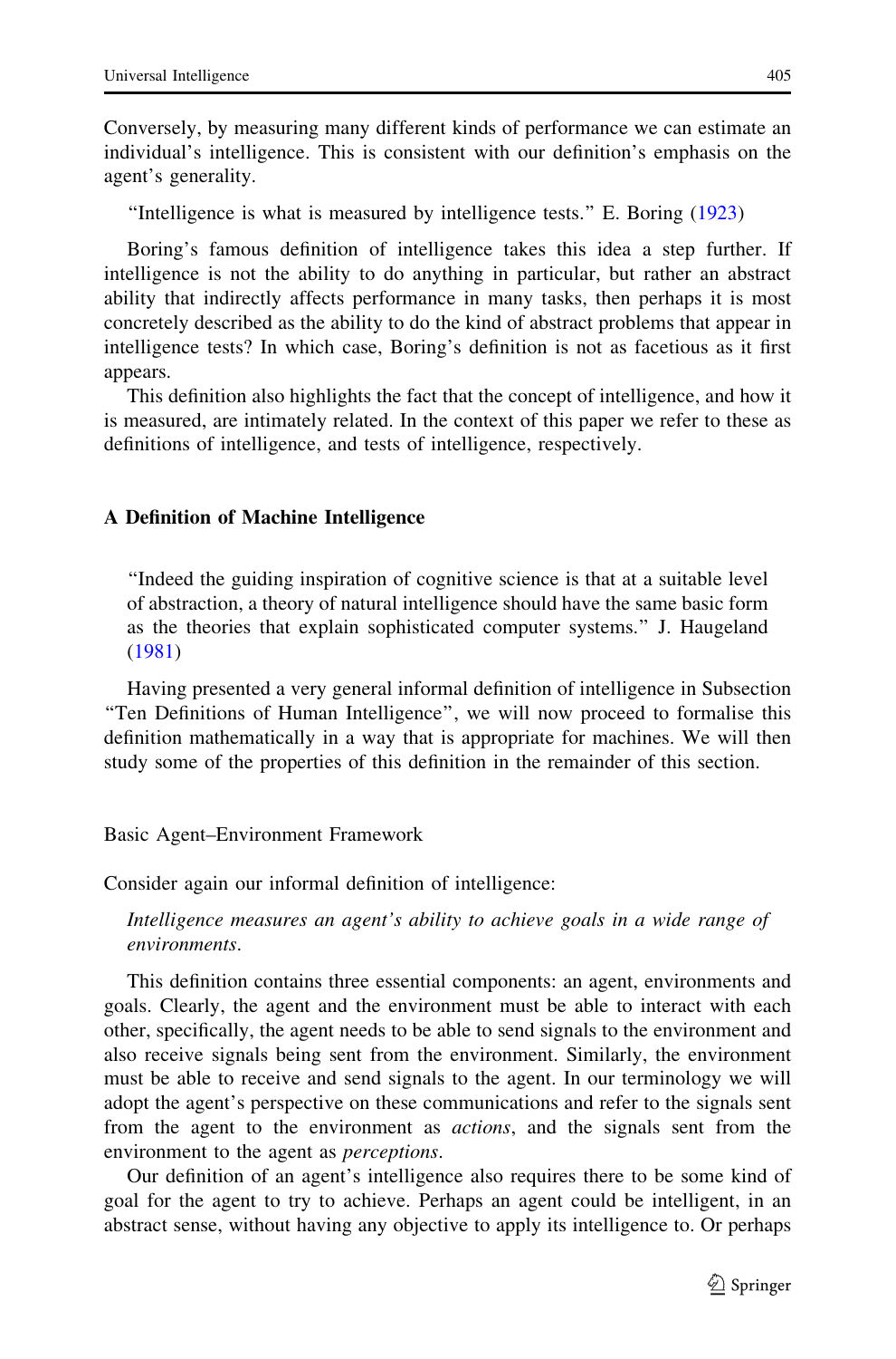Conversely, by measuring many different kinds of performance we can estimate an individual's intelligence. This is consistent with our definition's emphasis on the agent's generality.

> "Intelligence is what is measured by intelligence tests." E. Boring (1923)

Boring's famous definition of intelligence takes this idea a step further. If intelligence is not the ability to do anything in particular, but rather an abstract ability that indirectly affects performance in many tasks, then perhaps it is most concretely described as the ability to do the kind of abstract problems that appear in intelligence tests? In which case, Boring's definition is not as facetious as it first appears.

This definition also highlights the fact that the concept of intelligence, and how it is measured, are intimately related. In the context of this paper we refer to these as definitions of intelligence, and tests of intelligence, respectively.

## A Definition of Machine Intelligence

> "Indeed the guiding inspiration of cognitive science is that at a suitable level of abstraction, a theory of natural intelligence should have the same basic form as the theories that explain sophisticated computer systems." J. Haugeland (1981)

Having presented a very general informal definition of intelligence in Subsection "Ten Definitions of Human Intelligence", we will now proceed to formalise this definition mathematically in a way that is appropriate for machines. We will then study some of the properties of this definition in the remainder of this section.

### Basic Agent–Environment Framework

Consider again our informal definition of intelligence:

> *Intelligence measures an agent's ability to achieve goals in a wide range of environments.*

This definition contains three essential components: an agent, environments and goals. Clearly, the agent and the environment must be able to interact with each other, specifically, the agent needs to be able to send signals to the environment and also receive signals being sent from the environment. Similarly, the environment must be able to receive and send signals to the agent. In our terminology we will adopt the agent's perspective on these communications and refer to the signals sent from the agent to the environment as *actions*, and the signals sent from the environment to the agent as *perceptions*.

Our definition of an agent's intelligence also requires there to be some kind of goal for the agent to try to achieve. Perhaps an agent could be intelligent, in an abstract sense, without having any objective to apply its intelligence to. Or perhaps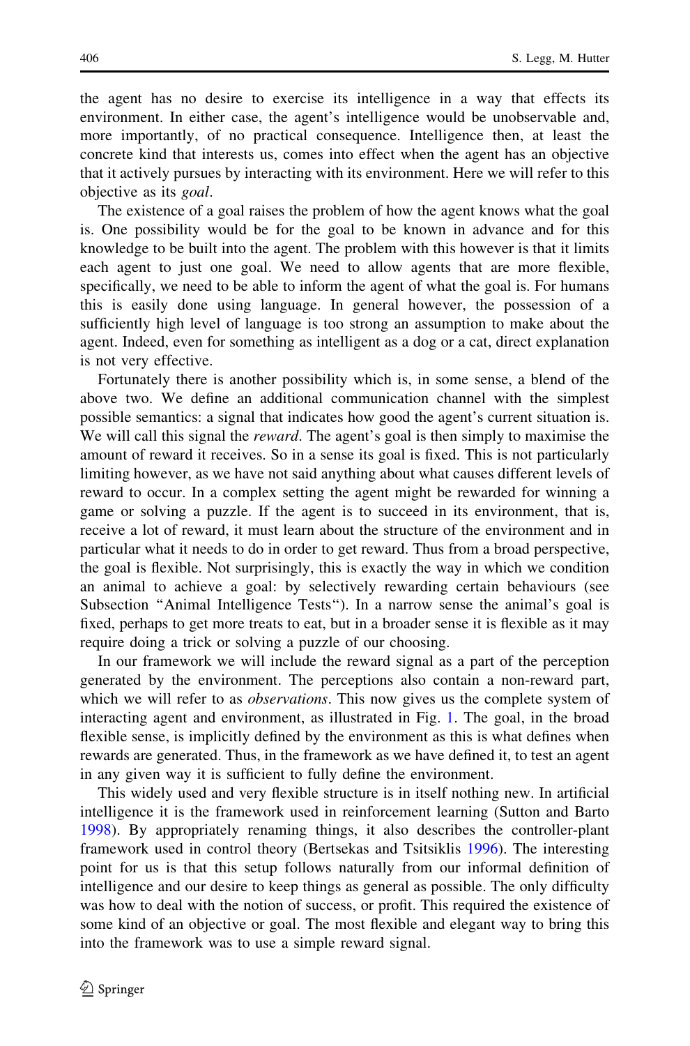the agent has no desire to exercise its intelligence in a way that effects its environment. In either case, the agent's intelligence would be unobservable and, more importantly, of no practical consequence. Intelligence then, at least the concrete kind that interests us, comes into effect when the agent has an objective that it actively pursues by interacting with its environment. Here we will refer to this objective as its *goal*.

The existence of a goal raises the problem of how the agent knows what the goal is. One possibility would be for the goal to be known in advance and for this knowledge to be built into the agent. The problem with this however is that it limits each agent to just one goal. We need to allow agents that are more flexible, specifically, we need to be able to inform the agent of what the goal is. For humans this is easily done using language. In general however, the possession of a sufficiently high level of language is too strong an assumption to make about the agent. Indeed, even for something as intelligent as a dog or a cat, direct explanation is not very effective.

Fortunately there is another possibility which is, in some sense, a blend of the above two. We define an additional communication channel with the simplest possible semantics: a signal that indicates how good the agent's current situation is. We will call this signal the *reward*. The agent's goal is then simply to maximise the amount of reward it receives. So in a sense its goal is fixed. This is not particularly limiting however, as we have not said anything about what causes different levels of reward to occur. In a complex setting the agent might be rewarded for winning a game or solving a puzzle. If the agent is to succeed in its environment, that is, receive a lot of reward, it must learn about the structure of the environment and in particular what it needs to do in order to get reward. Thus from a broad perspective, the goal is flexible. Not surprisingly, this is exactly the way in which we condition an animal to achieve a goal: by selectively rewarding certain behaviours (see Subsection "Animal Intelligence Tests"). In a narrow sense the animal's goal is fixed, perhaps to get more treats to eat, but in a broader sense it is flexible as it may require doing a trick or solving a puzzle of our choosing.

In our framework we will include the reward signal as a part of the perception generated by the environment. The perceptions also contain a non-reward part, which we will refer to as *observations*. This now gives us the complete system of interacting agent and environment, as illustrated in Fig. 1. The goal, in the broad flexible sense, is implicitly defined by the environment as this is what defines when rewards are generated. Thus, in the framework as we have defined it, to test an agent in any given way it is sufficient to fully define the environment.

This widely used and very flexible structure is in itself nothing new. In artificial intelligence it is the framework used in reinforcement learning (Sutton and Barto 1998). By appropriately renaming things, it also describes the controller-plant framework used in control theory (Bertsekas and Tsitsiklis 1996). The interesting point for us is that this setup follows naturally from our informal definition of intelligence and our desire to keep things as general as possible. The only difficulty was how to deal with the notion of success, or profit. This required the existence of some kind of an objective or goal. The most flexible and elegant way to bring this into the framework was to use a simple reward signal.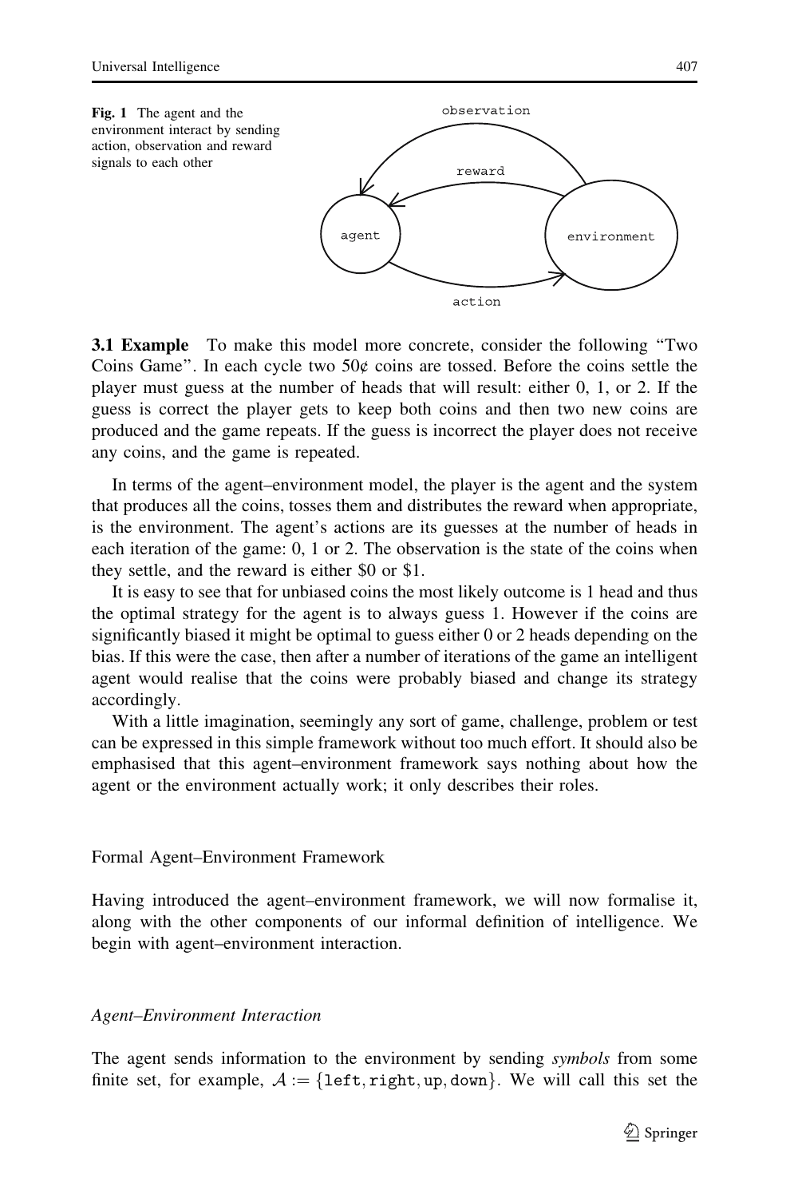**Fig. 1** The agent and the environment interact by sending action, observation and reward signals to each other

**3.1 Example** To make this model more concrete, consider the following "Two Coins Game". In each cycle two 50¢ coins are tossed. Before the coins settle the player must guess at the number of heads that will result: either 0, 1, or 2. If the guess is correct the player gets to keep both coins and then two new coins are produced and the game repeats. If the guess is incorrect the player does not receive any coins, and the game is repeated.

In terms of the agent–environment model, the player is the agent and the system that produces all the coins, tosses them and distributes the reward when appropriate, is the environment. The agent's actions are its guesses at the number of heads in each iteration of the game: 0, 1 or 2. The observation is the state of the coins when they settle, and the reward is either $0 or $1.

It is easy to see that for unbiased coins the most likely outcome is 1 head and thus the optimal strategy for the agent is to always guess 1. However if the coins are significantly biased it might be optimal to guess either 0 or 2 heads depending on the bias. If this were the case, then after a number of iterations of the game an intelligent agent would realise that the coins were probably biased and change its strategy accordingly.

With a little imagination, seemingly any sort of game, challenge, problem or test can be expressed in this simple framework without too much effort. It should also be emphasised that this agent–environment framework says nothing about how the agent or the environment actually work; it only describes their roles.

## Formal Agent–Environment Framework

Having introduced the agent–environment framework, we will now formalise it, along with the other components of our informal definition of intelligence. We begin with agent–environment interaction.

### *Agent–Environment Interaction*

The agent sends information to the environment by sending *symbols* from some finite set, for example, $\mathcal{A} := \{\texttt{left}, \texttt{right}, \texttt{up}, \texttt{down}\}$. We will call this set the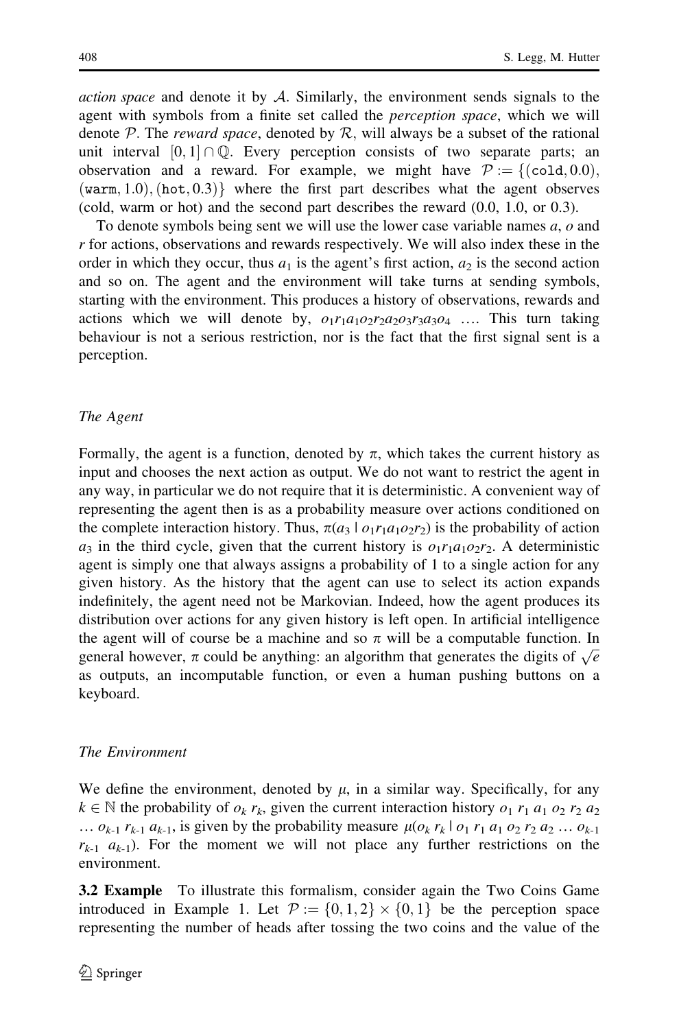*action space* and denote it by $\mathcal{A}$. Similarly, the environment sends signals to the agent with symbols from a finite set called the *perception space*, which we will denote $\mathcal{P}$. The *reward space*, denoted by $\mathcal{R}$, will always be a subset of the rational unit interval $[0, 1] \cap \mathbb{Q}$. Every perception consists of two separate parts; an observation and a reward. For example, we might have $\mathcal{P} := \{(\texttt{cold}, 0.0), (\texttt{warm}, 1.0), (\texttt{hot}, 0.3)\}$ where the first part describes what the agent observes (cold, warm or hot) and the second part describes the reward (0.0, 1.0, or 0.3).

To denote symbols being sent we will use the lower case variable names $a$, $o$ and $r$ for actions, observations and rewards respectively. We will also index these in the order in which they occur, thus $a_1$ is the agent's first action, $a_2$ is the second action and so on. The agent and the environment will take turns at sending symbols, starting with the environment. This produces a history of observations, rewards and actions which we will denote by, $o_1 r_1 a_1 o_2 r_2 a_2 o_3 r_3 a_3 o_4 \ldots$. This turn taking behaviour is not a serious restriction, nor is the fact that the first signal sent is a perception.

### The Agent

Formally, the agent is a function, denoted by $\pi$, which takes the current history as input and chooses the next action as output. We do not want to restrict the agent in any way, in particular we do not require that it is deterministic. A convenient way of representing the agent then is as a probability measure over actions conditioned on the complete interaction history. Thus, $\pi(a_3 \mid o_1 r_1 a_1 o_2 r_2)$ is the probability of action $a_3$ in the third cycle, given that the current history is $o_1 r_1 a_1 o_2 r_2$. A deterministic agent is simply one that always assigns a probability of 1 to a single action for any given history. As the history that the agent can use to select its action expands indefinitely, the agent need not be Markovian. Indeed, how the agent produces its distribution over actions for any given history is left open. In artificial intelligence the agent will of course be a machine and so $\pi$ will be a computable function. In general however, $\pi$ could be anything: an algorithm that generates the digits of $\sqrt{e}$ as outputs, an incomputable function, or even a human pushing buttons on a keyboard.

### The Environment

We define the environment, denoted by $\mu$, in a similar way. Specifically, for any $k \in \mathbb{N}$ the probability of $o_k\, r_k$, given the current interaction history $o_1\, r_1\, a_1\, o_2\, r_2\, a_2 \ldots o_{k-1}\, r_{k-1}\, a_{k-1}$, is given by the probability measure $\mu(o_k\, r_k \mid o_1\, r_1\, a_1\, o_2\, r_2\, a_2 \ldots o_{k-1}\, r_{k-1}\, a_{k-1})$. For the moment we will not place any further restrictions on the environment.

**3.2 Example** To illustrate this formalism, consider again the Two Coins Game introduced in Example 1. Let $\mathcal{P} := \{0, 1, 2\} \times \{0, 1\}$ be the perception space representing the number of heads after tossing the two coins and the value of the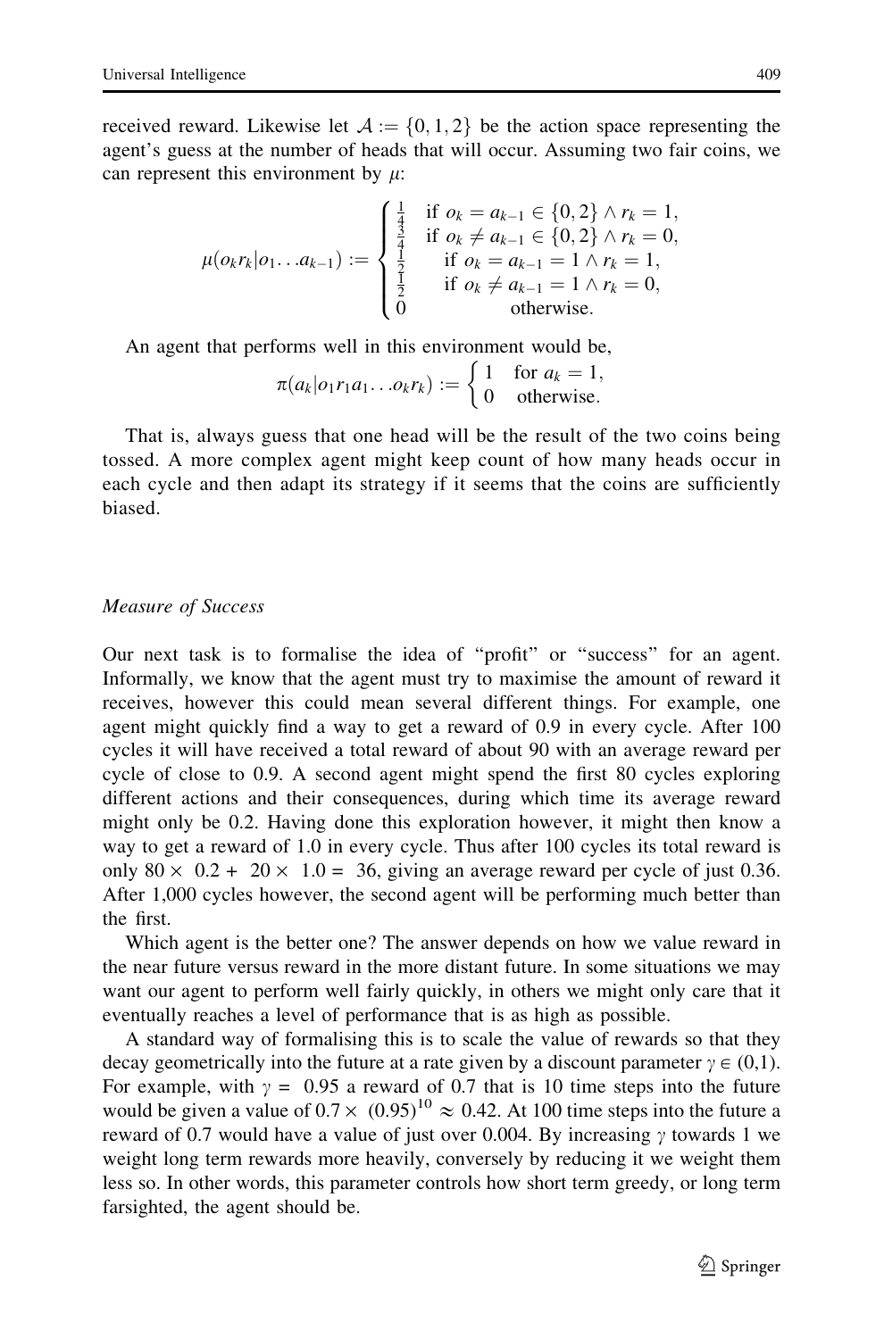received reward. Likewise let $\mathcal{A} := \{0, 1, 2\}$ be the action space representing the agent's guess at the number of heads that will occur. Assuming two fair coins, we can represent this environment by $\mu$:

$$\mu(o_k r_k | o_1 \ldots a_{k-1}) := \begin{cases} \frac{1}{4} & \text{if } o_k = a_{k-1} \in \{0, 2\} \wedge r_k = 1, \\ \frac{3}{4} & \text{if } o_k \neq a_{k-1} \in \{0, 2\} \wedge r_k = 0, \\ \frac{1}{2} & \text{if } o_k = a_{k-1} = 1 \wedge r_k = 1, \\ \frac{1}{2} & \text{if } o_k \neq a_{k-1} = 1 \wedge r_k = 0, \\ 0 & \text{otherwise.} \end{cases}$$

An agent that performs well in this environment would be,

$$\pi(a_k | o_1 r_1 a_1 \ldots o_k r_k) := \begin{cases} 1 & \text{for } a_k = 1, \\ 0 & \text{otherwise.} \end{cases}$$

That is, always guess that one head will be the result of the two coins being tossed. A more complex agent might keep count of how many heads occur in each cycle and then adapt its strategy if it seems that the coins are sufficiently biased.

### *Measure of Success*

Our next task is to formalise the idea of "profit" or "success" for an agent. Informally, we know that the agent must try to maximise the amount of reward it receives, however this could mean several different things. For example, one agent might quickly find a way to get a reward of 0.9 in every cycle. After 100 cycles it will have received a total reward of about 90 with an average reward per cycle of close to 0.9. A second agent might spend the first 80 cycles exploring different actions and their consequences, during which time its average reward might only be 0.2. Having done this exploration however, it might then know a way to get a reward of 1.0 in every cycle. Thus after 100 cycles its total reward is only $80 \times 0.2 + 20 \times 1.0 = 36$, giving an average reward per cycle of just 0.36. After 1,000 cycles however, the second agent will be performing much better than the first.

Which agent is the better one? The answer depends on how we value reward in the near future versus reward in the more distant future. In some situations we may want our agent to perform well fairly quickly, in others we might only care that it eventually reaches a level of performance that is as high as possible.

A standard way of formalising this is to scale the value of rewards so that they decay geometrically into the future at a rate given by a discount parameter $\gamma \in (0,1)$. For example, with $\gamma = 0.95$ a reward of 0.7 that is 10 time steps into the future would be given a value of $0.7 \times (0.95)^{10} \approx 0.42$. At 100 time steps into the future a reward of 0.7 would have a value of just over 0.004. By increasing $\gamma$ towards 1 we weight long term rewards more heavily, conversely by reducing it we weight them less so. In other words, this parameter controls how short term greedy, or long term farsighted, the agent should be.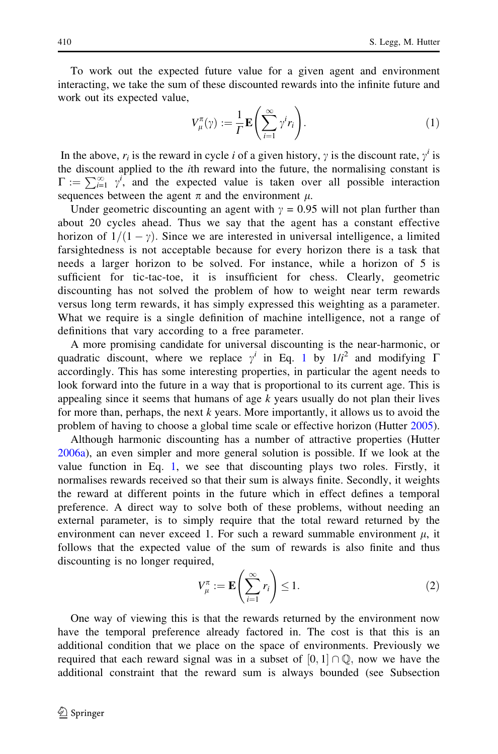To work out the expected future value for a given agent and environment interacting, we take the sum of these discounted rewards into the infinite future and work out its expected value,

$$V^{\pi}_{\mu}(\gamma) := \frac{1}{\Gamma}\mathbf{E}\left(\sum_{i=1}^{\infty}\gamma^{i}r_{i}\right). \tag{1}$$

In the above, $r_i$ is the reward in cycle $i$ of a given history, $\gamma$ is the discount rate, $\gamma^i$ is the discount applied to the $i$th reward into the future, the normalising constant is $\Gamma := \sum_{i=1}^{\infty} \gamma^i$, and the expected value is taken over all possible interaction sequences between the agent $\pi$ and the environment $\mu$.

Under geometric discounting an agent with $\gamma = 0.95$ will not plan further than about 20 cycles ahead. Thus we say that the agent has a constant effective horizon of $1/(1-\gamma)$. Since we are interested in universal intelligence, a limited farsightedness is not acceptable because for every horizon there is a task that needs a larger horizon to be solved. For instance, while a horizon of 5 is sufficient for tic-tac-toe, it is insufficient for chess. Clearly, geometric discounting has not solved the problem of how to weight near term rewards versus long term rewards, it has simply expressed this weighting as a parameter. What we require is a single definition of machine intelligence, not a range of definitions that vary according to a free parameter.

A more promising candidate for universal discounting is the near-harmonic, or quadratic discount, where we replace $\gamma^i$ in Eq. 1 by $1/i^2$ and modifying $\Gamma$ accordingly. This has some interesting properties, in particular the agent needs to look forward into the future in a way that is proportional to its current age. This is appealing since it seems that humans of age $k$ years usually do not plan their lives for more than, perhaps, the next $k$ years. More importantly, it allows us to avoid the problem of having to choose a global time scale or effective horizon (Hutter 2005).

Although harmonic discounting has a number of attractive properties (Hutter 2006a), an even simpler and more general solution is possible. If we look at the value function in Eq. 1, we see that discounting plays two roles. Firstly, it normalises rewards received so that their sum is always finite. Secondly, it weights the reward at different points in the future which in effect defines a temporal preference. A direct way to solve both of these problems, without needing an external parameter, is to simply require that the total reward returned by the environment can never exceed 1. For such a reward summable environment $\mu$, it follows that the expected value of the sum of rewards is also finite and thus discounting is no longer required,

$$V^{\pi}_{\mu} := \mathbf{E}\left(\sum_{i=1}^{\infty} r_{i}\right) \leq 1. \tag{2}$$

One way of viewing this is that the rewards returned by the environment now have the temporal preference already factored in. The cost is that this is an additional condition that we place on the space of environments. Previously we required that each reward signal was in a subset of $[0, 1] \cap \mathbb{Q}$, now we have the additional constraint that the reward sum is always bounded (see Subsection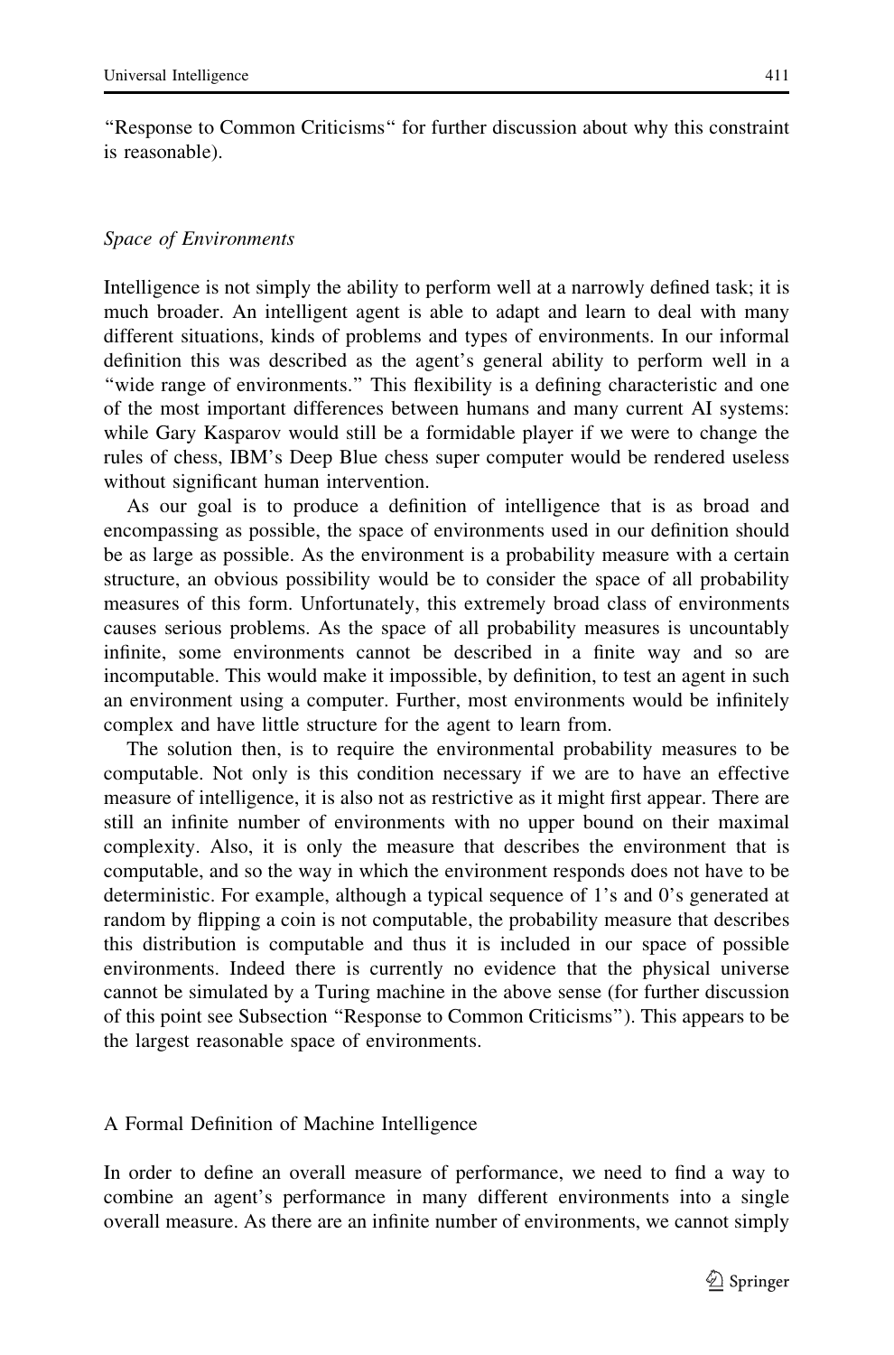"Response to Common Criticisms" for further discussion about why this constraint is reasonable).

### *Space of Environments*

Intelligence is not simply the ability to perform well at a narrowly defined task; it is much broader. An intelligent agent is able to adapt and learn to deal with many different situations, kinds of problems and types of environments. In our informal definition this was described as the agent's general ability to perform well in a "wide range of environments." This flexibility is a defining characteristic and one of the most important differences between humans and many current AI systems: while Gary Kasparov would still be a formidable player if we were to change the rules of chess, IBM's Deep Blue chess super computer would be rendered useless without significant human intervention.

As our goal is to produce a definition of intelligence that is as broad and encompassing as possible, the space of environments used in our definition should be as large as possible. As the environment is a probability measure with a certain structure, an obvious possibility would be to consider the space of all probability measures of this form. Unfortunately, this extremely broad class of environments causes serious problems. As the space of all probability measures is uncountably infinite, some environments cannot be described in a finite way and so are incomputable. This would make it impossible, by definition, to test an agent in such an environment using a computer. Further, most environments would be infinitely complex and have little structure for the agent to learn from.

The solution then, is to require the environmental probability measures to be computable. Not only is this condition necessary if we are to have an effective measure of intelligence, it is also not as restrictive as it might first appear. There are still an infinite number of environments with no upper bound on their maximal complexity. Also, it is only the measure that describes the environment that is computable, and so the way in which the environment responds does not have to be deterministic. For example, although a typical sequence of 1's and 0's generated at random by flipping a coin is not computable, the probability measure that describes this distribution is computable and thus it is included in our space of possible environments. Indeed there is currently no evidence that the physical universe cannot be simulated by a Turing machine in the above sense (for further discussion of this point see Subsection "Response to Common Criticisms"). This appears to be the largest reasonable space of environments.

## A Formal Definition of Machine Intelligence

In order to define an overall measure of performance, we need to find a way to combine an agent's performance in many different environments into a single overall measure. As there are an infinite number of environments, we cannot simply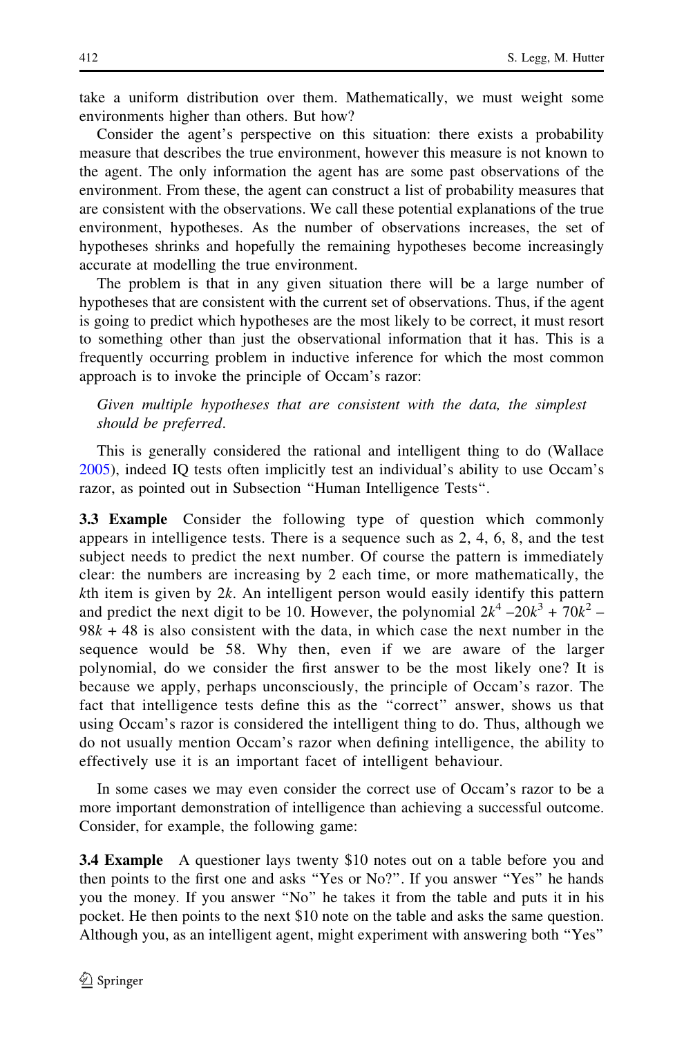take a uniform distribution over them. Mathematically, we must weight some environments higher than others. But how?

Consider the agent's perspective on this situation: there exists a probability measure that describes the true environment, however this measure is not known to the agent. The only information the agent has are some past observations of the environment. From these, the agent can construct a list of probability measures that are consistent with the observations. We call these potential explanations of the true environment, hypotheses. As the number of observations increases, the set of hypotheses shrinks and hopefully the remaining hypotheses become increasingly accurate at modelling the true environment.

The problem is that in any given situation there will be a large number of hypotheses that are consistent with the current set of observations. Thus, if the agent is going to predict which hypotheses are the most likely to be correct, it must resort to something other than just the observational information that it has. This is a frequently occurring problem in inductive inference for which the most common approach is to invoke the principle of Occam's razor:

> *Given multiple hypotheses that are consistent with the data, the simplest should be preferred.*

This is generally considered the rational and intelligent thing to do (Wallace 2005), indeed IQ tests often implicitly test an individual's ability to use Occam's razor, as pointed out in Subsection "Human Intelligence Tests".

**3.3 Example** Consider the following type of question which commonly appears in intelligence tests. There is a sequence such as 2, 4, 6, 8, and the test subject needs to predict the next number. Of course the pattern is immediately clear: the numbers are increasing by 2 each time, or more mathematically, the $k$th item is given by $2k$. An intelligent person would easily identify this pattern and predict the next digit to be 10. However, the polynomial $2k^4 - 20k^3 + 70k^2 - 98k + 48$ is also consistent with the data, in which case the next number in the sequence would be 58. Why then, even if we are aware of the larger polynomial, do we consider the first answer to be the most likely one? It is because we apply, perhaps unconsciously, the principle of Occam's razor. The fact that intelligence tests define this as the "correct" answer, shows us that using Occam's razor is considered the intelligent thing to do. Thus, although we do not usually mention Occam's razor when defining intelligence, the ability to effectively use it is an important facet of intelligent behaviour.

In some cases we may even consider the correct use of Occam's razor to be a more important demonstration of intelligence than achieving a successful outcome. Consider, for example, the following game:

**3.4 Example** A questioner lays twenty \$10 notes out on a table before you and then points to the first one and asks "Yes or No?". If you answer "Yes" he hands you the money. If you answer "No" he takes it from the table and puts it in his pocket. He then points to the next \$10 note on the table and asks the same question. Although you, as an intelligent agent, might experiment with answering both "Yes"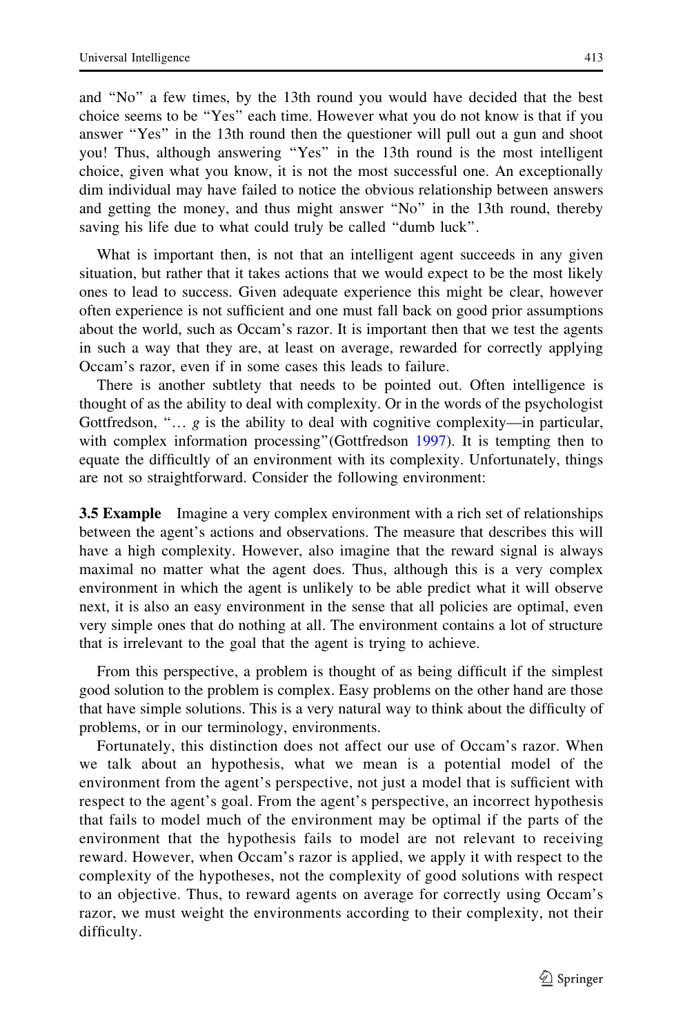and "No" a few times, by the 13th round you would have decided that the best choice seems to be "Yes" each time. However what you do not know is that if you answer "Yes" in the 13th round then the questioner will pull out a gun and shoot you! Thus, although answering "Yes" in the 13th round is the most intelligent choice, given what you know, it is not the most successful one. An exceptionally dim individual may have failed to notice the obvious relationship between answers and getting the money, and thus might answer "No" in the 13th round, thereby saving his life due to what could truly be called "dumb luck".

What is important then, is not that an intelligent agent succeeds in any given situation, but rather that it takes actions that we would expect to be the most likely ones to lead to success. Given adequate experience this might be clear, however often experience is not sufficient and one must fall back on good prior assumptions about the world, such as Occam's razor. It is important then that we test the agents in such a way that they are, at least on average, rewarded for correctly applying Occam's razor, even if in some cases this leads to failure.

There is another subtlety that needs to be pointed out. Often intelligence is thought of as the ability to deal with complexity. Or in the words of the psychologist Gottfredson, "… *g* is the ability to deal with cognitive complexity—in particular, with complex information processing"(Gottfredson 1997). It is tempting then to equate the difficultly of an environment with its complexity. Unfortunately, things are not so straightforward. Consider the following environment:

**3.5 Example** Imagine a very complex environment with a rich set of relationships between the agent's actions and observations. The measure that describes this will have a high complexity. However, also imagine that the reward signal is always maximal no matter what the agent does. Thus, although this is a very complex environment in which the agent is unlikely to be able predict what it will observe next, it is also an easy environment in the sense that all policies are optimal, even very simple ones that do nothing at all. The environment contains a lot of structure that is irrelevant to the goal that the agent is trying to achieve.

From this perspective, a problem is thought of as being difficult if the simplest good solution to the problem is complex. Easy problems on the other hand are those that have simple solutions. This is a very natural way to think about the difficulty of problems, or in our terminology, environments.

Fortunately, this distinction does not affect our use of Occam's razor. When we talk about an hypothesis, what we mean is a potential model of the environment from the agent's perspective, not just a model that is sufficient with respect to the agent's goal. From the agent's perspective, an incorrect hypothesis that fails to model much of the environment may be optimal if the parts of the environment that the hypothesis fails to model are not relevant to receiving reward. However, when Occam's razor is applied, we apply it with respect to the complexity of the hypotheses, not the complexity of good solutions with respect to an objective. Thus, to reward agents on average for correctly using Occam's razor, we must weight the environments according to their complexity, not their difficulty.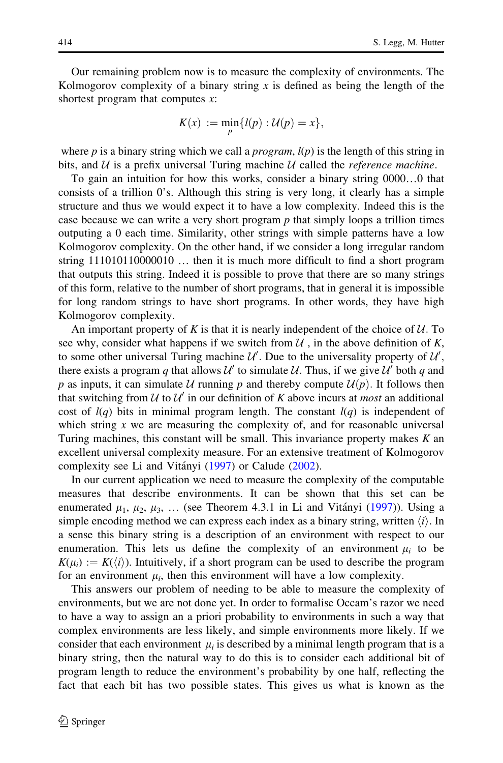Our remaining problem now is to measure the complexity of environments. The Kolmogorov complexity of a binary string $x$ is defined as being the length of the shortest program that computes $x$:

$$K(x) := \min_p \{l(p) : \mathcal{U}(p) = x\},$$

where $p$ is a binary string which we call a *program*, $l(p)$ is the length of this string in bits, and $\mathcal{U}$ is a prefix universal Turing machine $\mathcal{U}$ called the *reference machine*.

To gain an intuition for how this works, consider a binary string 0000…0 that consists of a trillion 0's. Although this string is very long, it clearly has a simple structure and thus we would expect it to have a low complexity. Indeed this is the case because we can write a very short program $p$ that simply loops a trillion times outputing a 0 each time. Similarity, other strings with simple patterns have a low Kolmogorov complexity. On the other hand, if we consider a long irregular random string 111010110000010 … then it is much more difficult to find a short program that outputs this string. Indeed it is possible to prove that there are so many strings of this form, relative to the number of short programs, that in general it is impossible for long random strings to have short programs. In other words, they have high Kolmogorov complexity.

An important property of $K$ is that it is nearly independent of the choice of $\mathcal{U}$. To see why, consider what happens if we switch from $\mathcal{U}$ , in the above definition of $K$, to some other universal Turing machine $\mathcal{U}'$. Due to the universality property of $\mathcal{U}'$, there exists a program $q$ that allows $\mathcal{U}'$ to simulate $\mathcal{U}$. Thus, if we give $\mathcal{U}'$ both $q$ and $p$ as inputs, it can simulate $\mathcal{U}$ running $p$ and thereby compute $\mathcal{U}(p)$. It follows then that switching from $\mathcal{U}$ to $\mathcal{U}'$ in our definition of $K$ above incurs at *most* an additional cost of $l(q)$ bits in minimal program length. The constant $l(q)$ is independent of which string $x$ we are measuring the complexity of, and for reasonable universal Turing machines, this constant will be small. This invariance property makes $K$ an excellent universal complexity measure. For an extensive treatment of Kolmogorov complexity see Li and Vitányi (1997) or Calude (2002).

In our current application we need to measure the complexity of the computable measures that describe environments. It can be shown that this set can be enumerated $\mu_1$, $\mu_2$, $\mu_3$, … (see Theorem 4.3.1 in Li and Vitányi (1997)). Using a simple encoding method we can express each index as a binary string, written $\langle i \rangle$. In a sense this binary string is a description of an environment with respect to our enumeration. This lets us define the complexity of an environment $\mu_i$ to be $K(\mu_i) := K(\langle i \rangle)$. Intuitively, if a short program can be used to describe the program for an environment $\mu_i$, then this environment will have a low complexity.

This answers our problem of needing to be able to measure the complexity of environments, but we are not done yet. In order to formalise Occam's razor we need to have a way to assign an a priori probability to environments in such a way that complex environments are less likely, and simple environments more likely. If we consider that each environment $\mu_i$ is described by a minimal length program that is a binary string, then the natural way to do this is to consider each additional bit of program length to reduce the environment's probability by one half, reflecting the fact that each bit has two possible states. This gives us what is known as the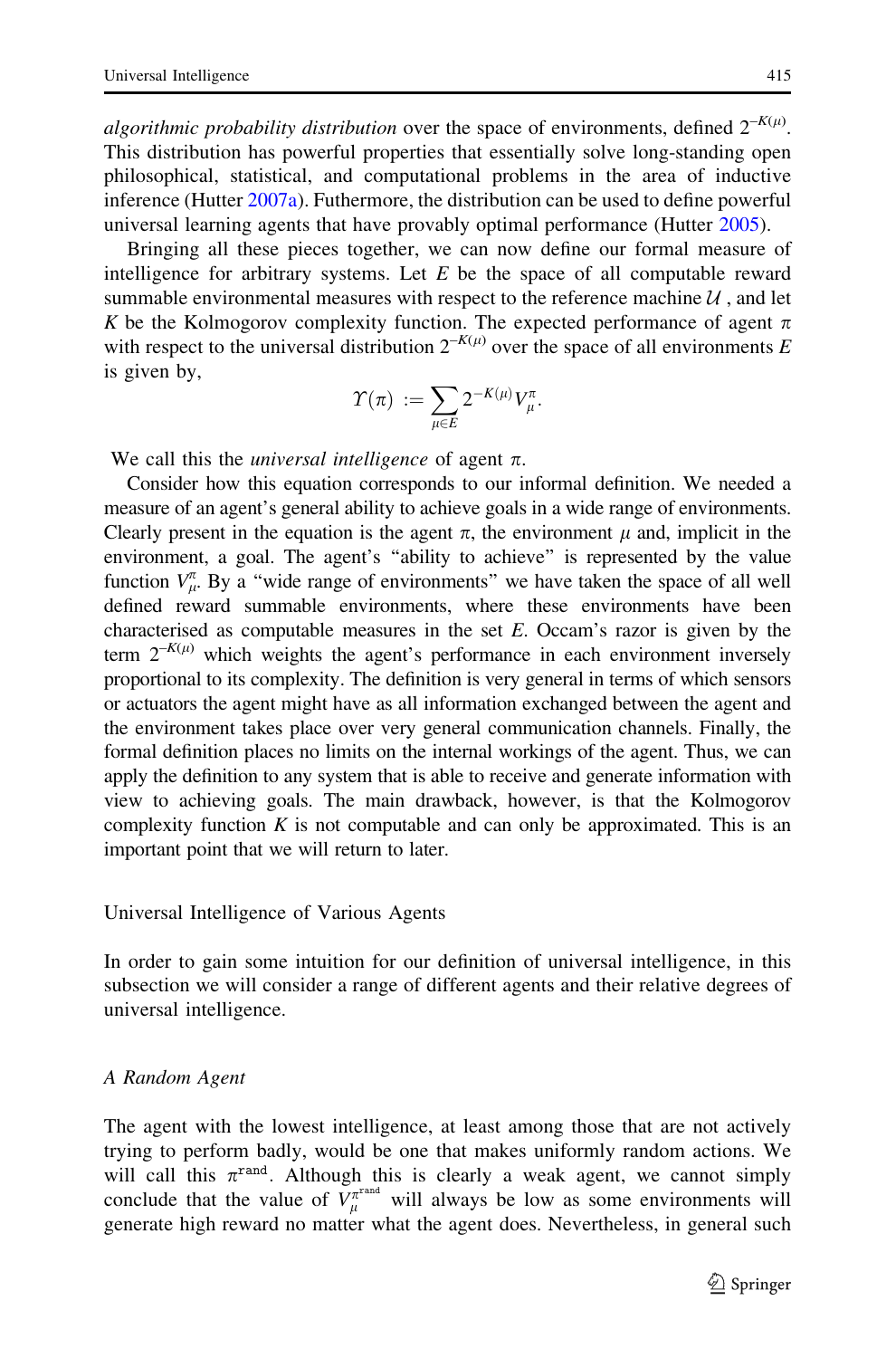*algorithmic probability distribution* over the space of environments, defined $2^{-K(\mu)}$. This distribution has powerful properties that essentially solve long-standing open philosophical, statistical, and computational problems in the area of inductive inference (Hutter 2007a). Futhermore, the distribution can be used to define powerful universal learning agents that have provably optimal performance (Hutter 2005).

Bringing all these pieces together, we can now define our formal measure of intelligence for arbitrary systems. Let $E$ be the space of all computable reward summable environmental measures with respect to the reference machine $\mathcal{U}$, and let $K$ be the Kolmogorov complexity function. The expected performance of agent $\pi$ with respect to the universal distribution $2^{-K(\mu)}$ over the space of all environments $E$ is given by,

$$\Upsilon(\pi) := \sum_{\mu \in E} 2^{-K(\mu)} V_{\mu}^{\pi}.$$

We call this the *universal intelligence* of agent $\pi$.

Consider how this equation corresponds to our informal definition. We needed a measure of an agent's general ability to achieve goals in a wide range of environments. Clearly present in the equation is the agent $\pi$, the environment $\mu$ and, implicit in the environment, a goal. The agent's "ability to achieve" is represented by the value function $V_{\mu}^{\pi}$. By a "wide range of environments" we have taken the space of all well defined reward summable environments, where these environments have been characterised as computable measures in the set $E$. Occam's razor is given by the term $2^{-K(\mu)}$ which weights the agent's performance in each environment inversely proportional to its complexity. The definition is very general in terms of which sensors or actuators the agent might have as all information exchanged between the agent and the environment takes place over very general communication channels. Finally, the formal definition places no limits on the internal workings of the agent. Thus, we can apply the definition to any system that is able to receive and generate information with view to achieving goals. The main drawback, however, is that the Kolmogorov complexity function $K$ is not computable and can only be approximated. This is an important point that we will return to later.

## Universal Intelligence of Various Agents

In order to gain some intuition for our definition of universal intelligence, in this subsection we will consider a range of different agents and their relative degrees of universal intelligence.

### *A Random Agent*

The agent with the lowest intelligence, at least among those that are not actively trying to perform badly, would be one that makes uniformly random actions. We will call this $\pi^{\text{rand}}$. Although this is clearly a weak agent, we cannot simply conclude that the value of $V_{\mu}^{\pi^{\text{rand}}}$ will always be low as some environments will generate high reward no matter what the agent does. Nevertheless, in general such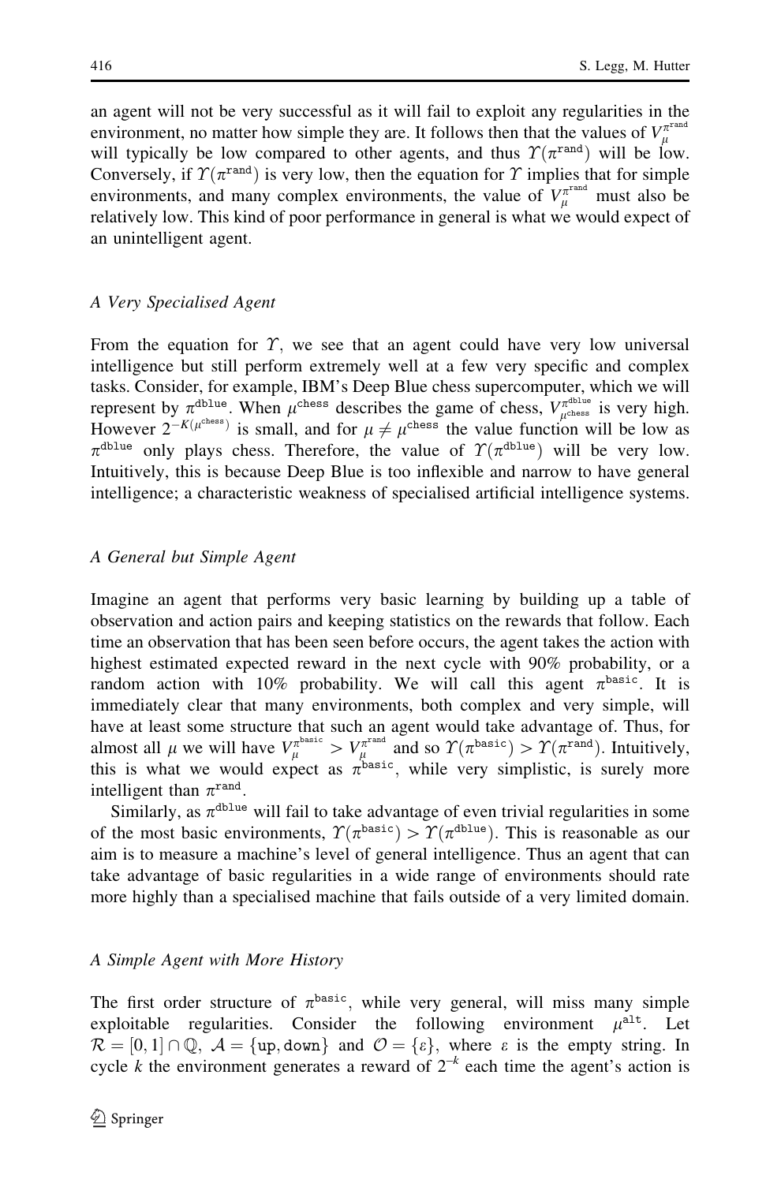an agent will not be very successful as it will fail to exploit any regularities in the environment, no matter how simple they are. It follows then that the values of $V_\mu^{\pi^{\mathrm{rand}}}$ will typically be low compared to other agents, and thus $\Upsilon(\pi^{\mathrm{rand}})$ will be low. Conversely, if $\Upsilon(\pi^{\mathrm{rand}})$ is very low, then the equation for $\Upsilon$ implies that for simple environments, and many complex environments, the value of $V_\mu^{\pi^{\mathrm{rand}}}$ must also be relatively low. This kind of poor performance in general is what we would expect of an unintelligent agent.

#### *A Very Specialised Agent*

From the equation for $\Upsilon$, we see that an agent could have very low universal intelligence but still perform extremely well at a few very specific and complex tasks. Consider, for example, IBM's Deep Blue chess supercomputer, which we will represent by $\pi^{\mathrm{dblue}}$. When $\mu^{\mathrm{chess}}$ describes the game of chess, $V_{\mu^{\mathrm{chess}}}^{\pi^{\mathrm{dblue}}}$ is very high. However $2^{-K(\mu^{\mathrm{chess}})}$ is small, and for $\mu \neq \mu^{\mathrm{chess}}$ the value function will be low as $\pi^{\mathrm{dblue}}$ only plays chess. Therefore, the value of $\Upsilon(\pi^{\mathrm{dblue}})$ will be very low. Intuitively, this is because Deep Blue is too inflexible and narrow to have general intelligence; a characteristic weakness of specialised artificial intelligence systems.

#### *A General but Simple Agent*

Imagine an agent that performs very basic learning by building up a table of observation and action pairs and keeping statistics on the rewards that follow. Each time an observation that has been seen before occurs, the agent takes the action with highest estimated expected reward in the next cycle with 90% probability, or a random action with 10% probability. We will call this agent $\pi^{\mathrm{basic}}$. It is immediately clear that many environments, both complex and very simple, will have at least some structure that such an agent would take advantage of. Thus, for almost all $\mu$ we will have $V_\mu^{\pi^{\mathrm{basic}}} > V_\mu^{\pi^{\mathrm{rand}}}$ and so $\Upsilon(\pi^{\mathrm{basic}}) > \Upsilon(\pi^{\mathrm{rand}})$. Intuitively, this is what we would expect as $\pi^{\mathrm{basic}}$, while very simplistic, is surely more intelligent than $\pi^{\mathrm{rand}}$.

Similarly, as $\pi^{\mathrm{dblue}}$ will fail to take advantage of even trivial regularities in some of the most basic environments, $\Upsilon(\pi^{\mathrm{basic}}) > \Upsilon(\pi^{\mathrm{dblue}})$. This is reasonable as our aim is to measure a machine's level of general intelligence. Thus an agent that can take advantage of basic regularities in a wide range of environments should rate more highly than a specialised machine that fails outside of a very limited domain.

#### *A Simple Agent with More History*

The first order structure of $\pi^{\mathrm{basic}}$, while very general, will miss many simple exploitable regularities. Consider the following environment $\mu^{\mathrm{alt}}$. Let $\mathcal{R} = [0, 1] \cap \mathbb{Q}$, $\mathcal{A} = \{\mathtt{up}, \mathtt{down}\}$ and $\mathcal{O} = \{\varepsilon\}$, where $\varepsilon$ is the empty string. In cycle $k$ the environment generates a reward of $2^{-k}$ each time the agent's action is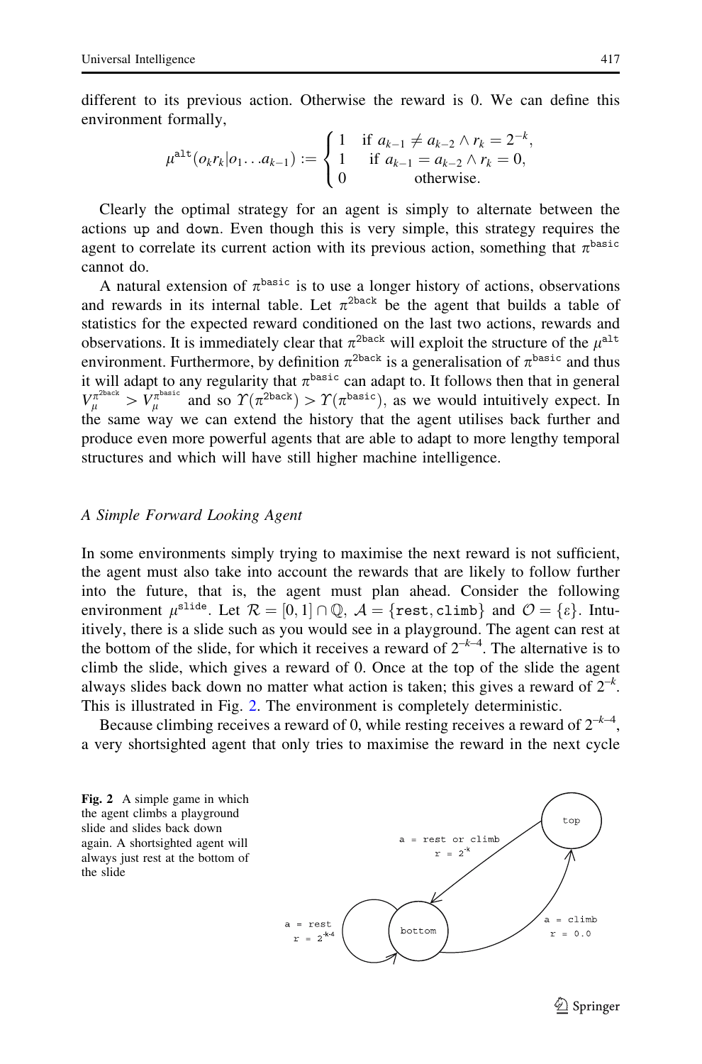different to its previous action. Otherwise the reward is 0. We can define this environment formally,

$$\mu^{\texttt{alt}}(o_k r_k | o_1 \ldots a_{k-1}) := \begin{cases} 1 & \text{if } a_{k-1} \neq a_{k-2} \wedge r_k = 2^{-k}, \\ 1 & \text{if } a_{k-1} = a_{k-2} \wedge r_k = 0, \\ 0 & \text{otherwise.} \end{cases}$$

Clearly the optimal strategy for an agent is simply to alternate between the actions up and down. Even though this is very simple, this strategy requires the agent to correlate its current action with its previous action, something that $\pi^{\texttt{basic}}$ cannot do.

A natural extension of $\pi^{\texttt{basic}}$ is to use a longer history of actions, observations and rewards in its internal table. Let $\pi^{\texttt{2back}}$ be the agent that builds a table of statistics for the expected reward conditioned on the last two actions, rewards and observations. It is immediately clear that $\pi^{\texttt{2back}}$ will exploit the structure of the $\mu^{\texttt{alt}}$ environment. Furthermore, by definition $\pi^{\texttt{2back}}$ is a generalisation of $\pi^{\texttt{basic}}$ and thus it will adapt to any regularity that $\pi^{\texttt{basic}}$ can adapt to. It follows then that in general $V_\mu^{\pi^{\texttt{2back}}} > V_\mu^{\pi^{\texttt{basic}}}$ and so $\Upsilon(\pi^{\texttt{2back}}) > \Upsilon(\pi^{\texttt{basic}})$, as we would intuitively expect. In the same way we can extend the history that the agent utilises back further and produce even more powerful agents that are able to adapt to more lengthy temporal structures and which will have still higher machine intelligence.

### *A Simple Forward Looking Agent*

In some environments simply trying to maximise the next reward is not sufficient, the agent must also take into account the rewards that are likely to follow further into the future, that is, the agent must plan ahead. Consider the following environment $\mu^{\texttt{slide}}$. Let $\mathcal{R} = [0, 1] \cap \mathbb{Q}$, $\mathcal{A} = \{\texttt{rest}, \texttt{climb}\}$ and $\mathcal{O} = \{\varepsilon\}$. Intuitively, there is a slide such as you would see in a playground. The agent can rest at the bottom of the slide, for which it receives a reward of $2^{-k-4}$. The alternative is to climb the slide, which gives a reward of 0. Once at the top of the slide the agent always slides back down no matter what action is taken; this gives a reward of $2^{-k}$. This is illustrated in Fig. 2. The environment is completely deterministic.

Because climbing receives a reward of 0, while resting receives a reward of $2^{-k-4}$, a very shortsighted agent that only tries to maximise the reward in the next cycle

**Fig. 2** A simple game in which the agent climbs a playground slide and slides back down again. A shortsighted agent will always just rest at the bottom of the slide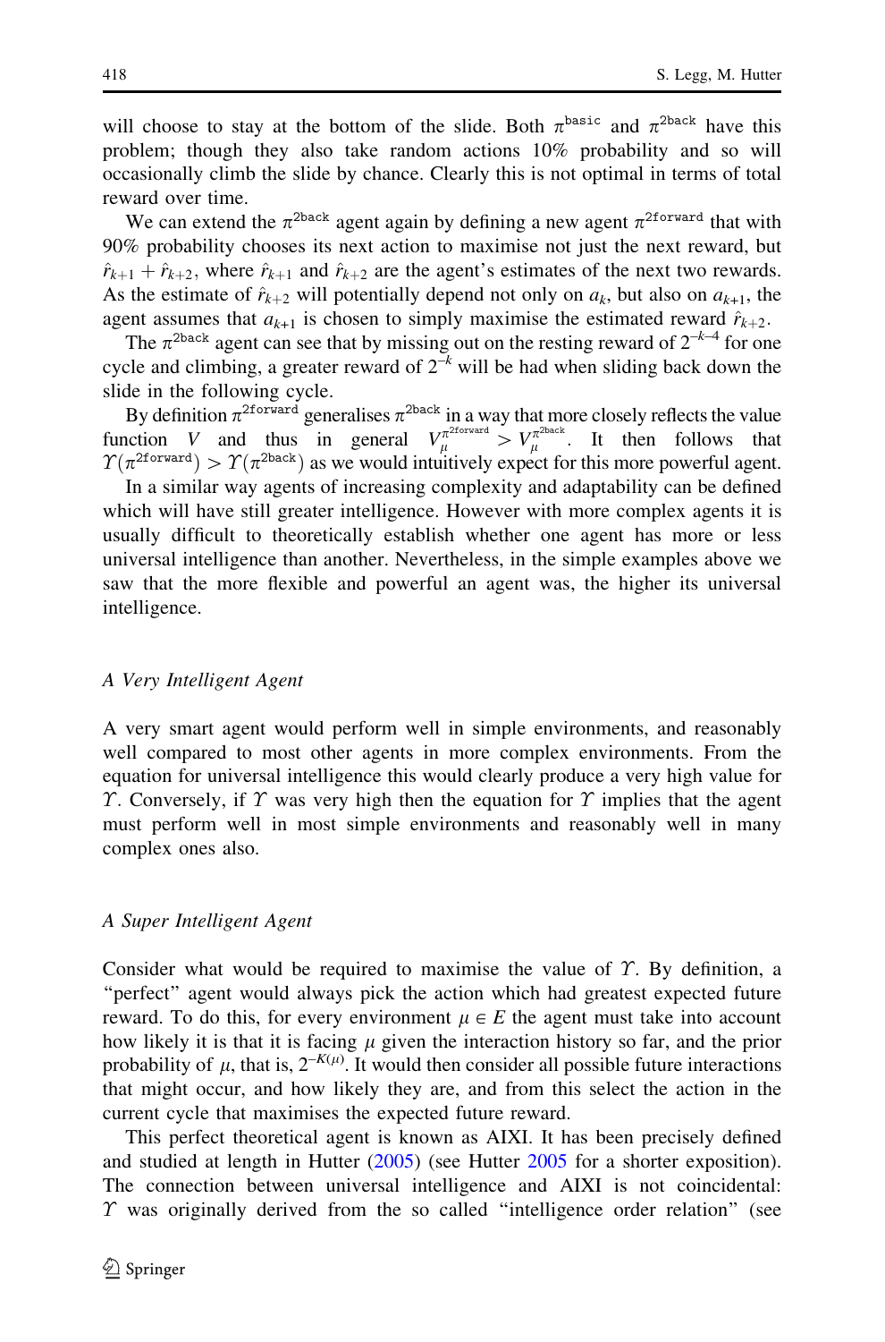will choose to stay at the bottom of the slide. Both $\pi^{\text{basic}}$ and $\pi^{\text{2back}}$ have this problem; though they also take random actions 10% probability and so will occasionally climb the slide by chance. Clearly this is not optimal in terms of total reward over time.

We can extend the $\pi^{\text{2back}}$ agent again by defining a new agent $\pi^{\text{2forward}}$ that with 90% probability chooses its next action to maximise not just the next reward, but $\hat{r}_{k+1} + \hat{r}_{k+2}$, where $\hat{r}_{k+1}$ and $\hat{r}_{k+2}$ are the agent's estimates of the next two rewards. As the estimate of $\hat{r}_{k+2}$ will potentially depend not only on $a_k$, but also on $a_{k+1}$, the agent assumes that $a_{k+1}$ is chosen to simply maximise the estimated reward $\hat{r}_{k+2}$.

The $\pi^{\text{2back}}$ agent can see that by missing out on the resting reward of $2^{-k-4}$ for one cycle and climbing, a greater reward of $2^{-k}$ will be had when sliding back down the slide in the following cycle.

By definition $\pi^{\text{2forward}}$ generalises $\pi^{\text{2back}}$ in a way that more closely reflects the value function $V$ and thus in general $V_\mu^{\pi^{\text{2forward}}} > V_\mu^{\pi^{\text{2back}}}$. It then follows that $\Upsilon(\pi^{\text{2forward}}) > \Upsilon(\pi^{\text{2back}})$ as we would intuitively expect for this more powerful agent.

In a similar way agents of increasing complexity and adaptability can be defined which will have still greater intelligence. However with more complex agents it is usually difficult to theoretically establish whether one agent has more or less universal intelligence than another. Nevertheless, in the simple examples above we saw that the more flexible and powerful an agent was, the higher its universal intelligence.

### *A Very Intelligent Agent*

A very smart agent would perform well in simple environments, and reasonably well compared to most other agents in more complex environments. From the equation for universal intelligence this would clearly produce a very high value for $\Upsilon$. Conversely, if $\Upsilon$ was very high then the equation for $\Upsilon$ implies that the agent must perform well in most simple environments and reasonably well in many complex ones also.

### *A Super Intelligent Agent*

Consider what would be required to maximise the value of $\Upsilon$. By definition, a "perfect" agent would always pick the action which had greatest expected future reward. To do this, for every environment $\mu \in E$ the agent must take into account how likely it is that it is facing $\mu$ given the interaction history so far, and the prior probability of $\mu$, that is, $2^{-K(\mu)}$. It would then consider all possible future interactions that might occur, and how likely they are, and from this select the action in the current cycle that maximises the expected future reward.

This perfect theoretical agent is known as AIXI. It has been precisely defined and studied at length in Hutter (2005) (see Hutter 2005 for a shorter exposition). The connection between universal intelligence and AIXI is not coincidental: $\Upsilon$ was originally derived from the so called "intelligence order relation" (see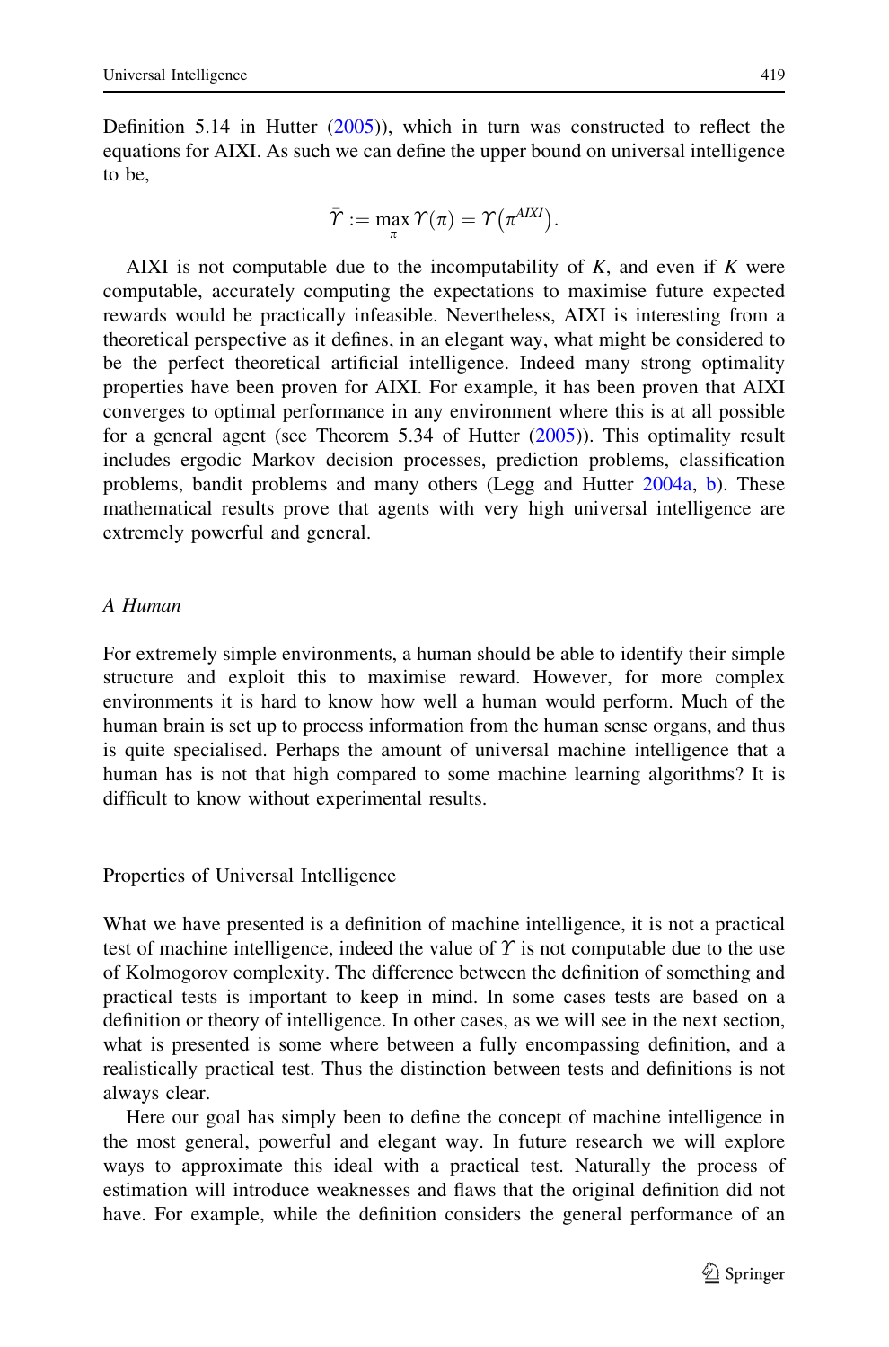Definition 5.14 in Hutter (2005)), which in turn was constructed to reflect the equations for AIXI. As such we can define the upper bound on universal intelligence to be,

$$\bar{\Upsilon} := \max_{\pi} \Upsilon(\pi) = \Upsilon(\pi^{AIXI}).$$

AIXI is not computable due to the incomputability of $K$, and even if $K$ were computable, accurately computing the expectations to maximise future expected rewards would be practically infeasible. Nevertheless, AIXI is interesting from a theoretical perspective as it defines, in an elegant way, what might be considered to be the perfect theoretical artificial intelligence. Indeed many strong optimality properties have been proven for AIXI. For example, it has been proven that AIXI converges to optimal performance in any environment where this is at all possible for a general agent (see Theorem 5.34 of Hutter (2005)). This optimality result includes ergodic Markov decision processes, prediction problems, classification problems, bandit problems and many others (Legg and Hutter 2004a, b). These mathematical results prove that agents with very high universal intelligence are extremely powerful and general.

*A Human*

For extremely simple environments, a human should be able to identify their simple structure and exploit this to maximise reward. However, for more complex environments it is hard to know how well a human would perform. Much of the human brain is set up to process information from the human sense organs, and thus is quite specialised. Perhaps the amount of universal machine intelligence that a human has is not that high compared to some machine learning algorithms? It is difficult to know without experimental results.

## Properties of Universal Intelligence

What we have presented is a definition of machine intelligence, it is not a practical test of machine intelligence, indeed the value of $\Upsilon$ is not computable due to the use of Kolmogorov complexity. The difference between the definition of something and practical tests is important to keep in mind. In some cases tests are based on a definition or theory of intelligence. In other cases, as we will see in the next section, what is presented is some where between a fully encompassing definition, and a realistically practical test. Thus the distinction between tests and definitions is not always clear.

Here our goal has simply been to define the concept of machine intelligence in the most general, powerful and elegant way. In future research we will explore ways to approximate this ideal with a practical test. Naturally the process of estimation will introduce weaknesses and flaws that the original definition did not have. For example, while the definition considers the general performance of an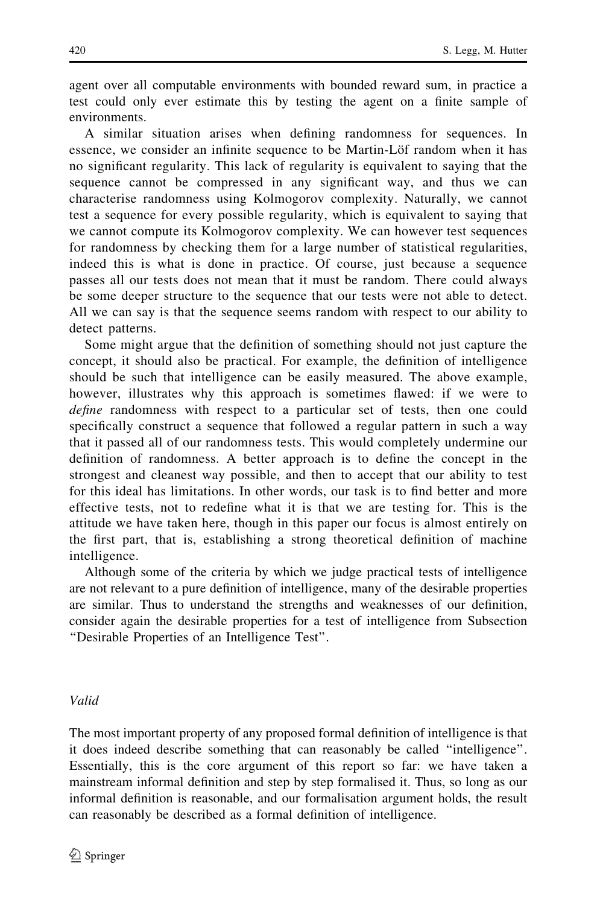agent over all computable environments with bounded reward sum, in practice a test could only ever estimate this by testing the agent on a finite sample of environments.

A similar situation arises when defining randomness for sequences. In essence, we consider an infinite sequence to be Martin-Löf random when it has no significant regularity. This lack of regularity is equivalent to saying that the sequence cannot be compressed in any significant way, and thus we can characterise randomness using Kolmogorov complexity. Naturally, we cannot test a sequence for every possible regularity, which is equivalent to saying that we cannot compute its Kolmogorov complexity. We can however test sequences for randomness by checking them for a large number of statistical regularities, indeed this is what is done in practice. Of course, just because a sequence passes all our tests does not mean that it must be random. There could always be some deeper structure to the sequence that our tests were not able to detect. All we can say is that the sequence seems random with respect to our ability to detect patterns.

Some might argue that the definition of something should not just capture the concept, it should also be practical. For example, the definition of intelligence should be such that intelligence can be easily measured. The above example, however, illustrates why this approach is sometimes flawed: if we were to *define* randomness with respect to a particular set of tests, then one could specifically construct a sequence that followed a regular pattern in such a way that it passed all of our randomness tests. This would completely undermine our definition of randomness. A better approach is to define the concept in the strongest and cleanest way possible, and then to accept that our ability to test for this ideal has limitations. In other words, our task is to find better and more effective tests, not to redefine what it is that we are testing for. This is the attitude we have taken here, though in this paper our focus is almost entirely on the first part, that is, establishing a strong theoretical definition of machine intelligence.

Although some of the criteria by which we judge practical tests of intelligence are not relevant to a pure definition of intelligence, many of the desirable properties are similar. Thus to understand the strengths and weaknesses of our definition, consider again the desirable properties for a test of intelligence from Subsection "Desirable Properties of an Intelligence Test".

### *Valid*

The most important property of any proposed formal definition of intelligence is that it does indeed describe something that can reasonably be called "intelligence". Essentially, this is the core argument of this report so far: we have taken a mainstream informal definition and step by step formalised it. Thus, so long as our informal definition is reasonable, and our formalisation argument holds, the result can reasonably be described as a formal definition of intelligence.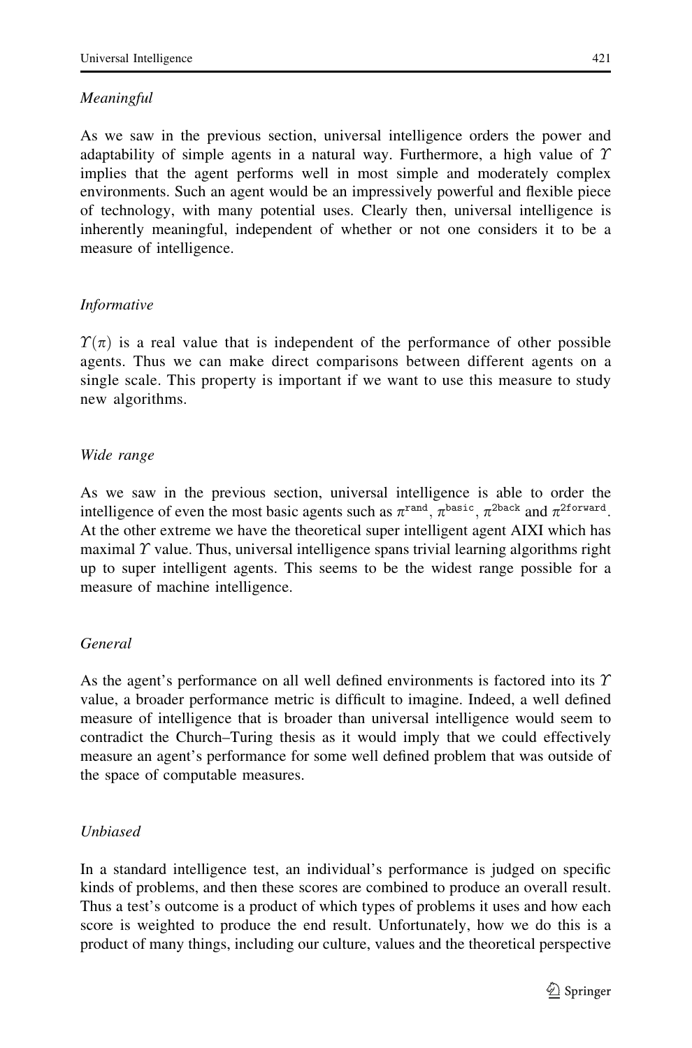*Meaningful*

As we saw in the previous section, universal intelligence orders the power and adaptability of simple agents in a natural way. Furthermore, a high value of $\Upsilon$ implies that the agent performs well in most simple and moderately complex environments. Such an agent would be an impressively powerful and flexible piece of technology, with many potential uses. Clearly then, universal intelligence is inherently meaningful, independent of whether or not one considers it to be a measure of intelligence.

*Informative*

$\Upsilon(\pi)$ is a real value that is independent of the performance of other possible agents. Thus we can make direct comparisons between different agents on a single scale. This property is important if we want to use this measure to study new algorithms.

*Wide range*

As we saw in the previous section, universal intelligence is able to order the intelligence of even the most basic agents such as $\pi^{\text{rand}}$, $\pi^{\text{basic}}$, $\pi^{\text{2back}}$ and $\pi^{\text{2forward}}$. At the other extreme we have the theoretical super intelligent agent AIXI which has maximal $\Upsilon$ value. Thus, universal intelligence spans trivial learning algorithms right up to super intelligent agents. This seems to be the widest range possible for a measure of machine intelligence.

*General*

As the agent's performance on all well defined environments is factored into its $\Upsilon$ value, a broader performance metric is difficult to imagine. Indeed, a well defined measure of intelligence that is broader than universal intelligence would seem to contradict the Church–Turing thesis as it would imply that we could effectively measure an agent's performance for some well defined problem that was outside of the space of computable measures.

*Unbiased*

In a standard intelligence test, an individual's performance is judged on specific kinds of problems, and then these scores are combined to produce an overall result. Thus a test's outcome is a product of which types of problems it uses and how each score is weighted to produce the end result. Unfortunately, how we do this is a product of many things, including our culture, values and the theoretical perspective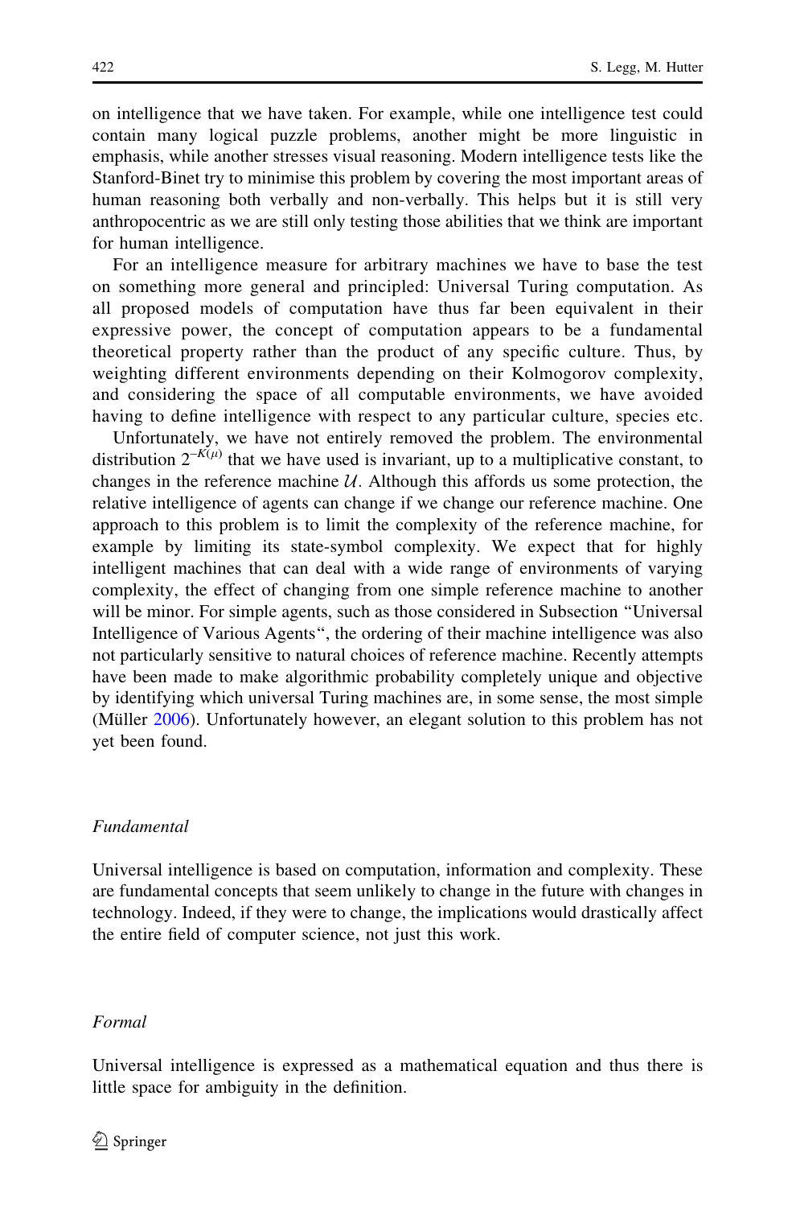on intelligence that we have taken. For example, while one intelligence test could contain many logical puzzle problems, another might be more linguistic in emphasis, while another stresses visual reasoning. Modern intelligence tests like the Stanford-Binet try to minimise this problem by covering the most important areas of human reasoning both verbally and non-verbally. This helps but it is still very anthropocentric as we are still only testing those abilities that we think are important for human intelligence.

For an intelligence measure for arbitrary machines we have to base the test on something more general and principled: Universal Turing computation. As all proposed models of computation have thus far been equivalent in their expressive power, the concept of computation appears to be a fundamental theoretical property rather than the product of any specific culture. Thus, by weighting different environments depending on their Kolmogorov complexity, and considering the space of all computable environments, we have avoided having to define intelligence with respect to any particular culture, species etc.

Unfortunately, we have not entirely removed the problem. The environmental distribution $2^{-K(\mu)}$ that we have used is invariant, up to a multiplicative constant, to changes in the reference machine $\mathcal{U}$. Although this affords us some protection, the relative intelligence of agents can change if we change our reference machine. One approach to this problem is to limit the complexity of the reference machine, for example by limiting its state-symbol complexity. We expect that for highly intelligent machines that can deal with a wide range of environments of varying complexity, the effect of changing from one simple reference machine to another will be minor. For simple agents, such as those considered in Subsection "Universal Intelligence of Various Agents", the ordering of their machine intelligence was also not particularly sensitive to natural choices of reference machine. Recently attempts have been made to make algorithmic probability completely unique and objective by identifying which universal Turing machines are, in some sense, the most simple (Müller 2006). Unfortunately however, an elegant solution to this problem has not yet been found.

*Fundamental*

Universal intelligence is based on computation, information and complexity. These are fundamental concepts that seem unlikely to change in the future with changes in technology. Indeed, if they were to change, the implications would drastically affect the entire field of computer science, not just this work.

*Formal*

Universal intelligence is expressed as a mathematical equation and thus there is little space for ambiguity in the definition.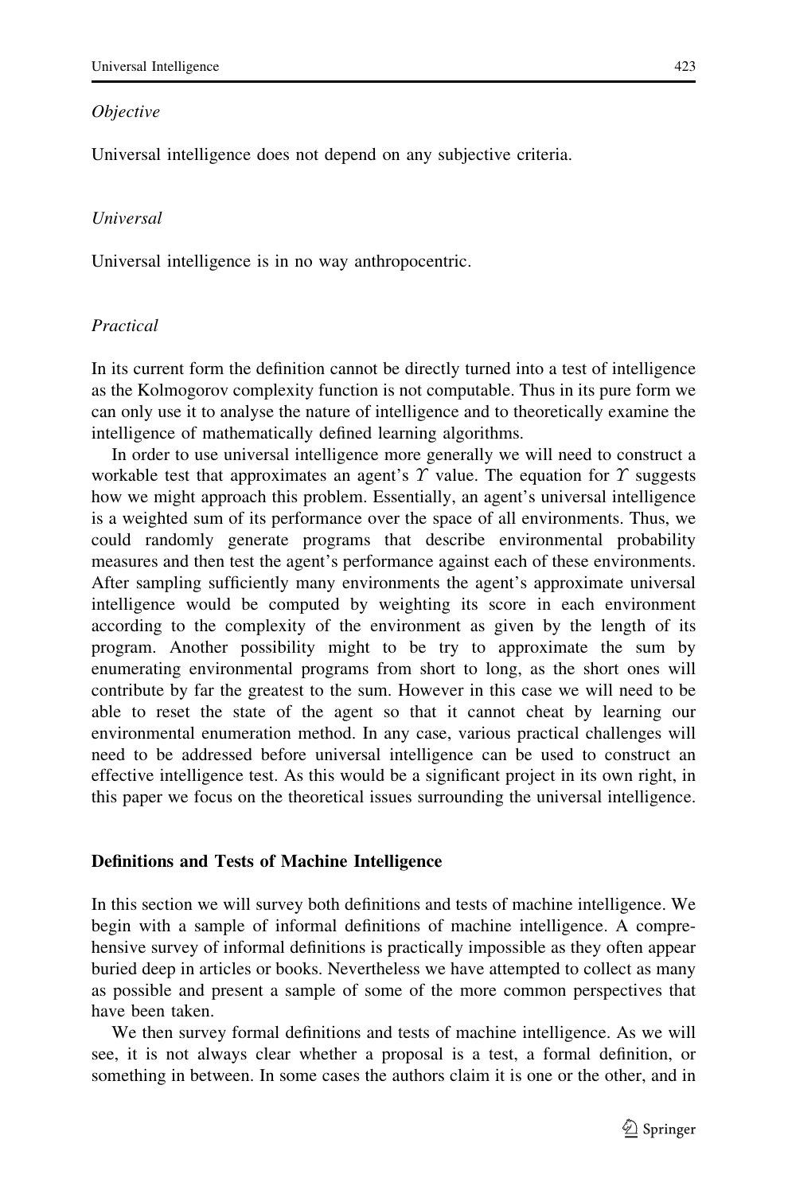*Objective*

Universal intelligence does not depend on any subjective criteria.

*Universal*

Universal intelligence is in no way anthropocentric.

*Practical*

In its current form the definition cannot be directly turned into a test of intelligence as the Kolmogorov complexity function is not computable. Thus in its pure form we can only use it to analyse the nature of intelligence and to theoretically examine the intelligence of mathematically defined learning algorithms.

In order to use universal intelligence more generally we will need to construct a workable test that approximates an agent's $\Upsilon$ value. The equation for $\Upsilon$ suggests how we might approach this problem. Essentially, an agent's universal intelligence is a weighted sum of its performance over the space of all environments. Thus, we could randomly generate programs that describe environmental probability measures and then test the agent's performance against each of these environments. After sampling sufficiently many environments the agent's approximate universal intelligence would be computed by weighting its score in each environment according to the complexity of the environment as given by the length of its program. Another possibility might to be try to approximate the sum by enumerating environmental programs from short to long, as the short ones will contribute by far the greatest to the sum. However in this case we will need to be able to reset the state of the agent so that it cannot cheat by learning our environmental enumeration method. In any case, various practical challenges will need to be addressed before universal intelligence can be used to construct an effective intelligence test. As this would be a significant project in its own right, in this paper we focus on the theoretical issues surrounding the universal intelligence.

## Definitions and Tests of Machine Intelligence

In this section we will survey both definitions and tests of machine intelligence. We begin with a sample of informal definitions of machine intelligence. A comprehensive survey of informal definitions is practically impossible as they often appear buried deep in articles or books. Nevertheless we have attempted to collect as many as possible and present a sample of some of the more common perspectives that have been taken.

We then survey formal definitions and tests of machine intelligence. As we will see, it is not always clear whether a proposal is a test, a formal definition, or something in between. In some cases the authors claim it is one or the other, and in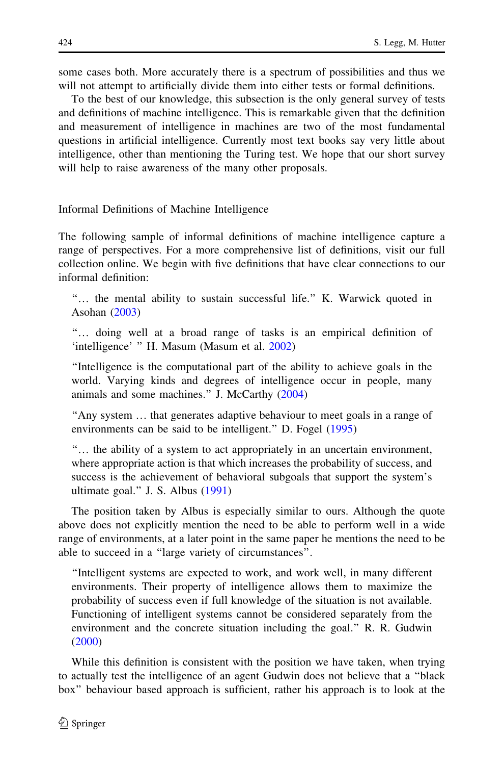some cases both. More accurately there is a spectrum of possibilities and thus we will not attempt to artificially divide them into either tests or formal definitions.

To the best of our knowledge, this subsection is the only general survey of tests and definitions of machine intelligence. This is remarkable given that the definition and measurement of intelligence in machines are two of the most fundamental questions in artificial intelligence. Currently most text books say very little about intelligence, other than mentioning the Turing test. We hope that our short survey will help to raise awareness of the many other proposals.

### Informal Definitions of Machine Intelligence

The following sample of informal definitions of machine intelligence capture a range of perspectives. For a more comprehensive list of definitions, visit our full collection online. We begin with five definitions that have clear connections to our informal definition:

> "… the mental ability to sustain successful life." K. Warwick quoted in Asohan (2003)

> "… doing well at a broad range of tasks is an empirical definition of 'intelligence' " H. Masum (Masum et al. 2002)

> "Intelligence is the computational part of the ability to achieve goals in the world. Varying kinds and degrees of intelligence occur in people, many animals and some machines." J. McCarthy (2004)

> "Any system … that generates adaptive behaviour to meet goals in a range of environments can be said to be intelligent." D. Fogel (1995)

> "… the ability of a system to act appropriately in an uncertain environment, where appropriate action is that which increases the probability of success, and success is the achievement of behavioral subgoals that support the system's ultimate goal." J. S. Albus (1991)

The position taken by Albus is especially similar to ours. Although the quote above does not explicitly mention the need to be able to perform well in a wide range of environments, at a later point in the same paper he mentions the need to be able to succeed in a "large variety of circumstances".

> "Intelligent systems are expected to work, and work well, in many different environments. Their property of intelligence allows them to maximize the probability of success even if full knowledge of the situation is not available. Functioning of intelligent systems cannot be considered separately from the environment and the concrete situation including the goal." R. R. Gudwin (2000)

While this definition is consistent with the position we have taken, when trying to actually test the intelligence of an agent Gudwin does not believe that a "black box" behaviour based approach is sufficient, rather his approach is to look at the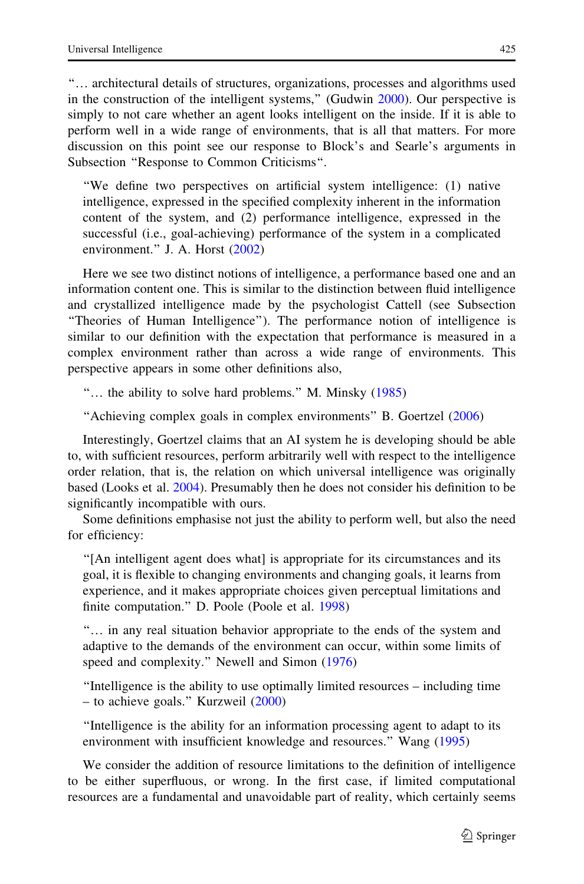"… architectural details of structures, organizations, processes and algorithms used in the construction of the intelligent systems," (Gudwin 2000). Our perspective is simply to not care whether an agent looks intelligent on the inside. If it is able to perform well in a wide range of environments, that is all that matters. For more discussion on this point see our response to Block's and Searle's arguments in Subsection "Response to Common Criticisms".

> "We define two perspectives on artificial system intelligence: (1) native intelligence, expressed in the specified complexity inherent in the information content of the system, and (2) performance intelligence, expressed in the successful (i.e., goal-achieving) performance of the system in a complicated environment." J. A. Horst (2002)

Here we see two distinct notions of intelligence, a performance based one and an information content one. This is similar to the distinction between fluid intelligence and crystallized intelligence made by the psychologist Cattell (see Subsection "Theories of Human Intelligence"). The performance notion of intelligence is similar to our definition with the expectation that performance is measured in a complex environment rather than across a wide range of environments. This perspective appears in some other definitions also,

> "… the ability to solve hard problems." M. Minsky (1985)

> "Achieving complex goals in complex environments" B. Goertzel (2006)

Interestingly, Goertzel claims that an AI system he is developing should be able to, with sufficient resources, perform arbitrarily well with respect to the intelligence order relation, that is, the relation on which universal intelligence was originally based (Looks et al. 2004). Presumably then he does not consider his definition to be significantly incompatible with ours.

Some definitions emphasise not just the ability to perform well, but also the need for efficiency:

> "[An intelligent agent does what] is appropriate for its circumstances and its goal, it is flexible to changing environments and changing goals, it learns from experience, and it makes appropriate choices given perceptual limitations and finite computation." D. Poole (Poole et al. 1998)

> "… in any real situation behavior appropriate to the ends of the system and adaptive to the demands of the environment can occur, within some limits of speed and complexity." Newell and Simon (1976)

> "Intelligence is the ability to use optimally limited resources – including time – to achieve goals." Kurzweil (2000)

> "Intelligence is the ability for an information processing agent to adapt to its environment with insufficient knowledge and resources." Wang (1995)

We consider the addition of resource limitations to the definition of intelligence to be either superfluous, or wrong. In the first case, if limited computational resources are a fundamental and unavoidable part of reality, which certainly seems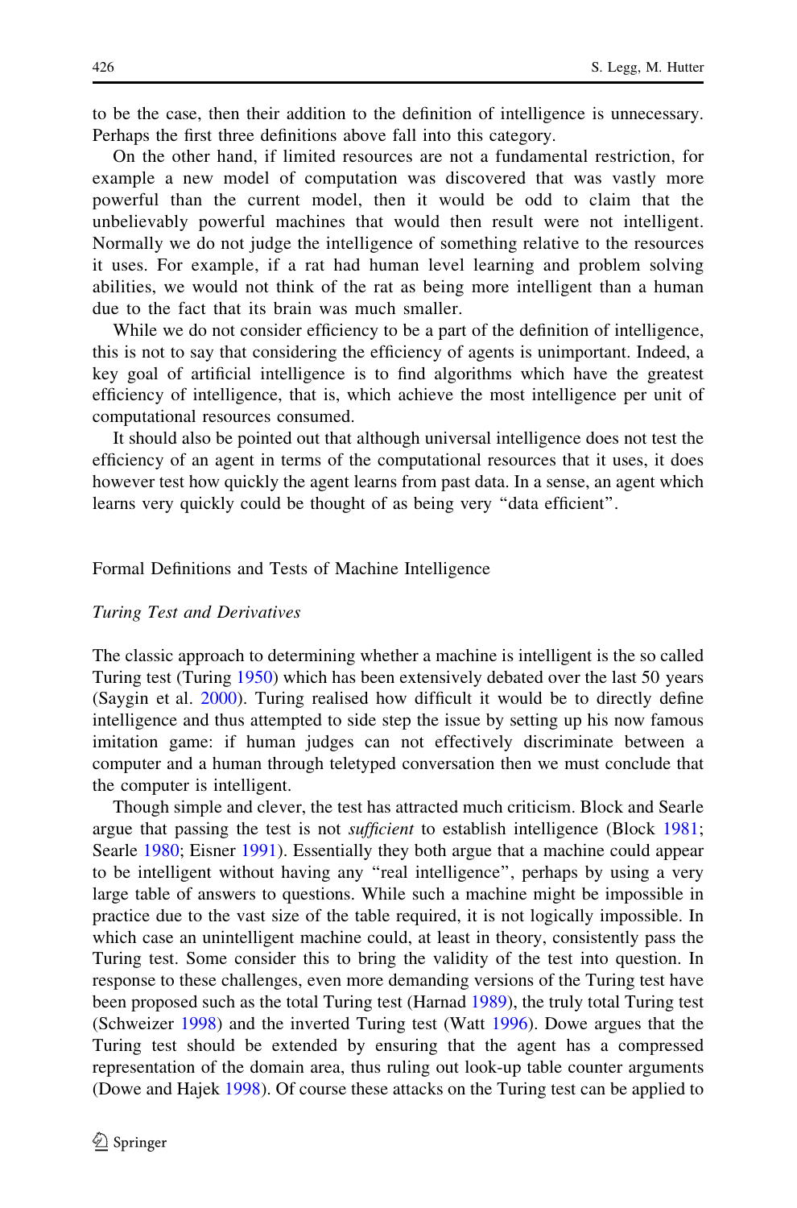to be the case, then their addition to the definition of intelligence is unnecessary. Perhaps the first three definitions above fall into this category.

On the other hand, if limited resources are not a fundamental restriction, for example a new model of computation was discovered that was vastly more powerful than the current model, then it would be odd to claim that the unbelievably powerful machines that would then result were not intelligent. Normally we do not judge the intelligence of something relative to the resources it uses. For example, if a rat had human level learning and problem solving abilities, we would not think of the rat as being more intelligent than a human due to the fact that its brain was much smaller.

While we do not consider efficiency to be a part of the definition of intelligence, this is not to say that considering the efficiency of agents is unimportant. Indeed, a key goal of artificial intelligence is to find algorithms which have the greatest efficiency of intelligence, that is, which achieve the most intelligence per unit of computational resources consumed.

It should also be pointed out that although universal intelligence does not test the efficiency of an agent in terms of the computational resources that it uses, it does however test how quickly the agent learns from past data. In a sense, an agent which learns very quickly could be thought of as being very "data efficient".

## Formal Definitions and Tests of Machine Intelligence

### *Turing Test and Derivatives*

The classic approach to determining whether a machine is intelligent is the so called Turing test (Turing 1950) which has been extensively debated over the last 50 years (Saygin et al. 2000). Turing realised how difficult it would be to directly define intelligence and thus attempted to side step the issue by setting up his now famous imitation game: if human judges can not effectively discriminate between a computer and a human through teletyped conversation then we must conclude that the computer is intelligent.

Though simple and clever, the test has attracted much criticism. Block and Searle argue that passing the test is not *sufficient* to establish intelligence (Block 1981; Searle 1980; Eisner 1991). Essentially they both argue that a machine could appear to be intelligent without having any "real intelligence", perhaps by using a very large table of answers to questions. While such a machine might be impossible in practice due to the vast size of the table required, it is not logically impossible. In which case an unintelligent machine could, at least in theory, consistently pass the Turing test. Some consider this to bring the validity of the test into question. In response to these challenges, even more demanding versions of the Turing test have been proposed such as the total Turing test (Harnad 1989), the truly total Turing test (Schweizer 1998) and the inverted Turing test (Watt 1996). Dowe argues that the Turing test should be extended by ensuring that the agent has a compressed representation of the domain area, thus ruling out look-up table counter arguments (Dowe and Hajek 1998). Of course these attacks on the Turing test can be applied to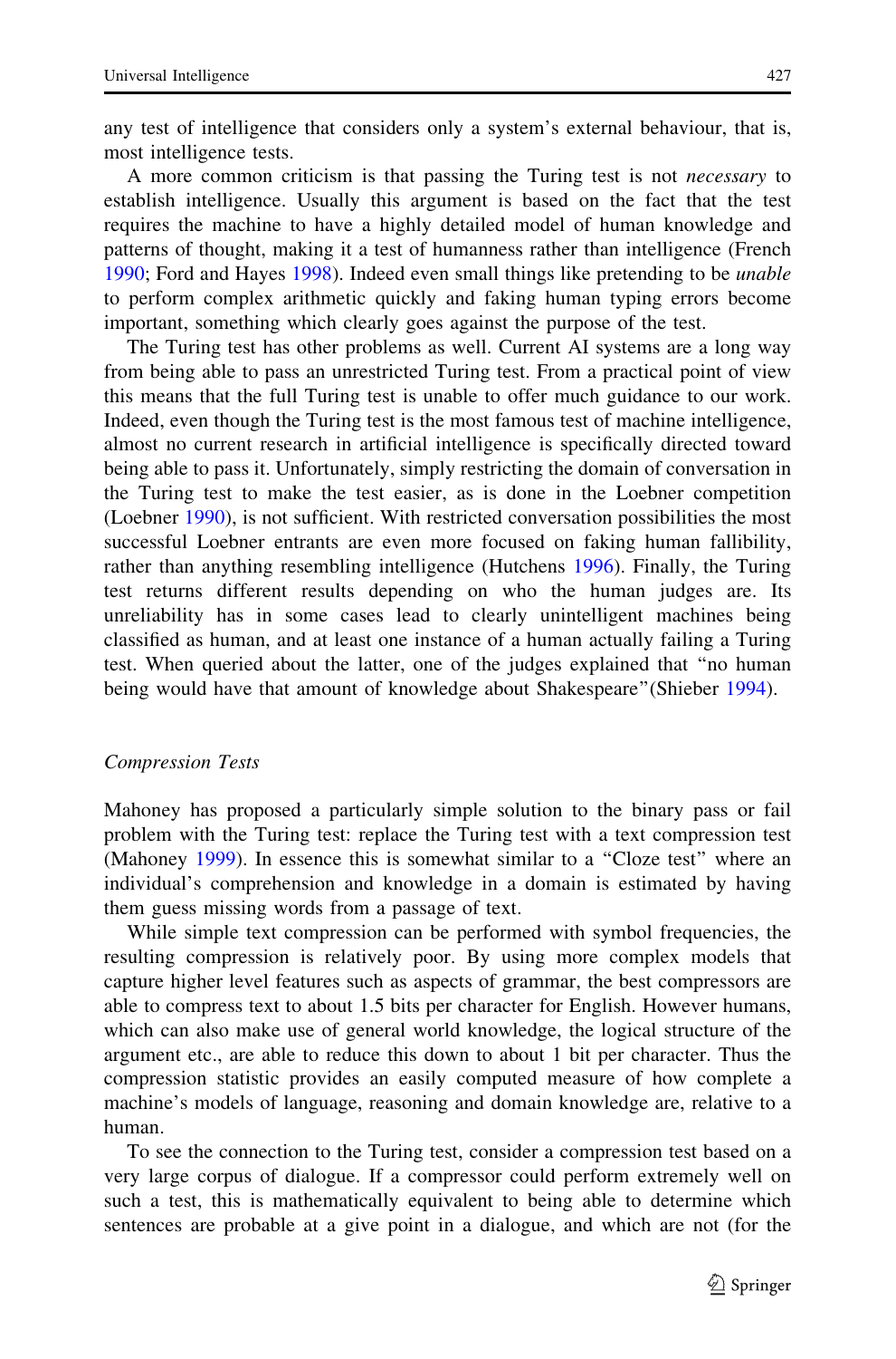any test of intelligence that considers only a system's external behaviour, that is, most intelligence tests.

A more common criticism is that passing the Turing test is not *necessary* to establish intelligence. Usually this argument is based on the fact that the test requires the machine to have a highly detailed model of human knowledge and patterns of thought, making it a test of humanness rather than intelligence (French 1990; Ford and Hayes 1998). Indeed even small things like pretending to be *unable* to perform complex arithmetic quickly and faking human typing errors become important, something which clearly goes against the purpose of the test.

The Turing test has other problems as well. Current AI systems are a long way from being able to pass an unrestricted Turing test. From a practical point of view this means that the full Turing test is unable to offer much guidance to our work. Indeed, even though the Turing test is the most famous test of machine intelligence, almost no current research in artificial intelligence is specifically directed toward being able to pass it. Unfortunately, simply restricting the domain of conversation in the Turing test to make the test easier, as is done in the Loebner competition (Loebner 1990), is not sufficient. With restricted conversation possibilities the most successful Loebner entrants are even more focused on faking human fallibility, rather than anything resembling intelligence (Hutchens 1996). Finally, the Turing test returns different results depending on who the human judges are. Its unreliability has in some cases lead to clearly unintelligent machines being classified as human, and at least one instance of a human actually failing a Turing test. When queried about the latter, one of the judges explained that "no human being would have that amount of knowledge about Shakespeare"(Shieber 1994).

### *Compression Tests*

Mahoney has proposed a particularly simple solution to the binary pass or fail problem with the Turing test: replace the Turing test with a text compression test (Mahoney 1999). In essence this is somewhat similar to a "Cloze test" where an individual's comprehension and knowledge in a domain is estimated by having them guess missing words from a passage of text.

While simple text compression can be performed with symbol frequencies, the resulting compression is relatively poor. By using more complex models that capture higher level features such as aspects of grammar, the best compressors are able to compress text to about 1.5 bits per character for English. However humans, which can also make use of general world knowledge, the logical structure of the argument etc., are able to reduce this down to about 1 bit per character. Thus the compression statistic provides an easily computed measure of how complete a machine's models of language, reasoning and domain knowledge are, relative to a human.

To see the connection to the Turing test, consider a compression test based on a very large corpus of dialogue. If a compressor could perform extremely well on such a test, this is mathematically equivalent to being able to determine which sentences are probable at a give point in a dialogue, and which are not (for the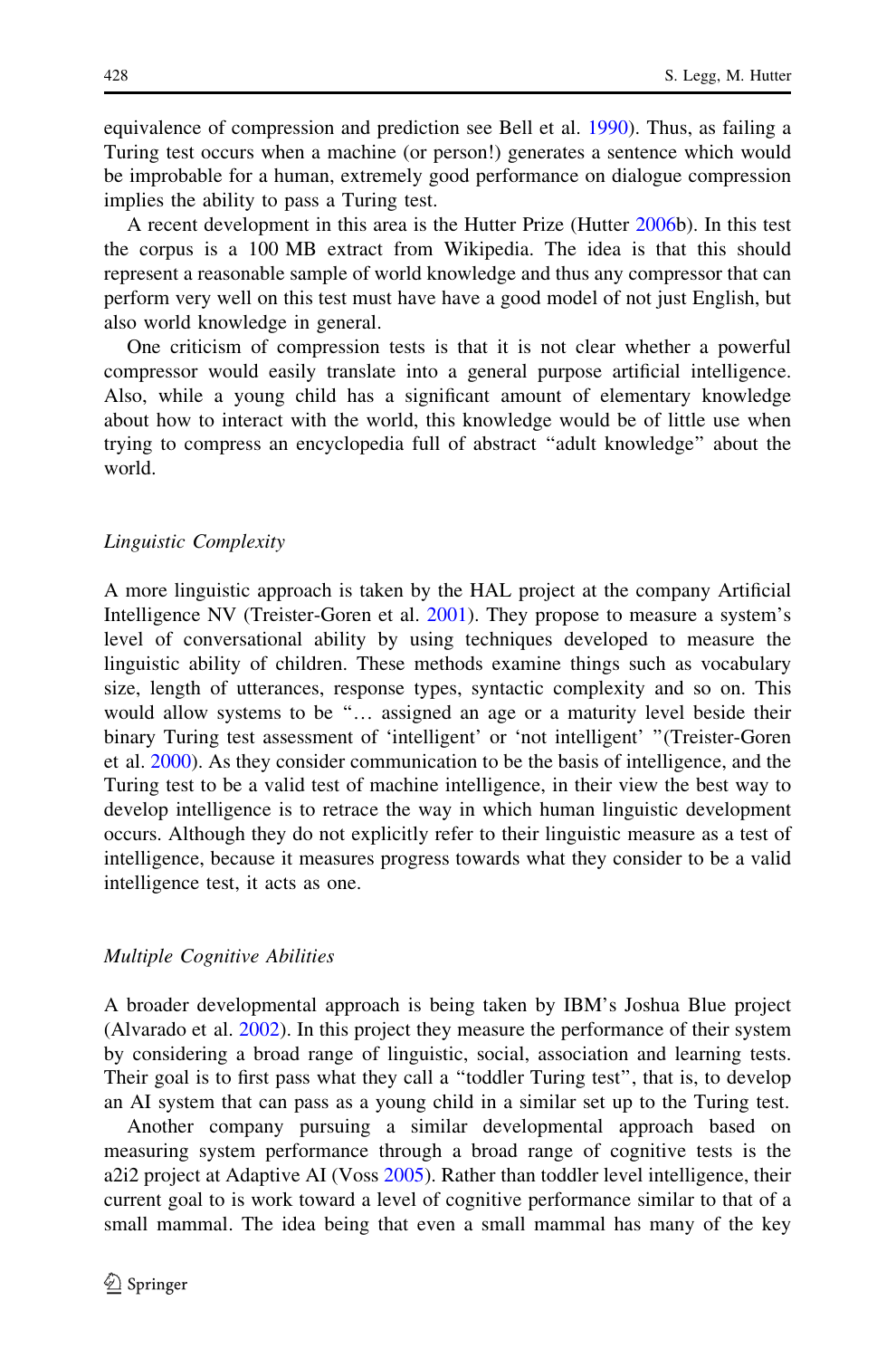equivalence of compression and prediction see Bell et al. 1990). Thus, as failing a Turing test occurs when a machine (or person!) generates a sentence which would be improbable for a human, extremely good performance on dialogue compression implies the ability to pass a Turing test.

A recent development in this area is the Hutter Prize (Hutter 2006b). In this test the corpus is a 100 MB extract from Wikipedia. The idea is that this should represent a reasonable sample of world knowledge and thus any compressor that can perform very well on this test must have have a good model of not just English, but also world knowledge in general.

One criticism of compression tests is that it is not clear whether a powerful compressor would easily translate into a general purpose artificial intelligence. Also, while a young child has a significant amount of elementary knowledge about how to interact with the world, this knowledge would be of little use when trying to compress an encyclopedia full of abstract "adult knowledge" about the world.

*Linguistic Complexity*

A more linguistic approach is taken by the HAL project at the company Artificial Intelligence NV (Treister-Goren et al. 2001). They propose to measure a system's level of conversational ability by using techniques developed to measure the linguistic ability of children. These methods examine things such as vocabulary size, length of utterances, response types, syntactic complexity and so on. This would allow systems to be "… assigned an age or a maturity level beside their binary Turing test assessment of 'intelligent' or 'not intelligent' "(Treister-Goren et al. 2000). As they consider communication to be the basis of intelligence, and the Turing test to be a valid test of machine intelligence, in their view the best way to develop intelligence is to retrace the way in which human linguistic development occurs. Although they do not explicitly refer to their linguistic measure as a test of intelligence, because it measures progress towards what they consider to be a valid intelligence test, it acts as one.

*Multiple Cognitive Abilities*

A broader developmental approach is being taken by IBM's Joshua Blue project (Alvarado et al. 2002). In this project they measure the performance of their system by considering a broad range of linguistic, social, association and learning tests. Their goal is to first pass what they call a "toddler Turing test", that is, to develop an AI system that can pass as a young child in a similar set up to the Turing test.

Another company pursuing a similar developmental approach based on measuring system performance through a broad range of cognitive tests is the a2i2 project at Adaptive AI (Voss 2005). Rather than toddler level intelligence, their current goal to is work toward a level of cognitive performance similar to that of a small mammal. The idea being that even a small mammal has many of the key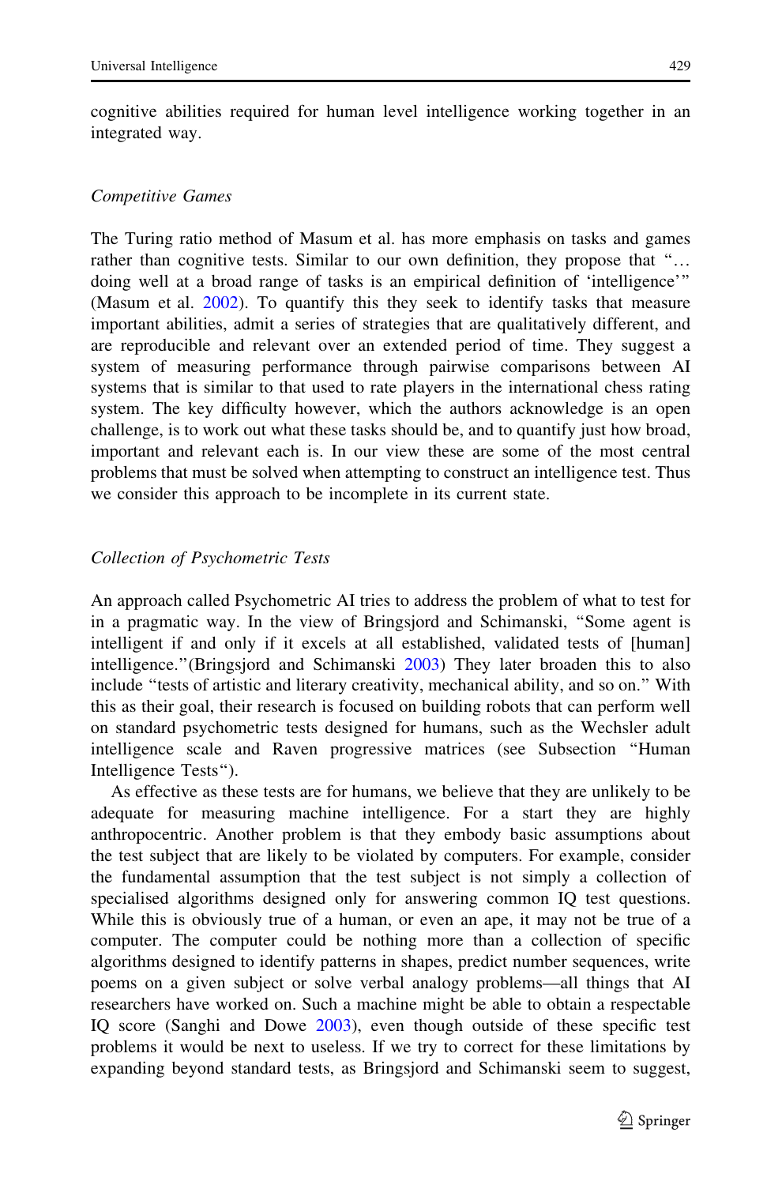cognitive abilities required for human level intelligence working together in an integrated way.

*Competitive Games*

The Turing ratio method of Masum et al. has more emphasis on tasks and games rather than cognitive tests. Similar to our own definition, they propose that "… doing well at a broad range of tasks is an empirical definition of 'intelligence'" (Masum et al. 2002). To quantify this they seek to identify tasks that measure important abilities, admit a series of strategies that are qualitatively different, and are reproducible and relevant over an extended period of time. They suggest a system of measuring performance through pairwise comparisons between AI systems that is similar to that used to rate players in the international chess rating system. The key difficulty however, which the authors acknowledge is an open challenge, is to work out what these tasks should be, and to quantify just how broad, important and relevant each is. In our view these are some of the most central problems that must be solved when attempting to construct an intelligence test. Thus we consider this approach to be incomplete in its current state.

*Collection of Psychometric Tests*

An approach called Psychometric AI tries to address the problem of what to test for in a pragmatic way. In the view of Bringsjord and Schimanski, "Some agent is intelligent if and only if it excels at all established, validated tests of [human] intelligence."(Bringsjord and Schimanski 2003) They later broaden this to also include "tests of artistic and literary creativity, mechanical ability, and so on." With this as their goal, their research is focused on building robots that can perform well on standard psychometric tests designed for humans, such as the Wechsler adult intelligence scale and Raven progressive matrices (see Subsection "Human Intelligence Tests").

As effective as these tests are for humans, we believe that they are unlikely to be adequate for measuring machine intelligence. For a start they are highly anthropocentric. Another problem is that they embody basic assumptions about the test subject that are likely to be violated by computers. For example, consider the fundamental assumption that the test subject is not simply a collection of specialised algorithms designed only for answering common IQ test questions. While this is obviously true of a human, or even an ape, it may not be true of a computer. The computer could be nothing more than a collection of specific algorithms designed to identify patterns in shapes, predict number sequences, write poems on a given subject or solve verbal analogy problems—all things that AI researchers have worked on. Such a machine might be able to obtain a respectable IQ score (Sanghi and Dowe 2003), even though outside of these specific test problems it would be next to useless. If we try to correct for these limitations by expanding beyond standard tests, as Bringsjord and Schimanski seem to suggest,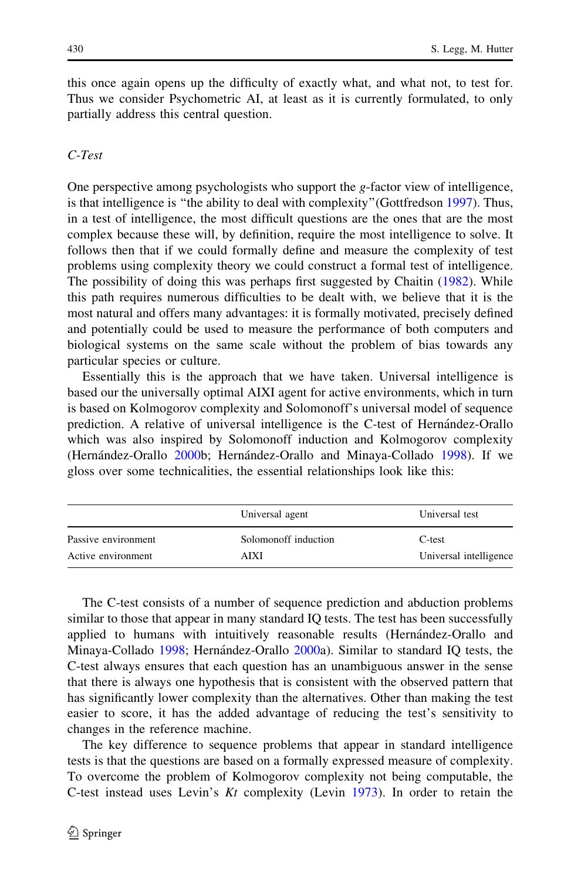this once again opens up the difficulty of exactly what, and what not, to test for. Thus we consider Psychometric AI, at least as it is currently formulated, to only partially address this central question.

*C-Test*

One perspective among psychologists who support the *g*-factor view of intelligence, is that intelligence is "the ability to deal with complexity"(Gottfredson 1997). Thus, in a test of intelligence, the most difficult questions are the ones that are the most complex because these will, by definition, require the most intelligence to solve. It follows then that if we could formally define and measure the complexity of test problems using complexity theory we could construct a formal test of intelligence. The possibility of doing this was perhaps first suggested by Chaitin (1982). While this path requires numerous difficulties to be dealt with, we believe that it is the most natural and offers many advantages: it is formally motivated, precisely defined and potentially could be used to measure the performance of both computers and biological systems on the same scale without the problem of bias towards any particular species or culture.

Essentially this is the approach that we have taken. Universal intelligence is based our the universally optimal AIXI agent for active environments, which in turn is based on Kolmogorov complexity and Solomonoff's universal model of sequence prediction. A relative of universal intelligence is the C-test of Hernández-Orallo which was also inspired by Solomonoff induction and Kolmogorov complexity (Hernández-Orallo 2000b; Hernández-Orallo and Minaya-Collado 1998). If we gloss over some technicalities, the essential relationships look like this:

| | Universal agent | Universal test |
|---|---|---|
| Passive environment | Solomonoff induction | C-test |
| Active environment | AIXI | Universal intelligence |

The C-test consists of a number of sequence prediction and abduction problems similar to those that appear in many standard IQ tests. The test has been successfully applied to humans with intuitively reasonable results (Hernández-Orallo and Minaya-Collado 1998; Hernández-Orallo 2000a). Similar to standard IQ tests, the C-test always ensures that each question has an unambiguous answer in the sense that there is always one hypothesis that is consistent with the observed pattern that has significantly lower complexity than the alternatives. Other than making the test easier to score, it has the added advantage of reducing the test's sensitivity to changes in the reference machine.

The key difference to sequence problems that appear in standard intelligence tests is that the questions are based on a formally expressed measure of complexity. To overcome the problem of Kolmogorov complexity not being computable, the C-test instead uses Levin's $Kt$ complexity (Levin 1973). In order to retain the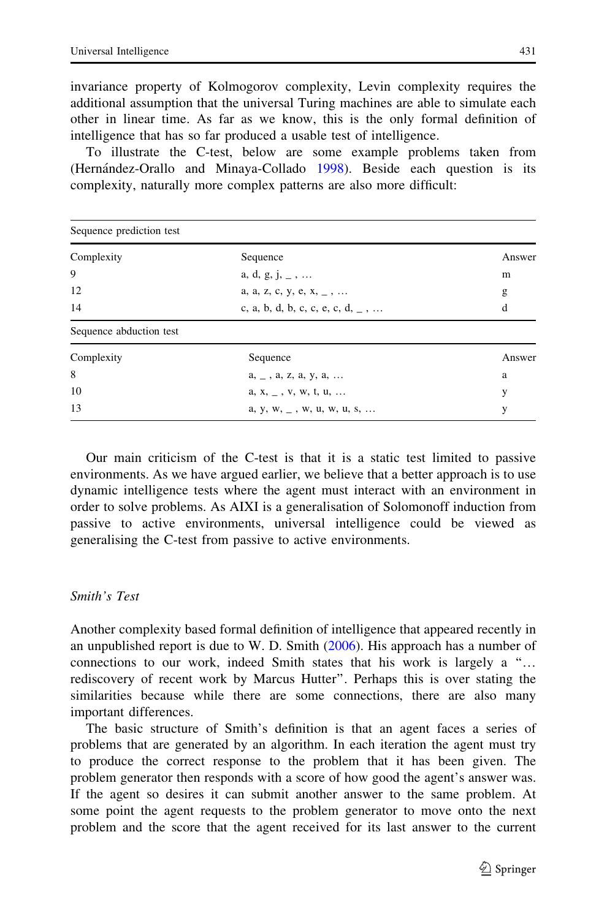invariance property of Kolmogorov complexity, Levin complexity requires the additional assumption that the universal Turing machines are able to simulate each other in linear time. As far as we know, this is the only formal definition of intelligence that has so far produced a usable test of intelligence.

To illustrate the C-test, below are some example problems taken from (Hernández-Orallo and Minaya-Collado 1998). Beside each question is its complexity, naturally more complex patterns are also more difficult:

| Sequence prediction test | | |
|---|---|---|
| Complexity | Sequence | Answer |
| 9 | a, d, g, j, _ , … | m |
| 12 | a, a, z, c, y, e, x, _ , … | g |
| 14 | c, a, b, d, b, c, c, e, c, d, _ , … | d |

| Sequence abduction test | | |
|---|---|---|
| Complexity | Sequence | Answer |
| 8 | a, _ , a, z, a, y, a, … | a |
| 10 | a, x, _ , v, w, t, u, … | y |
| 13 | a, y, w, _ , w, u, w, u, s, … | y |

Our main criticism of the C-test is that it is a static test limited to passive environments. As we have argued earlier, we believe that a better approach is to use dynamic intelligence tests where the agent must interact with an environment in order to solve problems. As AIXI is a generalisation of Solomonoff induction from passive to active environments, universal intelligence could be viewed as generalising the C-test from passive to active environments.

### *Smith's Test*

Another complexity based formal definition of intelligence that appeared recently in an unpublished report is due to W. D. Smith (2006). His approach has a number of connections to our work, indeed Smith states that his work is largely a "… rediscovery of recent work by Marcus Hutter". Perhaps this is over stating the similarities because while there are some connections, there are also many important differences.

The basic structure of Smith's definition is that an agent faces a series of problems that are generated by an algorithm. In each iteration the agent must try to produce the correct response to the problem that it has been given. The problem generator then responds with a score of how good the agent's answer was. If the agent so desires it can submit another answer to the same problem. At some point the agent requests to the problem generator to move onto the next problem and the score that the agent received for its last answer to the current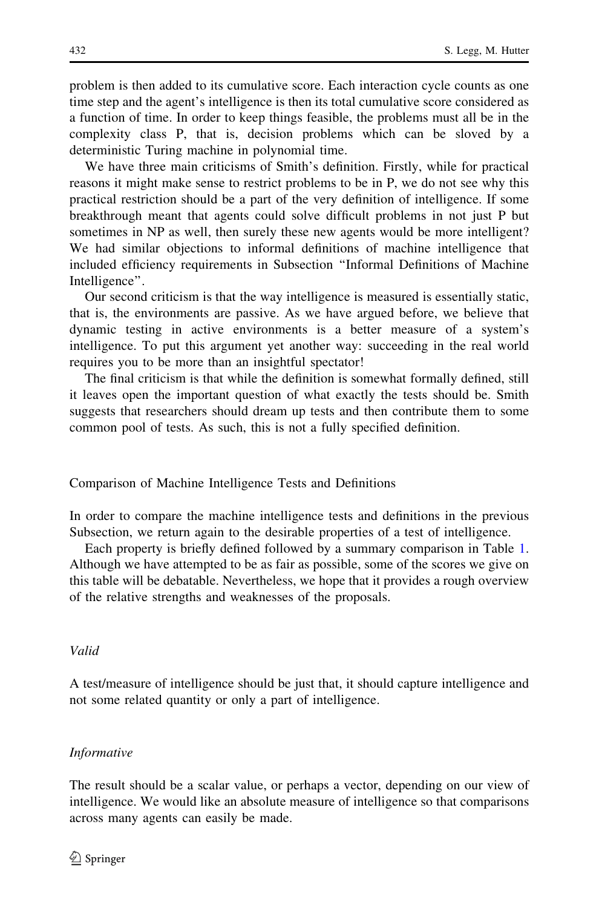problem is then added to its cumulative score. Each interaction cycle counts as one time step and the agent's intelligence is then its total cumulative score considered as a function of time. In order to keep things feasible, the problems must all be in the complexity class P, that is, decision problems which can be sloved by a deterministic Turing machine in polynomial time.

We have three main criticisms of Smith's definition. Firstly, while for practical reasons it might make sense to restrict problems to be in P, we do not see why this practical restriction should be a part of the very definition of intelligence. If some breakthrough meant that agents could solve difficult problems in not just P but sometimes in NP as well, then surely these new agents would be more intelligent? We had similar objections to informal definitions of machine intelligence that included efficiency requirements in Subsection "Informal Definitions of Machine Intelligence".

Our second criticism is that the way intelligence is measured is essentially static, that is, the environments are passive. As we have argued before, we believe that dynamic testing in active environments is a better measure of a system's intelligence. To put this argument yet another way: succeeding in the real world requires you to be more than an insightful spectator!

The final criticism is that while the definition is somewhat formally defined, still it leaves open the important question of what exactly the tests should be. Smith suggests that researchers should dream up tests and then contribute them to some common pool of tests. As such, this is not a fully specified definition.

## Comparison of Machine Intelligence Tests and Definitions

In order to compare the machine intelligence tests and definitions in the previous Subsection, we return again to the desirable properties of a test of intelligence.

Each property is briefly defined followed by a summary comparison in Table 1. Although we have attempted to be as fair as possible, some of the scores we give on this table will be debatable. Nevertheless, we hope that it provides a rough overview of the relative strengths and weaknesses of the proposals.

### *Valid*

A test/measure of intelligence should be just that, it should capture intelligence and not some related quantity or only a part of intelligence.

### *Informative*

The result should be a scalar value, or perhaps a vector, depending on our view of intelligence. We would like an absolute measure of intelligence so that comparisons across many agents can easily be made.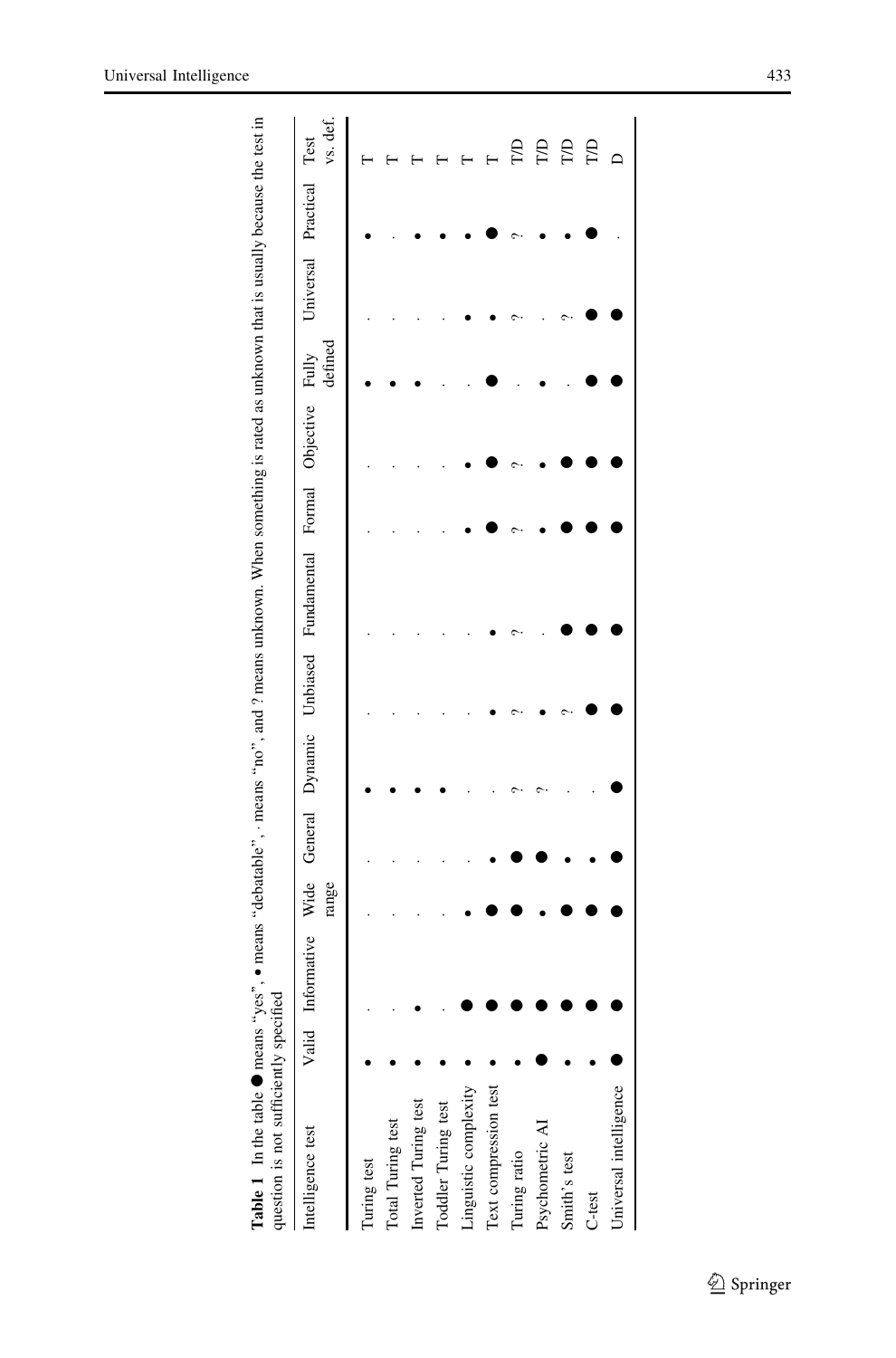**Table 1** In the table ● means "yes", • means "debatable", · means "no", and ? means unknown. When something is rated as unknown that is usually because the test in question is not sufficiently specified

| Intelligence test | Valid | Informative | Wide range | General | Dynamic | Unbiased | Fundamental | Formal | Objective | Fully defined | Universal | Practical | Test vs. def. |
|---|---|---|---|---|---|---|---|---|---|---|---|---|---|
| Turing test | • | · | · | · | • | · | · | · | · | • | · | • | T |
| Total Turing test | • | · | · | · | • | · | · | · | · | • | · | · | T |
| Inverted Turing test | • | • | · | · | • | · | · | · | · | • | · | • | T |
| Toddler Turing test | • | · | · | · | • | · | · | · | · | · | · | • | T |
| Linguistic complexity | • | ● | • | · | · | · | · | • | • | · | • | • | T |
| Text compression test | • | ● | ● | • | · | • | • | ● | ● | ● | • | ● | T |
| Turing ratio | • | ● | ● | ● | ? | ? | ? | ? | ? | · | ? | ? | T/D |
| Psychometric AI | ● | ● | • | ● | ? | • | · | • | • | • | · | • | T/D |
| Smith's test | • | ● | ● | • | · | ? | ● | ● | ● | · | ? | • | T/D |
| C-test | • | ● | ● | • | · | ● | ● | ● | ● | ● | ● | ● | T/D |
| Universal intelligence | ● | ● | ● | ● | ● | ● | ● | ● | ● | ● | ● | · | D |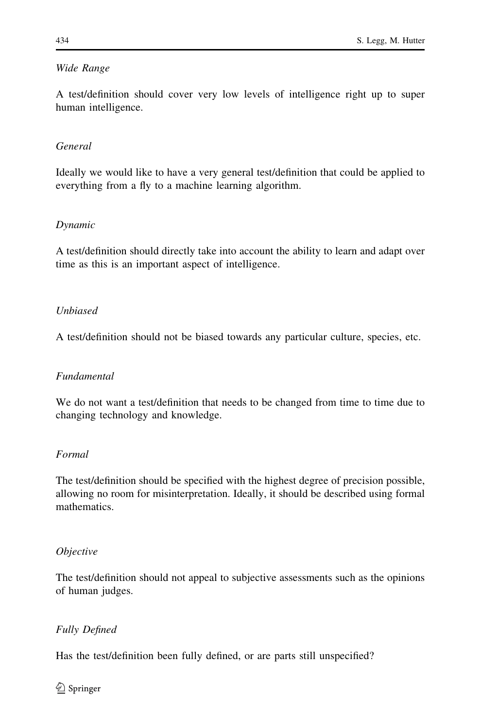*Wide Range*

A test/definition should cover very low levels of intelligence right up to super human intelligence.

*General*

Ideally we would like to have a very general test/definition that could be applied to everything from a fly to a machine learning algorithm.

*Dynamic*

A test/definition should directly take into account the ability to learn and adapt over time as this is an important aspect of intelligence.

*Unbiased*

A test/definition should not be biased towards any particular culture, species, etc.

*Fundamental*

We do not want a test/definition that needs to be changed from time to time due to changing technology and knowledge.

*Formal*

The test/definition should be specified with the highest degree of precision possible, allowing no room for misinterpretation. Ideally, it should be described using formal mathematics.

*Objective*

The test/definition should not appeal to subjective assessments such as the opinions of human judges.

*Fully Defined*

Has the test/definition been fully defined, or are parts still unspecified?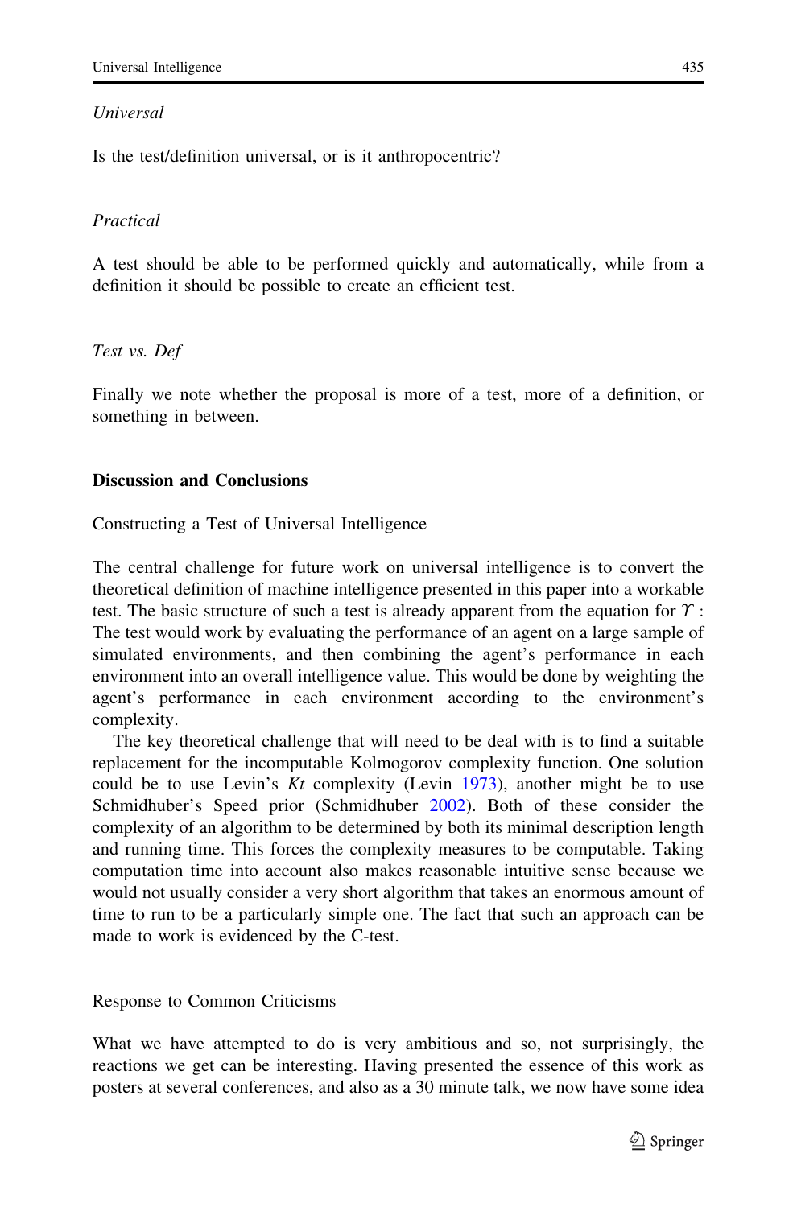*Universal*

Is the test/definition universal, or is it anthropocentric?

*Practical*

A test should be able to be performed quickly and automatically, while from a definition it should be possible to create an efficient test.

*Test vs. Def*

Finally we note whether the proposal is more of a test, more of a definition, or something in between.

## Discussion and Conclusions

### Constructing a Test of Universal Intelligence

The central challenge for future work on universal intelligence is to convert the theoretical definition of machine intelligence presented in this paper into a workable test. The basic structure of such a test is already apparent from the equation for $\Upsilon$: The test would work by evaluating the performance of an agent on a large sample of simulated environments, and then combining the agent's performance in each environment into an overall intelligence value. This would be done by weighting the agent's performance in each environment according to the environment's complexity.

The key theoretical challenge that will need to be deal with is to find a suitable replacement for the incomputable Kolmogorov complexity function. One solution could be to use Levin's *Kt* complexity (Levin 1973), another might be to use Schmidhuber's Speed prior (Schmidhuber 2002). Both of these consider the complexity of an algorithm to be determined by both its minimal description length and running time. This forces the complexity measures to be computable. Taking computation time into account also makes reasonable intuitive sense because we would not usually consider a very short algorithm that takes an enormous amount of time to run to be a particularly simple one. The fact that such an approach can be made to work is evidenced by the C-test.

### Response to Common Criticisms

What we have attempted to do is very ambitious and so, not surprisingly, the reactions we get can be interesting. Having presented the essence of this work as posters at several conferences, and also as a 30 minute talk, we now have some idea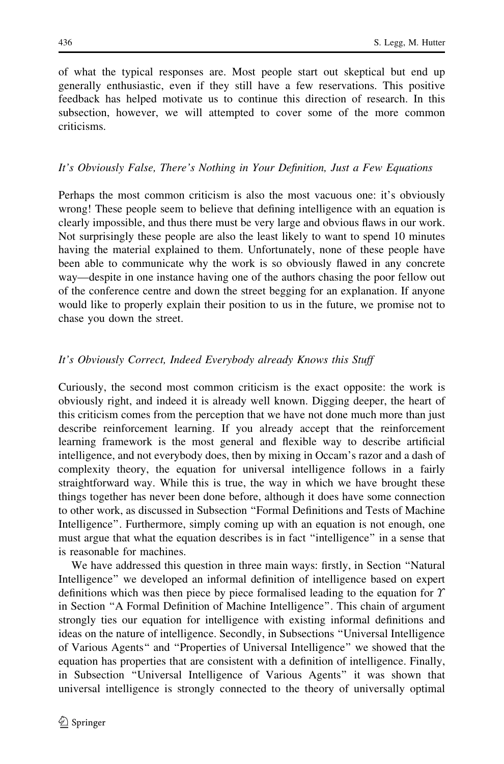of what the typical responses are. Most people start out skeptical but end up generally enthusiastic, even if they still have a few reservations. This positive feedback has helped motivate us to continue this direction of research. In this subsection, however, we will attempted to cover some of the more common criticisms.

#### *It's Obviously False, There's Nothing in Your Definition, Just a Few Equations*

Perhaps the most common criticism is also the most vacuous one: it's obviously wrong! These people seem to believe that defining intelligence with an equation is clearly impossible, and thus there must be very large and obvious flaws in our work. Not surprisingly these people are also the least likely to want to spend 10 minutes having the material explained to them. Unfortunately, none of these people have been able to communicate why the work is so obviously flawed in any concrete way—despite in one instance having one of the authors chasing the poor fellow out of the conference centre and down the street begging for an explanation. If anyone would like to properly explain their position to us in the future, we promise not to chase you down the street.

#### *It's Obviously Correct, Indeed Everybody already Knows this Stuff*

Curiously, the second most common criticism is the exact opposite: the work is obviously right, and indeed it is already well known. Digging deeper, the heart of this criticism comes from the perception that we have not done much more than just describe reinforcement learning. If you already accept that the reinforcement learning framework is the most general and flexible way to describe artificial intelligence, and not everybody does, then by mixing in Occam's razor and a dash of complexity theory, the equation for universal intelligence follows in a fairly straightforward way. While this is true, the way in which we have brought these things together has never been done before, although it does have some connection to other work, as discussed in Subsection "Formal Definitions and Tests of Machine Intelligence". Furthermore, simply coming up with an equation is not enough, one must argue that what the equation describes is in fact "intelligence" in a sense that is reasonable for machines.

We have addressed this question in three main ways: firstly, in Section "Natural Intelligence" we developed an informal definition of intelligence based on expert definitions which was then piece by piece formalised leading to the equation for $\Upsilon$ in Section "A Formal Definition of Machine Intelligence". This chain of argument strongly ties our equation for intelligence with existing informal definitions and ideas on the nature of intelligence. Secondly, in Subsections "Universal Intelligence of Various Agents" and "Properties of Universal Intelligence" we showed that the equation has properties that are consistent with a definition of intelligence. Finally, in Subsection "Universal Intelligence of Various Agents" it was shown that universal intelligence is strongly connected to the theory of universally optimal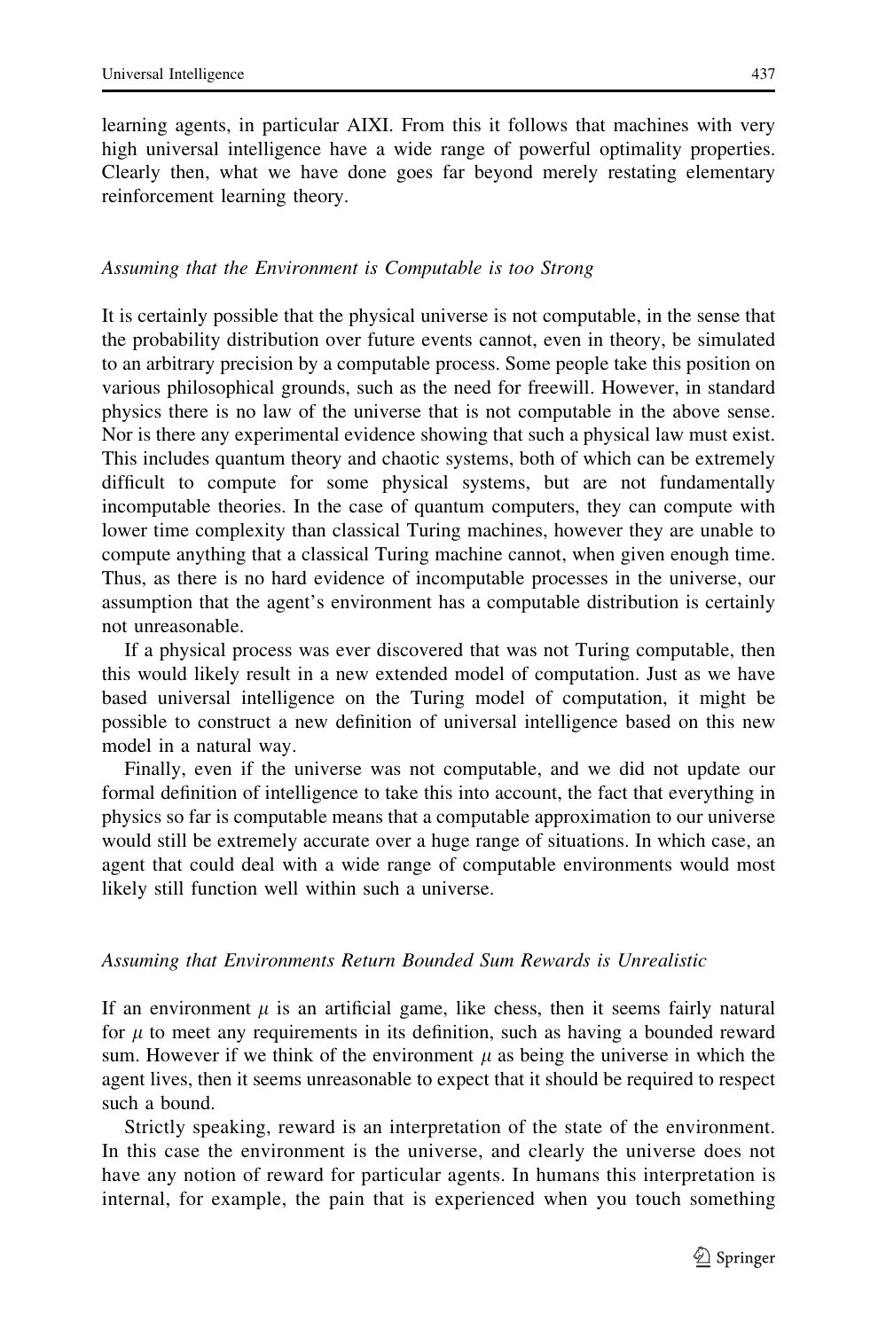learning agents, in particular AIXI. From this it follows that machines with very high universal intelligence have a wide range of powerful optimality properties. Clearly then, what we have done goes far beyond merely restating elementary reinforcement learning theory.

### *Assuming that the Environment is Computable is too Strong*

It is certainly possible that the physical universe is not computable, in the sense that the probability distribution over future events cannot, even in theory, be simulated to an arbitrary precision by a computable process. Some people take this position on various philosophical grounds, such as the need for freewill. However, in standard physics there is no law of the universe that is not computable in the above sense. Nor is there any experimental evidence showing that such a physical law must exist. This includes quantum theory and chaotic systems, both of which can be extremely difficult to compute for some physical systems, but are not fundamentally incomputable theories. In the case of quantum computers, they can compute with lower time complexity than classical Turing machines, however they are unable to compute anything that a classical Turing machine cannot, when given enough time. Thus, as there is no hard evidence of incomputable processes in the universe, our assumption that the agent's environment has a computable distribution is certainly not unreasonable.

If a physical process was ever discovered that was not Turing computable, then this would likely result in a new extended model of computation. Just as we have based universal intelligence on the Turing model of computation, it might be possible to construct a new definition of universal intelligence based on this new model in a natural way.

Finally, even if the universe was not computable, and we did not update our formal definition of intelligence to take this into account, the fact that everything in physics so far is computable means that a computable approximation to our universe would still be extremely accurate over a huge range of situations. In which case, an agent that could deal with a wide range of computable environments would most likely still function well within such a universe.

### *Assuming that Environments Return Bounded Sum Rewards is Unrealistic*

If an environment $\mu$ is an artificial game, like chess, then it seems fairly natural for $\mu$ to meet any requirements in its definition, such as having a bounded reward sum. However if we think of the environment $\mu$ as being the universe in which the agent lives, then it seems unreasonable to expect that it should be required to respect such a bound.

Strictly speaking, reward is an interpretation of the state of the environment. In this case the environment is the universe, and clearly the universe does not have any notion of reward for particular agents. In humans this interpretation is internal, for example, the pain that is experienced when you touch something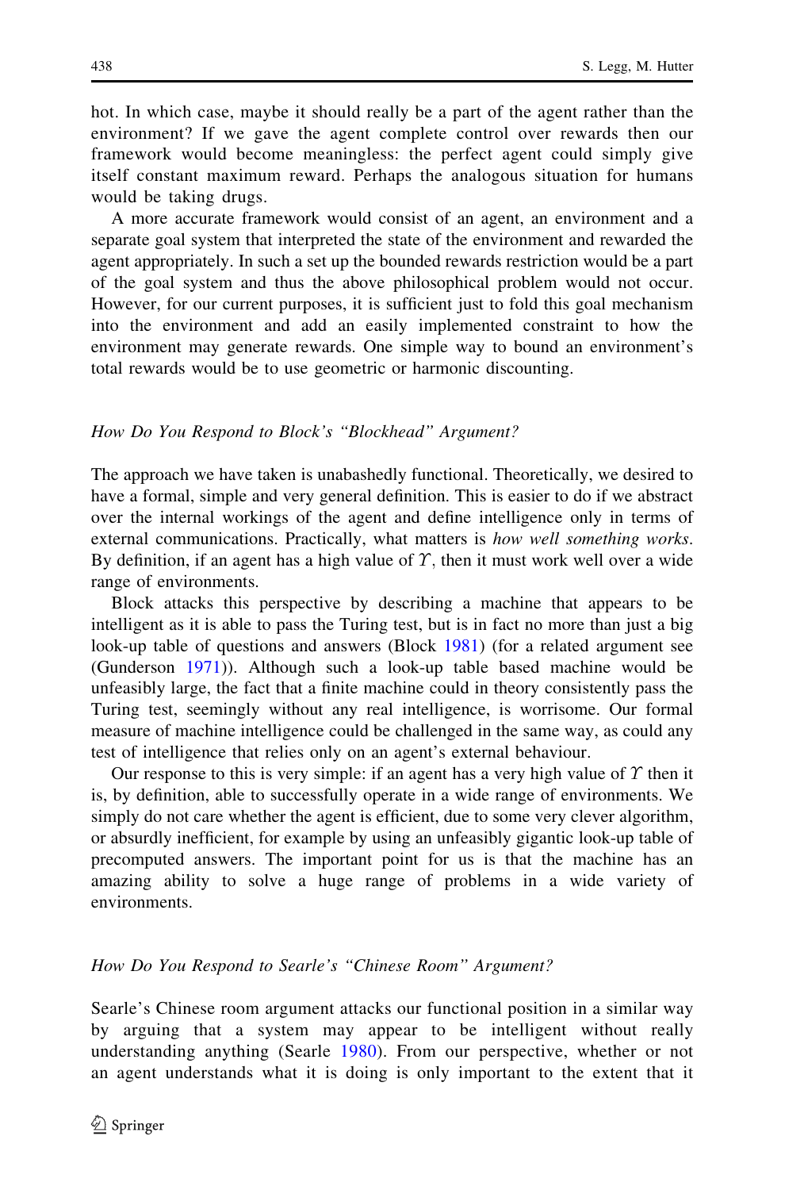hot. In which case, maybe it should really be a part of the agent rather than the environment? If we gave the agent complete control over rewards then our framework would become meaningless: the perfect agent could simply give itself constant maximum reward. Perhaps the analogous situation for humans would be taking drugs.

A more accurate framework would consist of an agent, an environment and a separate goal system that interpreted the state of the environment and rewarded the agent appropriately. In such a set up the bounded rewards restriction would be a part of the goal system and thus the above philosophical problem would not occur. However, for our current purposes, it is sufficient just to fold this goal mechanism into the environment and add an easily implemented constraint to how the environment may generate rewards. One simple way to bound an environment's total rewards would be to use geometric or harmonic discounting.

### *How Do You Respond to Block's "Blockhead" Argument?*

The approach we have taken is unabashedly functional. Theoretically, we desired to have a formal, simple and very general definition. This is easier to do if we abstract over the internal workings of the agent and define intelligence only in terms of external communications. Practically, what matters is *how well something works*. By definition, if an agent has a high value of $\Upsilon$, then it must work well over a wide range of environments.

Block attacks this perspective by describing a machine that appears to be intelligent as it is able to pass the Turing test, but is in fact no more than just a big look-up table of questions and answers (Block 1981) (for a related argument see (Gunderson 1971)). Although such a look-up table based machine would be unfeasibly large, the fact that a finite machine could in theory consistently pass the Turing test, seemingly without any real intelligence, is worrisome. Our formal measure of machine intelligence could be challenged in the same way, as could any test of intelligence that relies only on an agent's external behaviour.

Our response to this is very simple: if an agent has a very high value of $\Upsilon$ then it is, by definition, able to successfully operate in a wide range of environments. We simply do not care whether the agent is efficient, due to some very clever algorithm, or absurdly inefficient, for example by using an unfeasibly gigantic look-up table of precomputed answers. The important point for us is that the machine has an amazing ability to solve a huge range of problems in a wide variety of environments.

### *How Do You Respond to Searle's "Chinese Room" Argument?*

Searle's Chinese room argument attacks our functional position in a similar way by arguing that a system may appear to be intelligent without really understanding anything (Searle 1980). From our perspective, whether or not an agent understands what it is doing is only important to the extent that it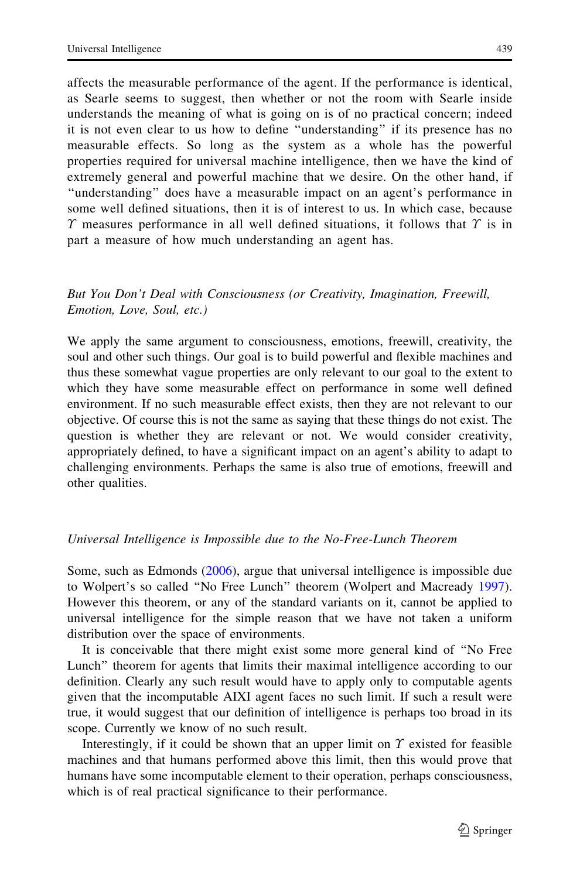affects the measurable performance of the agent. If the performance is identical, as Searle seems to suggest, then whether or not the room with Searle inside understands the meaning of what is going on is of no practical concern; indeed it is not even clear to us how to define "understanding" if its presence has no measurable effects. So long as the system as a whole has the powerful properties required for universal machine intelligence, then we have the kind of extremely general and powerful machine that we desire. On the other hand, if "understanding" does have a measurable impact on an agent's performance in some well defined situations, then it is of interest to us. In which case, because $\Upsilon$ measures performance in all well defined situations, it follows that $\Upsilon$ is in part a measure of how much understanding an agent has.

*But You Don't Deal with Consciousness (or Creativity, Imagination, Freewill, Emotion, Love, Soul, etc.)*

We apply the same argument to consciousness, emotions, freewill, creativity, the soul and other such things. Our goal is to build powerful and flexible machines and thus these somewhat vague properties are only relevant to our goal to the extent to which they have some measurable effect on performance in some well defined environment. If no such measurable effect exists, then they are not relevant to our objective. Of course this is not the same as saying that these things do not exist. The question is whether they are relevant or not. We would consider creativity, appropriately defined, to have a significant impact on an agent's ability to adapt to challenging environments. Perhaps the same is also true of emotions, freewill and other qualities.

*Universal Intelligence is Impossible due to the No-Free-Lunch Theorem*

Some, such as Edmonds (2006), argue that universal intelligence is impossible due to Wolpert's so called "No Free Lunch" theorem (Wolpert and Macready 1997). However this theorem, or any of the standard variants on it, cannot be applied to universal intelligence for the simple reason that we have not taken a uniform distribution over the space of environments.

It is conceivable that there might exist some more general kind of "No Free Lunch" theorem for agents that limits their maximal intelligence according to our definition. Clearly any such result would have to apply only to computable agents given that the incomputable AIXI agent faces no such limit. If such a result were true, it would suggest that our definition of intelligence is perhaps too broad in its scope. Currently we know of no such result.

Interestingly, if it could be shown that an upper limit on $\Upsilon$ existed for feasible machines and that humans performed above this limit, then this would prove that humans have some incomputable element to their operation, perhaps consciousness, which is of real practical significance to their performance.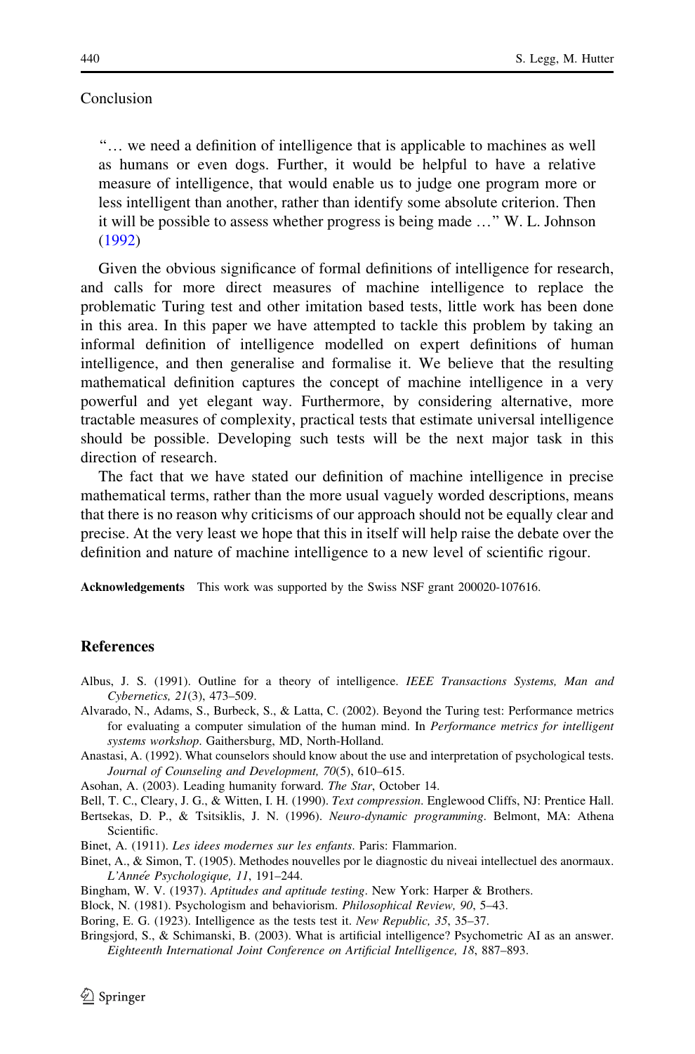## Conclusion

> "… we need a definition of intelligence that is applicable to machines as well as humans or even dogs. Further, it would be helpful to have a relative measure of intelligence, that would enable us to judge one program more or less intelligent than another, rather than identify some absolute criterion. Then it will be possible to assess whether progress is being made …" W. L. Johnson (1992)

Given the obvious significance of formal definitions of intelligence for research, and calls for more direct measures of machine intelligence to replace the problematic Turing test and other imitation based tests, little work has been done in this area. In this paper we have attempted to tackle this problem by taking an informal definition of intelligence modelled on expert definitions of human intelligence, and then generalise and formalise it. We believe that the resulting mathematical definition captures the concept of machine intelligence in a very powerful and yet elegant way. Furthermore, by considering alternative, more tractable measures of complexity, practical tests that estimate universal intelligence should be possible. Developing such tests will be the next major task in this direction of research.

The fact that we have stated our definition of machine intelligence in precise mathematical terms, rather than the more usual vaguely worded descriptions, means that there is no reason why criticisms of our approach should not be equally clear and precise. At the very least we hope that this in itself will help raise the debate over the definition and nature of machine intelligence to a new level of scientific rigour.

**Acknowledgements** This work was supported by the Swiss NSF grant 200020-107616.

## References

Albus, J. S. (1991). Outline for a theory of intelligence. *IEEE Transactions Systems, Man and Cybernetics, 21*(3), 473–509.

Alvarado, N., Adams, S., Burbeck, S., & Latta, C. (2002). Beyond the Turing test: Performance metrics for evaluating a computer simulation of the human mind. In *Performance metrics for intelligent systems workshop*. Gaithersburg, MD, North-Holland.

Anastasi, A. (1992). What counselors should know about the use and interpretation of psychological tests. *Journal of Counseling and Development, 70*(5), 610–615.

Asohan, A. (2003). Leading humanity forward. *The Star*, October 14.

Bell, T. C., Cleary, J. G., & Witten, I. H. (1990). *Text compression*. Englewood Cliffs, NJ: Prentice Hall.

Bertsekas, D. P., & Tsitsiklis, J. N. (1996). *Neuro-dynamic programming*. Belmont, MA: Athena Scientific.

Binet, A. (1911). *Les idees modernes sur les enfants*. Paris: Flammarion.

Binet, A., & Simon, T. (1905). Methodes nouvelles por le diagnostic du niveai intellectuel des anormaux. *L'Année Psychologique, 11*, 191–244.

Bingham, W. V. (1937). *Aptitudes and aptitude testing*. New York: Harper & Brothers.

Block, N. (1981). Psychologism and behaviorism. *Philosophical Review, 90*, 5–43.

Boring, E. G. (1923). Intelligence as the tests test it. *New Republic, 35*, 35–37.

Bringsjord, S., & Schimanski, B. (2003). What is artificial intelligence? Psychometric AI as an answer. *Eighteenth International Joint Conference on Artificial Intelligence, 18*, 887–893.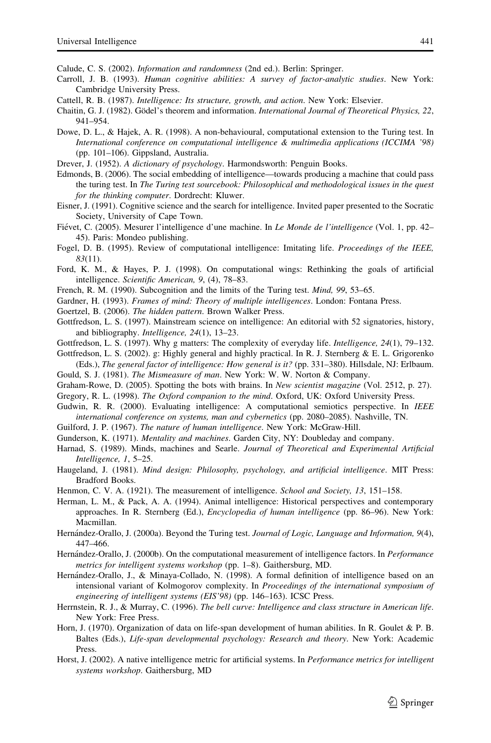Calude, C. S. (2002). *Information and randomness* (2nd ed.). Berlin: Springer.

Carroll, J. B. (1993). *Human cognitive abilities: A survey of factor-analytic studies*. New York: Cambridge University Press.

Cattell, R. B. (1987). *Intelligence: Its structure, growth, and action*. New York: Elsevier.

Chaitin, G. J. (1982). Gödel's theorem and information. *International Journal of Theoretical Physics, 22*, 941–954.

Dowe, D. L., & Hajek, A. R. (1998). A non-behavioural, computational extension to the Turing test. In *International conference on computational intelligence & multimedia applications (ICCIMA '98)* (pp. 101–106). Gippsland, Australia.

Drever, J. (1952). *A dictionary of psychology*. Harmondsworth: Penguin Books.

Edmonds, B. (2006). The social embedding of intelligence—towards producing a machine that could pass the turing test. In *The Turing test sourcebook: Philosophical and methodological issues in the quest for the thinking computer*. Dordrecht: Kluwer.

Eisner, J. (1991). Cognitive science and the search for intelligence. Invited paper presented to the Socratic Society, University of Cape Town.

Fiévet, C. (2005). Mesurer l'intelligence d'une machine. In *Le Monde de l'intelligence* (Vol. 1, pp. 42–45). Paris: Mondeo publishing.

Fogel, D. B. (1995). Review of computational intelligence: Imitating life. *Proceedings of the IEEE, 83*(11).

Ford, K. M., & Hayes, P. J. (1998). On computational wings: Rethinking the goals of artificial intelligence. *Scientific American, 9*, (4), 78–83.

French, R. M. (1990). Subcognition and the limits of the Turing test. *Mind, 99*, 53–65.

Gardner, H. (1993). *Frames of mind: Theory of multiple intelligences*. London: Fontana Press.

Goertzel, B. (2006). *The hidden pattern*. Brown Walker Press.

Gottfredson, L. S. (1997). Mainstream science on intelligence: An editorial with 52 signatories, history, and bibliography. *Intelligence, 24*(1), 13–23.

Gottfredson, L. S. (1997). Why g matters: The complexity of everyday life. *Intelligence, 24*(1), 79–132.

Gottfredson, L. S. (2002). g: Highly general and highly practical. In R. J. Sternberg & E. L. Grigorenko (Eds.), *The general factor of intelligence: How general is it?* (pp. 331–380). Hillsdale, NJ: Erlbaum.

Gould, S. J. (1981). *The Mismeasure of man*. New York: W. W. Norton & Company.

Graham-Rowe, D. (2005). Spotting the bots with brains. In *New scientist magazine* (Vol. 2512, p. 27).

Gregory, R. L. (1998). *The Oxford companion to the mind*. Oxford, UK: Oxford University Press.

Gudwin, R. R. (2000). Evaluating intelligence: A computational semiotics perspective. In *IEEE international conference on systems, man and cybernetics* (pp. 2080–2085). Nashville, TN.

Guilford, J. P. (1967). *The nature of human intelligence*. New York: McGraw-Hill.

Gunderson, K. (1971). *Mentality and machines*. Garden City, NY: Doubleday and company.

Harnad, S. (1989). Minds, machines and Searle. *Journal of Theoretical and Experimental Artificial Intelligence, 1*, 5–25.

Haugeland, J. (1981). *Mind design: Philosophy, psychology, and artificial intelligence*. MIT Press: Bradford Books.

Henmon, C. V. A. (1921). The measurement of intelligence. *School and Society, 13*, 151–158.

Herman, L. M., & Pack, A. A. (1994). Animal intelligence: Historical perspectives and contemporary approaches. In R. Sternberg (Ed.), *Encyclopedia of human intelligence* (pp. 86–96). New York: Macmillan.

Hernández-Orallo, J. (2000a). Beyond the Turing test. *Journal of Logic, Language and Information, 9*(4), 447–466.

Hernández-Orallo, J. (2000b). On the computational measurement of intelligence factors. In *Performance metrics for intelligent systems workshop* (pp. 1–8). Gaithersburg, MD.

Hernández-Orallo, J., & Minaya-Collado, N. (1998). A formal definition of intelligence based on an intensional variant of Kolmogorov complexity. In *Proceedings of the international symposium of engineering of intelligent systems (EIS'98)* (pp. 146–163). ICSC Press.

Herrnstein, R. J., & Murray, C. (1996). *The bell curve: Intelligence and class structure in American life*. New York: Free Press.

Horn, J. (1970). Organization of data on life-span development of human abilities. In R. Goulet & P. B. Baltes (Eds.), *Life-span developmental psychology: Research and theory*. New York: Academic Press.

Horst, J. (2002). A native intelligence metric for artificial systems. In *Performance metrics for intelligent systems workshop*. Gaithersburg, MD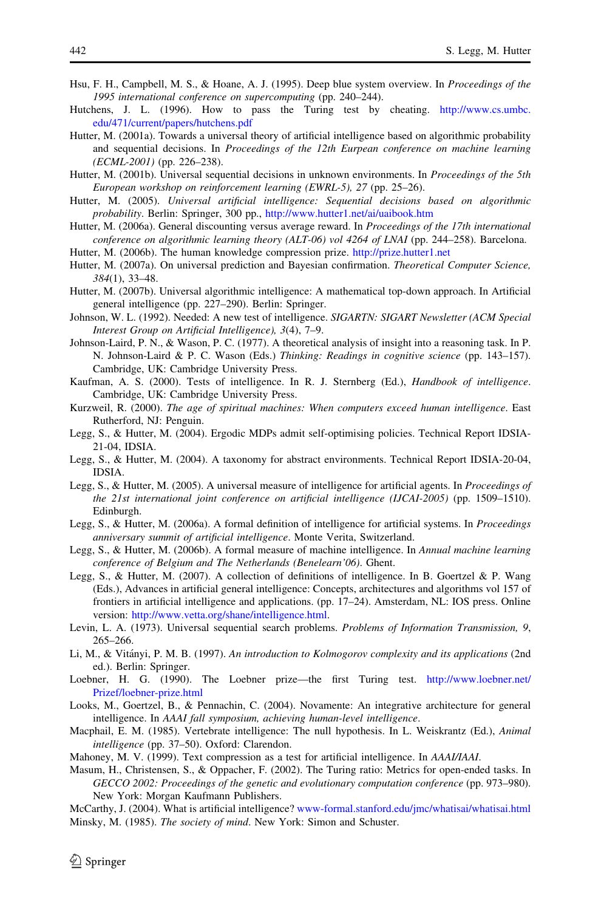Hsu, F. H., Campbell, M. S., & Hoane, A. J. (1995). Deep blue system overview. In *Proceedings of the 1995 international conference on supercomputing* (pp. 240–244).

Hutchens, J. L. (1996). How to pass the Turing test by cheating. http://www.cs.umbc.edu/471/current/papers/hutchens.pdf

Hutter, M. (2001a). Towards a universal theory of artificial intelligence based on algorithmic probability and sequential decisions. In *Proceedings of the 12th European conference on machine learning (ECML-2001)* (pp. 226–238).

Hutter, M. (2001b). Universal sequential decisions in unknown environments. In *Proceedings of the 5th European workshop on reinforcement learning (EWRL-5), 27* (pp. 25–26).

Hutter, M. (2005). *Universal artificial intelligence: Sequential decisions based on algorithmic probability*. Berlin: Springer, 300 pp., http://www.hutter1.net/ai/uaibook.htm

Hutter, M. (2006a). General discounting versus average reward. In *Proceedings of the 17th international conference on algorithmic learning theory (ALT-06) vol 4264 of LNAI* (pp. 244–258). Barcelona.

Hutter, M. (2006b). The human knowledge compression prize. http://prize.hutter1.net

Hutter, M. (2007a). On universal prediction and Bayesian confirmation. *Theoretical Computer Science, 384*(1), 33–48.

Hutter, M. (2007b). Universal algorithmic intelligence: A mathematical top-down approach. In Artificial general intelligence (pp. 227–290). Berlin: Springer.

Johnson, W. L. (1992). Needed: A new test of intelligence. *SIGARTN: SIGART Newsletter (ACM Special Interest Group on Artificial Intelligence), 3*(4), 7–9.

Johnson-Laird, P. N., & Wason, P. C. (1977). A theoretical analysis of insight into a reasoning task. In P. N. Johnson-Laird & P. C. Wason (Eds.) *Thinking: Readings in cognitive science* (pp. 143–157). Cambridge, UK: Cambridge University Press.

Kaufman, A. S. (2000). Tests of intelligence. In R. J. Sternberg (Ed.), *Handbook of intelligence*. Cambridge, UK: Cambridge University Press.

Kurzweil, R. (2000). *The age of spiritual machines: When computers exceed human intelligence*. East Rutherford, NJ: Penguin.

Legg, S., & Hutter, M. (2004). Ergodic MDPs admit self-optimising policies. Technical Report IDSIA-21-04, IDSIA.

Legg, S., & Hutter, M. (2004). A taxonomy for abstract environments. Technical Report IDSIA-20-04, IDSIA.

Legg, S., & Hutter, M. (2005). A universal measure of intelligence for artificial agents. In *Proceedings of the 21st international joint conference on artificial intelligence (IJCAI-2005)* (pp. 1509–1510). Edinburgh.

Legg, S., & Hutter, M. (2006a). A formal definition of intelligence for artificial systems. In *Proceedings anniversary summit of artificial intelligence*. Monte Verita, Switzerland.

Legg, S., & Hutter, M. (2006b). A formal measure of machine intelligence. In *Annual machine learning conference of Belgium and The Netherlands (Benelearn'06)*. Ghent.

Legg, S., & Hutter, M. (2007). A collection of definitions of intelligence. In B. Goertzel & P. Wang (Eds.), Advances in artificial general intelligence: Concepts, architectures and algorithms vol 157 of frontiers in artificial intelligence and applications. (pp. 17–24). Amsterdam, NL: IOS press. Online version: http://www.vetta.org/shane/intelligence.html.

Levin, L. A. (1973). Universal sequential search problems. *Problems of Information Transmission, 9*, 265–266.

Li, M., & Vitányi, P. M. B. (1997). *An introduction to Kolmogorov complexity and its applications* (2nd ed.). Berlin: Springer.

Loebner, H. G. (1990). The Loebner prize—the first Turing test. http://www.loebner.net/Prizef/loebner-prize.html

Looks, M., Goertzel, B., & Pennachin, C. (2004). Novamente: An integrative architecture for general intelligence. In *AAAI fall symposium, achieving human-level intelligence*.

Macphail, E. M. (1985). Vertebrate intelligence: The null hypothesis. In L. Weiskrantz (Ed.), *Animal intelligence* (pp. 37–50). Oxford: Clarendon.

Mahoney, M. V. (1999). Text compression as a test for artificial intelligence. In *AAAI/IAAI*.

Masum, H., Christensen, S., & Oppacher, F. (2002). The Turing ratio: Metrics for open-ended tasks. In *GECCO 2002: Proceedings of the genetic and evolutionary computation conference* (pp. 973–980). New York: Morgan Kaufmann Publishers.

McCarthy, J. (2004). What is artificial intelligence? www-formal.stanford.edu/jmc/whatisai/whatisai.html

Minsky, M. (1985). *The society of mind*. New York: Simon and Schuster.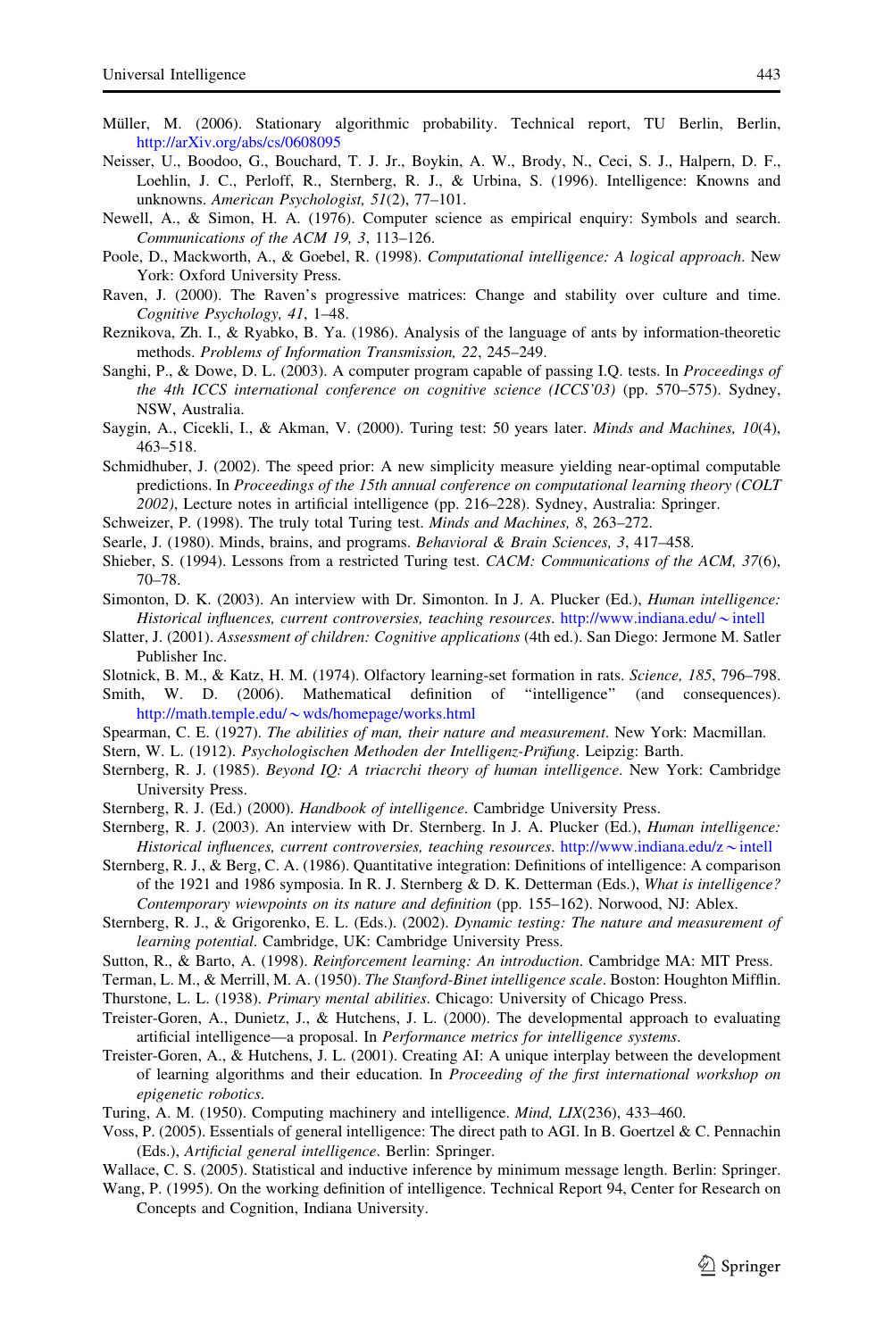Müller, M. (2006). Stationary algorithmic probability. Technical report, TU Berlin, Berlin, http://arXiv.org/abs/cs/0608095

Neisser, U., Boodoo, G., Bouchard, T. J. Jr., Boykin, A. W., Brody, N., Ceci, S. J., Halpern, D. F., Loehlin, J. C., Perloff, R., Sternberg, R. J., & Urbina, S. (1996). Intelligence: Knowns and unknowns. *American Psychologist, 51*(2), 77–101.

Newell, A., & Simon, H. A. (1976). Computer science as empirical enquiry: Symbols and search. *Communications of the ACM 19, 3*, 113–126.

Poole, D., Mackworth, A., & Goebel, R. (1998). *Computational intelligence: A logical approach*. New York: Oxford University Press.

Raven, J. (2000). The Raven's progressive matrices: Change and stability over culture and time. *Cognitive Psychology, 41*, 1–48.

Reznikova, Zh. I., & Ryabko, B. Ya. (1986). Analysis of the language of ants by information-theoretic methods. *Problems of Information Transmission, 22*, 245–249.

Sanghi, P., & Dowe, D. L. (2003). A computer program capable of passing I.Q. tests. In *Proceedings of the 4th ICCS international conference on cognitive science (ICCS'03)* (pp. 570–575). Sydney, NSW, Australia.

Saygin, A., Cicekli, I., & Akman, V. (2000). Turing test: 50 years later. *Minds and Machines, 10*(4), 463–518.

Schmidhuber, J. (2002). The speed prior: A new simplicity measure yielding near-optimal computable predictions. In *Proceedings of the 15th annual conference on computational learning theory (COLT 2002)*, Lecture notes in artificial intelligence (pp. 216–228). Sydney, Australia: Springer.

Schweizer, P. (1998). The truly total Turing test. *Minds and Machines, 8*, 263–272.

Searle, J. (1980). Minds, brains, and programs. *Behavioral & Brain Sciences, 3*, 417–458.

Shieber, S. (1994). Lessons from a restricted Turing test. *CACM: Communications of the ACM, 37*(6), 70–78.

Simonton, D. K. (2003). An interview with Dr. Simonton. In J. A. Plucker (Ed.), *Human intelligence: Historical influences, current controversies, teaching resources*. http://www.indiana.edu/~intell

Slatter, J. (2001). *Assessment of children: Cognitive applications* (4th ed.). San Diego: Jermone M. Satler Publisher Inc.

Slotnick, B. M., & Katz, H. M. (1974). Olfactory learning-set formation in rats. *Science, 185*, 796–798.

Smith, W. D. (2006). Mathematical definition of "intelligence" (and consequences). http://math.temple.edu/~wds/homepage/works.html

Spearman, C. E. (1927). *The abilities of man, their nature and measurement*. New York: Macmillan.

Stern, W. L. (1912). *Psychologischen Methoden der Intelligenz-Prüfung*. Leipzig: Barth.

Sternberg, R. J. (1985). *Beyond IQ: A triacrchi theory of human intelligence*. New York: Cambridge University Press.

Sternberg, R. J. (Ed.) (2000). *Handbook of intelligence*. Cambridge University Press.

Sternberg, R. J. (2003). An interview with Dr. Sternberg. In J. A. Plucker (Ed.), *Human intelligence: Historical influences, current controversies, teaching resources*. http://www.indiana.edu/z~intell

Sternberg, R. J., & Berg, C. A. (1986). Quantitative integration: Definitions of intelligence: A comparison of the 1921 and 1986 symposia. In R. J. Sternberg & D. K. Detterman (Eds.), *What is intelligence? Contemporary viewpoints on its nature and definition* (pp. 155–162). Norwood, NJ: Ablex.

Sternberg, R. J., & Grigorenko, E. L. (Eds.). (2002). *Dynamic testing: The nature and measurement of learning potential*. Cambridge, UK: Cambridge University Press.

Sutton, R., & Barto, A. (1998). *Reinforcement learning: An introduction*. Cambridge MA: MIT Press.

Terman, L. M., & Merrill, M. A. (1950). *The Stanford-Binet intelligence scale*. Boston: Houghton Mifflin.

Thurstone, L. L. (1938). *Primary mental abilities*. Chicago: University of Chicago Press.

Treister-Goren, A., Dunietz, J., & Hutchens, J. L. (2000). The developmental approach to evaluating artificial intelligence—a proposal. In *Performance metrics for intelligence systems*.

Treister-Goren, A., & Hutchens, J. L. (2001). Creating AI: A unique interplay between the development of learning algorithms and their education. In *Proceeding of the first international workshop on epigenetic robotics*.

Turing, A. M. (1950). Computing machinery and intelligence. *Mind, LIX*(236), 433–460.

Voss, P. (2005). Essentials of general intelligence: The direct path to AGI. In B. Goertzel & C. Pennachin (Eds.), *Artificial general intelligence*. Berlin: Springer.

Wallace, C. S. (2005). Statistical and inductive inference by minimum message length. Berlin: Springer.

Wang, P. (1995). On the working definition of intelligence. Technical Report 94, Center for Research on Concepts and Cognition, Indiana University.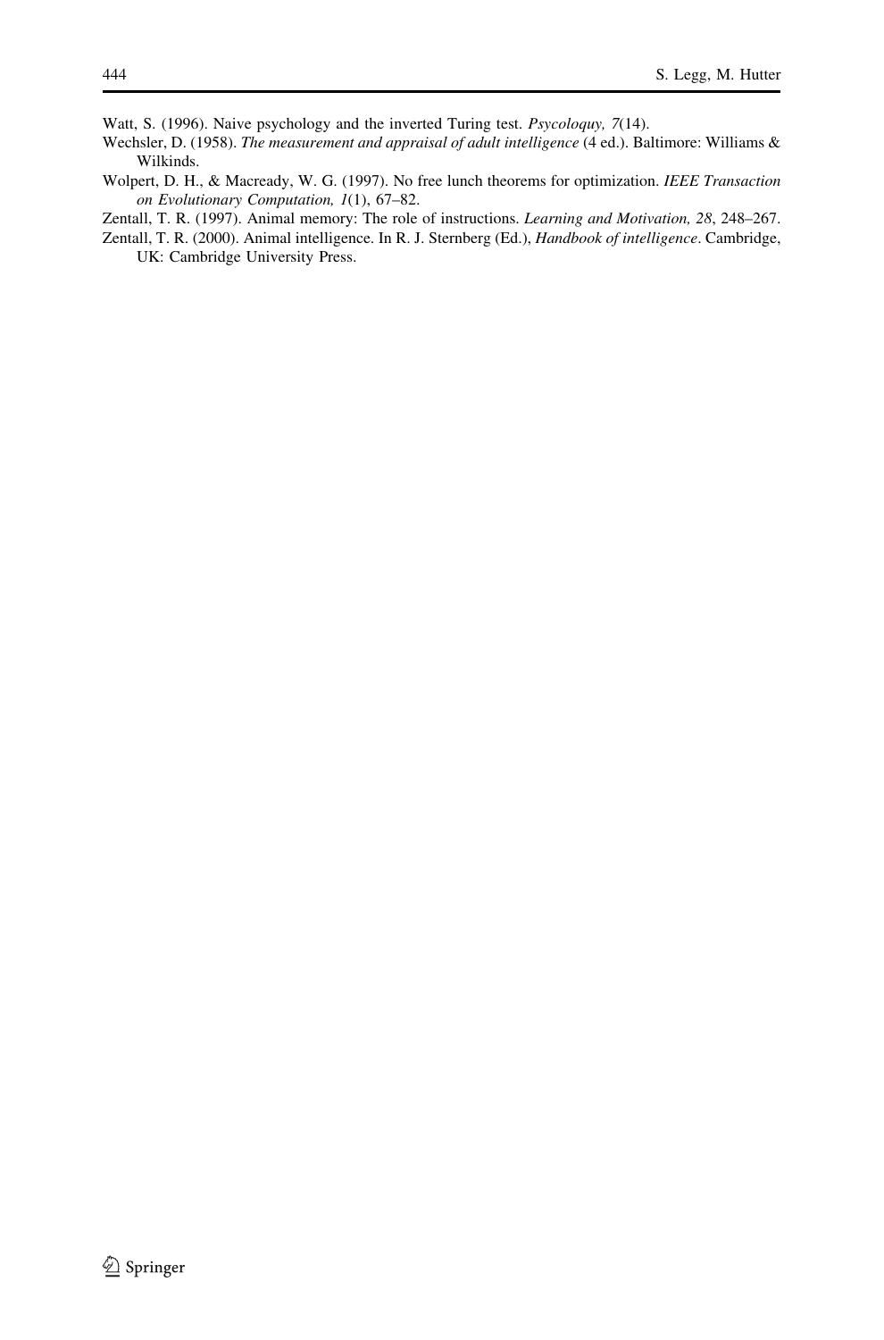Watt, S. (1996). Naive psychology and the inverted Turing test. *Psycoloquy, 7*(14).

Wechsler, D. (1958). *The measurement and appraisal of adult intelligence* (4 ed.). Baltimore: Williams & Wilkinds.

Wolpert, D. H., & Macready, W. G. (1997). No free lunch theorems for optimization. *IEEE Transaction on Evolutionary Computation, 1*(1), 67–82.

Zentall, T. R. (1997). Animal memory: The role of instructions. *Learning and Motivation, 28*, 248–267.

Zentall, T. R. (2000). Animal intelligence. In R. J. Sternberg (Ed.), *Handbook of intelligence*. Cambridge, UK: Cambridge University Press.